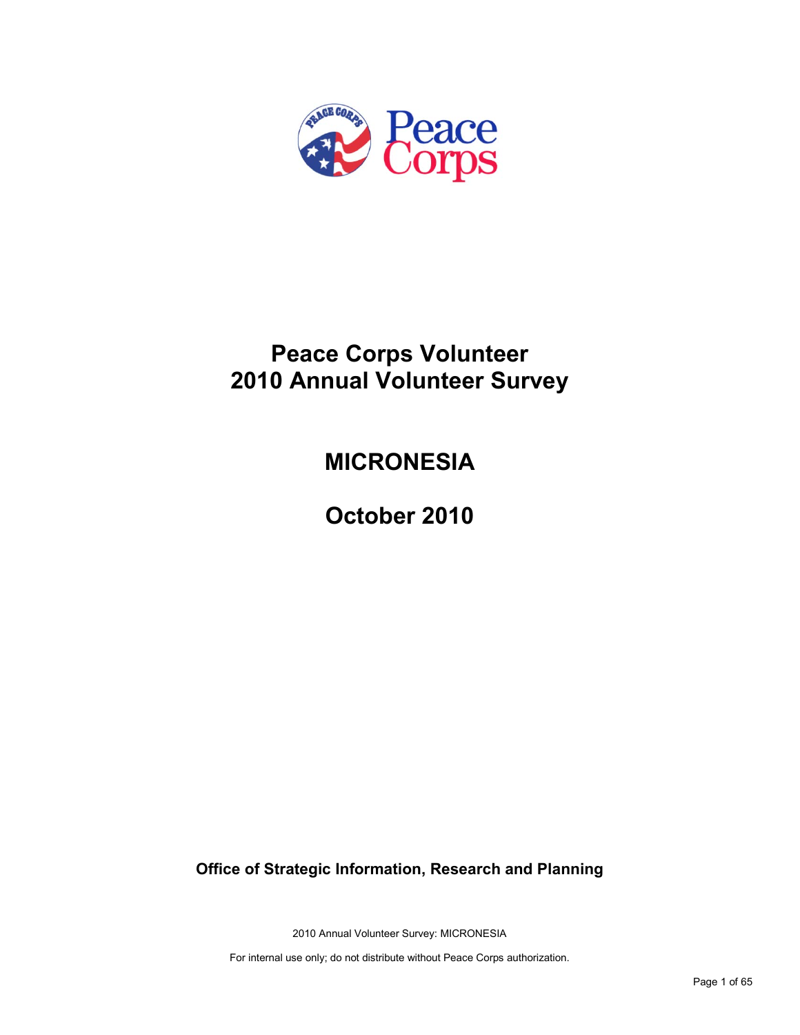# Peace Corps Volunteer 2010 Annual Volunteer Survey

## MICRONESIA

## October 2010

**Office of Strategic Information, Research and Planning**

2010 Annual Volunteer Survey: MICRONESIA

For internal use only; do not distribute without Peace Corps authorization.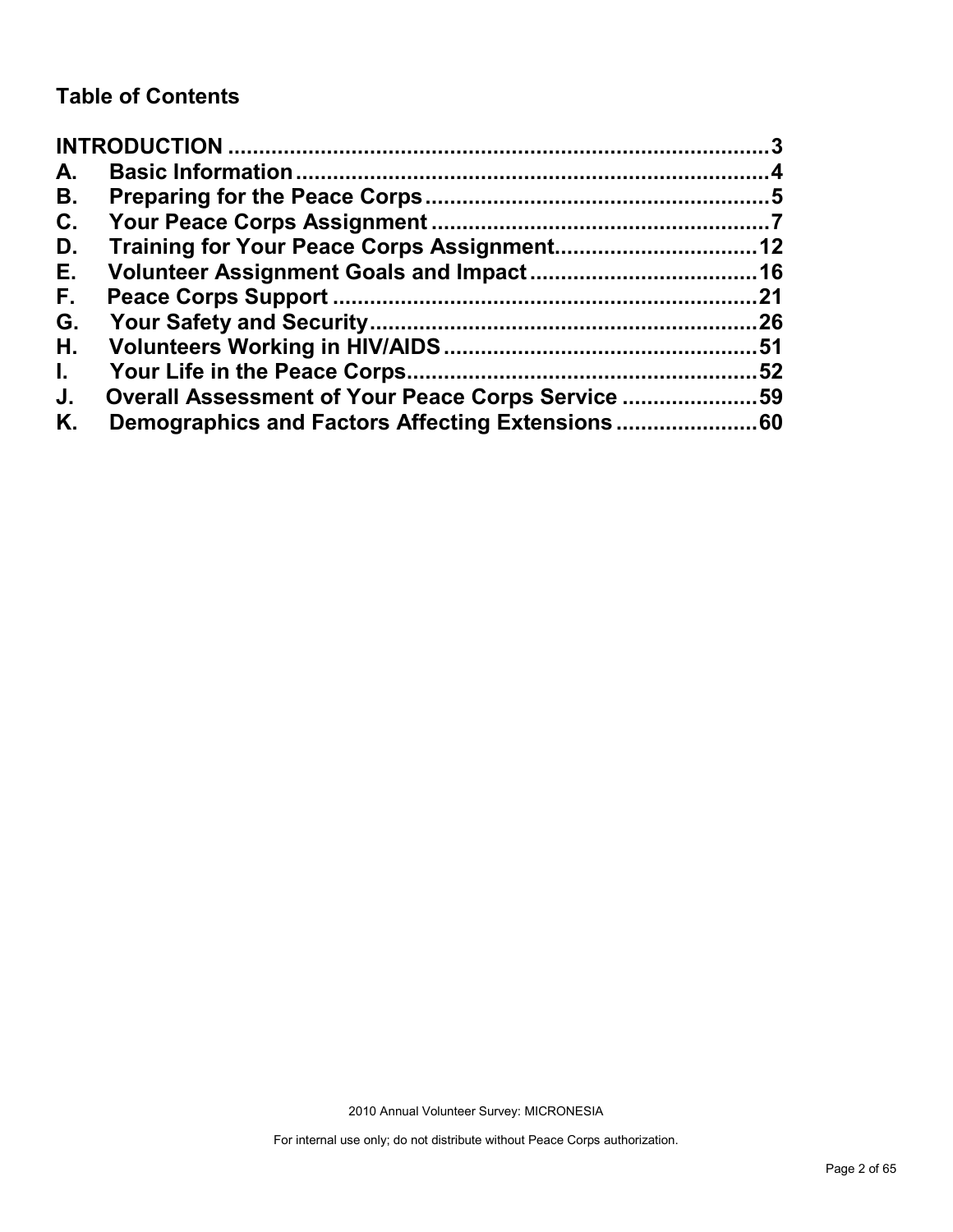## Table of Contents

**INTRODUCTION** ........................................................................ **3**
**A. Basic Information** ............................................................... **4**
**B. Preparing for the Peace Corps** ......................................... **5**
**C. Your Peace Corps Assignment** ........................................ **7**
**D. Training for Your Peace Corps Assignment** ................... **12**
**E. Volunteer Assignment Goals and Impact** ....................... **16**
**F. Peace Corps Support** ...................................................... **21**
**G. Your Safety and Security** ................................................ **26**
**H. Volunteers Working in HIV/AIDS** ................................... **51**
**I. Your Life in the Peace Corps** ........................................... **52**
**J. Overall Assessment of Your Peace Corps Service** ........ **59**
**K. Demographics and Factors Affecting Extensions** .......... **60**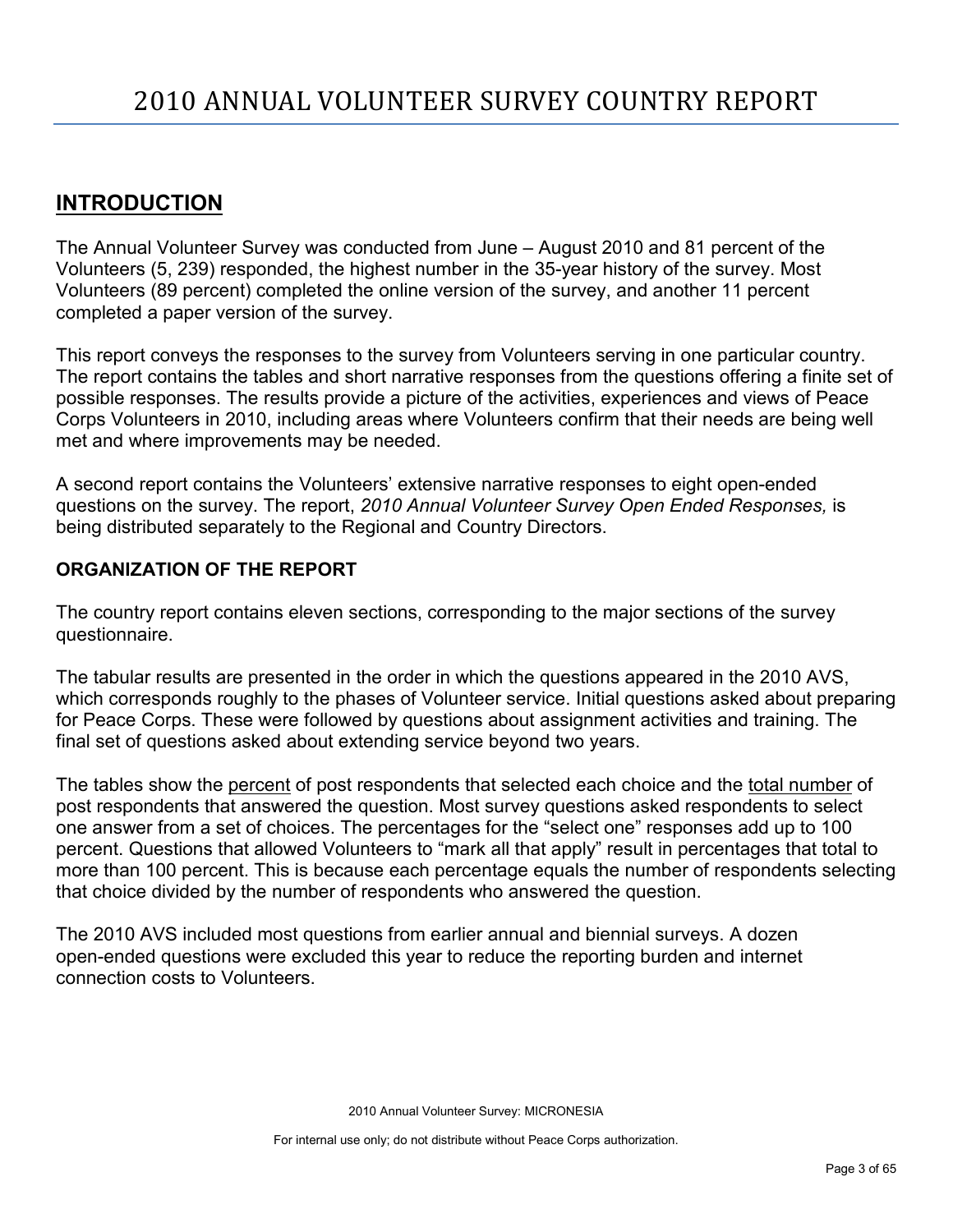# 2010 ANNUAL VOLUNTEER SURVEY COUNTRY REPORT

## INTRODUCTION

The Annual Volunteer Survey was conducted from June – August 2010 and 81 percent of the Volunteers (5, 239) responded, the highest number in the 35-year history of the survey. Most Volunteers (89 percent) completed the online version of the survey, and another 11 percent completed a paper version of the survey.

This report conveys the responses to the survey from Volunteers serving in one particular country. The report contains the tables and short narrative responses from the questions offering a finite set of possible responses. The results provide a picture of the activities, experiences and views of Peace Corps Volunteers in 2010, including areas where Volunteers confirm that their needs are being well met and where improvements may be needed.

A second report contains the Volunteers' extensive narrative responses to eight open-ended questions on the survey. The report, *2010 Annual Volunteer Survey Open Ended Responses,* is being distributed separately to the Regional and Country Directors.

### ORGANIZATION OF THE REPORT

The country report contains eleven sections, corresponding to the major sections of the survey questionnaire.

The tabular results are presented in the order in which the questions appeared in the 2010 AVS, which corresponds roughly to the phases of Volunteer service. Initial questions asked about preparing for Peace Corps. These were followed by questions about assignment activities and training. The final set of questions asked about extending service beyond two years.

The tables show the percent of post respondents that selected each choice and the total number of post respondents that answered the question. Most survey questions asked respondents to select one answer from a set of choices. The percentages for the "select one" responses add up to 100 percent. Questions that allowed Volunteers to "mark all that apply" result in percentages that total to more than 100 percent. This is because each percentage equals the number of respondents selecting that choice divided by the number of respondents who answered the question.

The 2010 AVS included most questions from earlier annual and biennial surveys. A dozen open-ended questions were excluded this year to reduce the reporting burden and internet connection costs to Volunteers.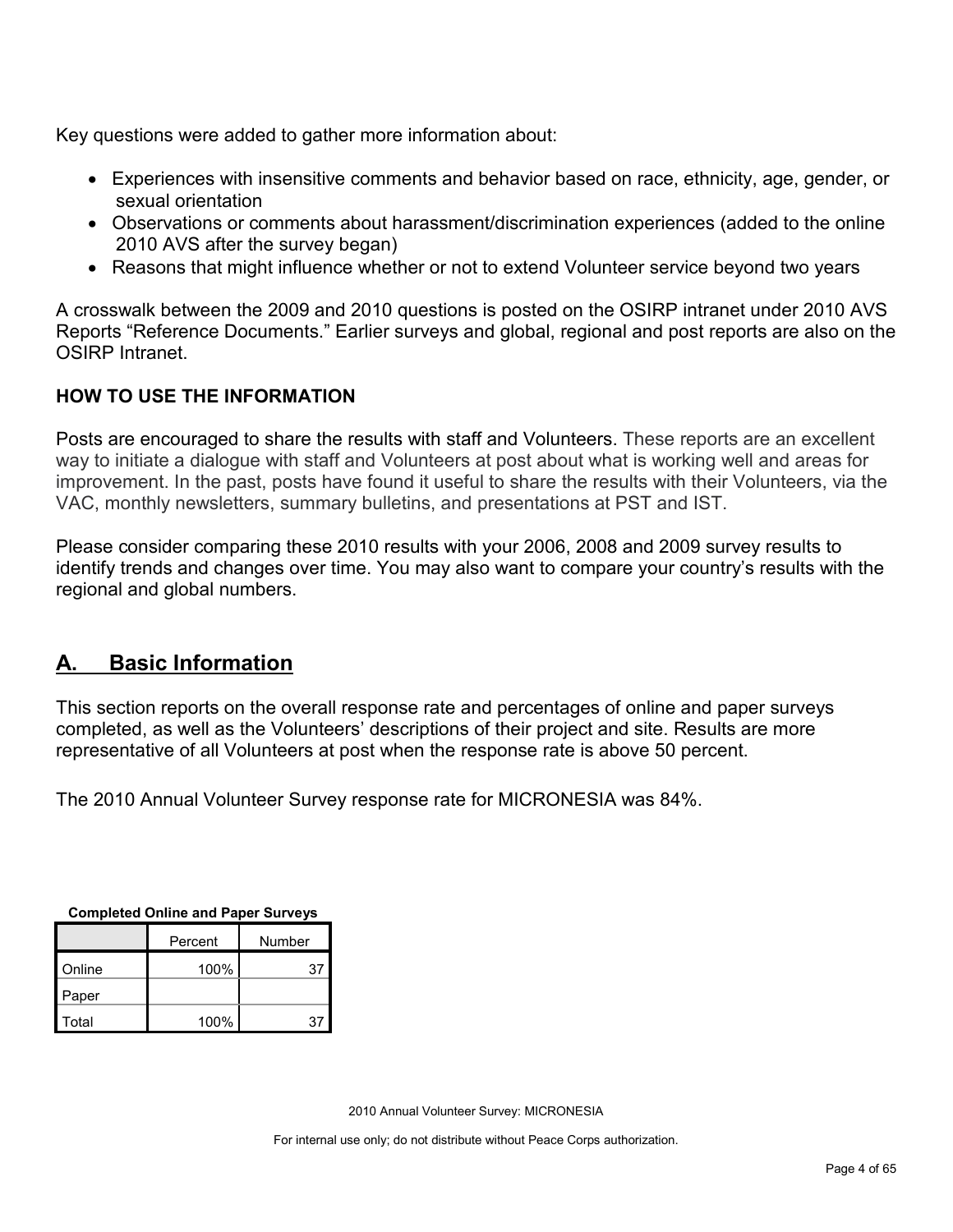Key questions were added to gather more information about:

- Experiences with insensitive comments and behavior based on race, ethnicity, age, gender, or sexual orientation
- Observations or comments about harassment/discrimination experiences (added to the online 2010 AVS after the survey began)
- Reasons that might influence whether or not to extend Volunteer service beyond two years

A crosswalk between the 2009 and 2010 questions is posted on the OSIRP intranet under 2010 AVS Reports "Reference Documents." Earlier surveys and global, regional and post reports are also on the OSIRP Intranet.

**HOW TO USE THE INFORMATION**

Posts are encouraged to share the results with staff and Volunteers. These reports are an excellent way to initiate a dialogue with staff and Volunteers at post about what is working well and areas for improvement. In the past, posts have found it useful to share the results with their Volunteers, via the VAC, monthly newsletters, summary bulletins, and presentations at PST and IST.

Please consider comparing these 2010 results with your 2006, 2008 and 2009 survey results to identify trends and changes over time. You may also want to compare your country's results with the regional and global numbers.

## A. Basic Information

This section reports on the overall response rate and percentages of online and paper surveys completed, as well as the Volunteers' descriptions of their project and site. Results are more representative of all Volunteers at post when the response rate is above 50 percent.

The 2010 Annual Volunteer Survey response rate for MICRONESIA was 84%.

**Completed Online and Paper Surveys**

| | Percent | Number |
|---|---|---|
| Online | 100% | 37 |
| Paper | | |
| Total | 100% | 37 |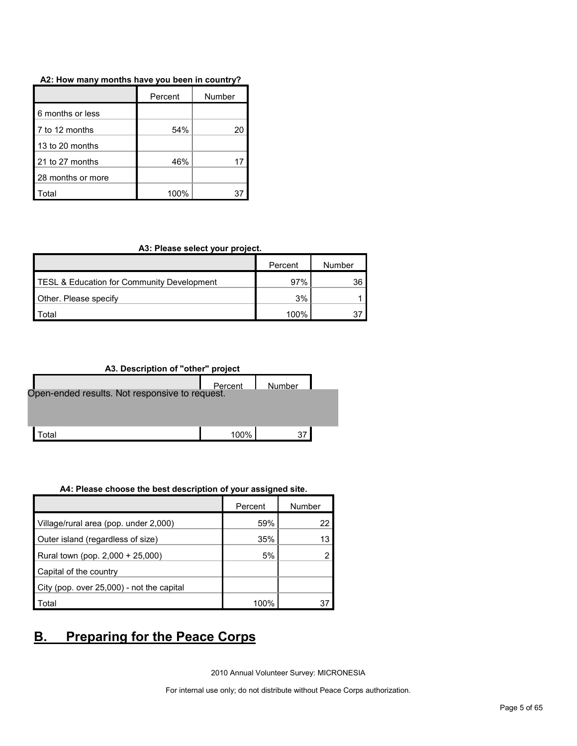**A2: How many months have you been in country?**

| | Percent | Number |
|---|---|---|
| 6 months or less | | |
| 7 to 12 months | 54% | 20 |
| 13 to 20 months | | |
| 21 to 27 months | 46% | 17 |
| 28 months or more | | |
| Total | 100% | 37 |

**A3: Please select your project.**

| | Percent | Number |
|---|---|---|
| TESL & Education for Community Development | 97% | 36 |
| Other. Please specify | 3% | 1 |
| Total | 100% | 37 |

**A3. Description of "other" project**

| | Percent | Number |
|---|---|---|
| Open-ended results. Not responsive to request. | | |
| Total | 100% | 37 |

**A4: Please choose the best description of your assigned site.**

| | Percent | Number |
|---|---|---|
| Village/rural area (pop. under 2,000) | 59% | 22 |
| Outer island (regardless of size) | 35% | 13 |
| Rural town (pop. 2,000 + 25,000) | 5% | 2 |
| Capital of the country | | |
| City (pop. over 25,000) - not the capital | | |
| Total | 100% | 37 |

## B. Preparing for the Peace Corps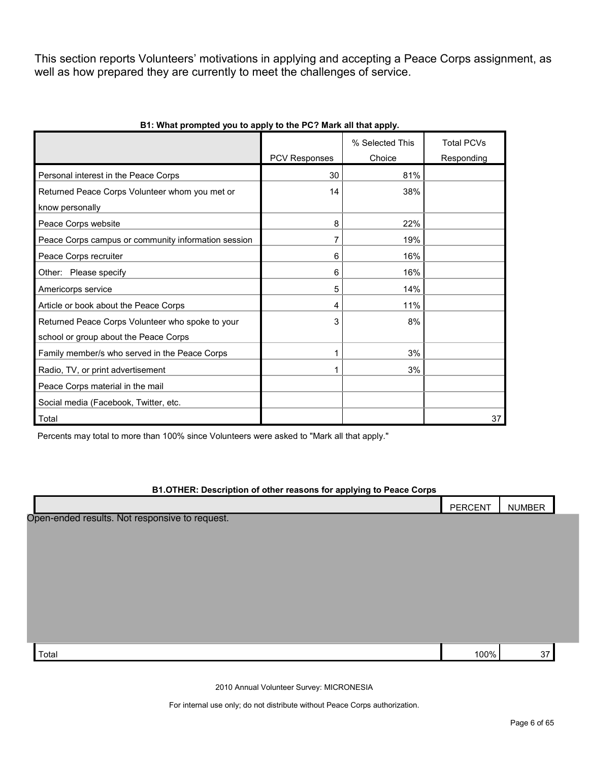This section reports Volunteers' motivations in applying and accepting a Peace Corps assignment, as well as how prepared they are currently to meet the challenges of service.

**B1: What prompted you to apply to the PC? Mark all that apply.**

| | PCV Responses | % Selected This Choice | Total PCVs Responding |
|---|---|---|---|
| Personal interest in the Peace Corps | 30 | 81% | |
| Returned Peace Corps Volunteer whom you met or know personally | 14 | 38% | |
| Peace Corps website | 8 | 22% | |
| Peace Corps campus or community information session | 7 | 19% | |
| Peace Corps recruiter | 6 | 16% | |
| Other: Please specify | 6 | 16% | |
| Americorps service | 5 | 14% | |
| Article or book about the Peace Corps | 4 | 11% | |
| Returned Peace Corps Volunteer who spoke to your school or group about the Peace Corps | 3 | 8% | |
| Family member/s who served in the Peace Corps | 1 | 3% | |
| Radio, TV, or print advertisement | 1 | 3% | |
| Peace Corps material in the mail | | | |
| Social media (Facebook, Twitter, etc. | | | |
| Total | | | 37 |

Percents may total to more than 100% since Volunteers were asked to "Mark all that apply."

**B1.OTHER: Description of other reasons for applying to Peace Corps**

| | PERCENT | NUMBER |
|---|---|---|
| Open-ended results. Not responsive to request. | | |
| Total | 100% | 37 |

2010 Annual Volunteer Survey: MICRONESIA

For internal use only; do not distribute without Peace Corps authorization.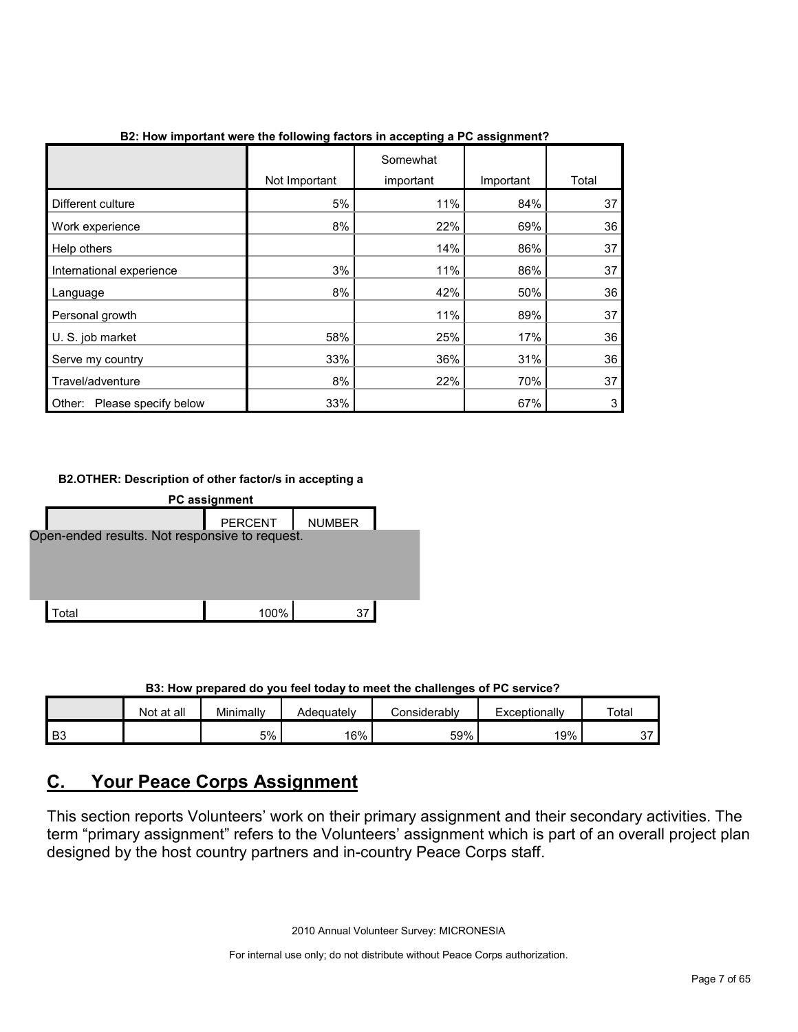**B2: How important were the following factors in accepting a PC assignment?**

| | Not Important | Somewhat important | Important | Total |
|---|---|---|---|---|
| Different culture | 5% | 11% | 84% | 37 |
| Work experience | 8% | 22% | 69% | 36 |
| Help others | | 14% | 86% | 37 |
| International experience | 3% | 11% | 86% | 37 |
| Language | 8% | 42% | 50% | 36 |
| Personal growth | | 11% | 89% | 37 |
| U. S. job market | 58% | 25% | 17% | 36 |
| Serve my country | 33% | 36% | 31% | 36 |
| Travel/adventure | 8% | 22% | 70% | 37 |
| Other: Please specify below | 33% | | 67% | 3 |

**B2.OTHER: Description of other factor/s in accepting a PC assignment**

| | PERCENT | NUMBER |
|---|---|---|
| Open-ended results. Not responsive to request. | | |
| Total | 100% | 37 |

**B3: How prepared do you feel today to meet the challenges of PC service?**

| | Not at all | Minimally | Adequately | Considerably | Exceptionally | Total |
|---|---|---|---|---|---|---|
| B3 | | 5% | 16% | 59% | 19% | 37 |

## C. Your Peace Corps Assignment

This section reports Volunteers' work on their primary assignment and their secondary activities. The term "primary assignment" refers to the Volunteers' assignment which is part of an overall project plan designed by the host country partners and in-country Peace Corps staff.

2010 Annual Volunteer Survey: MICRONESIA

For internal use only; do not distribute without Peace Corps authorization.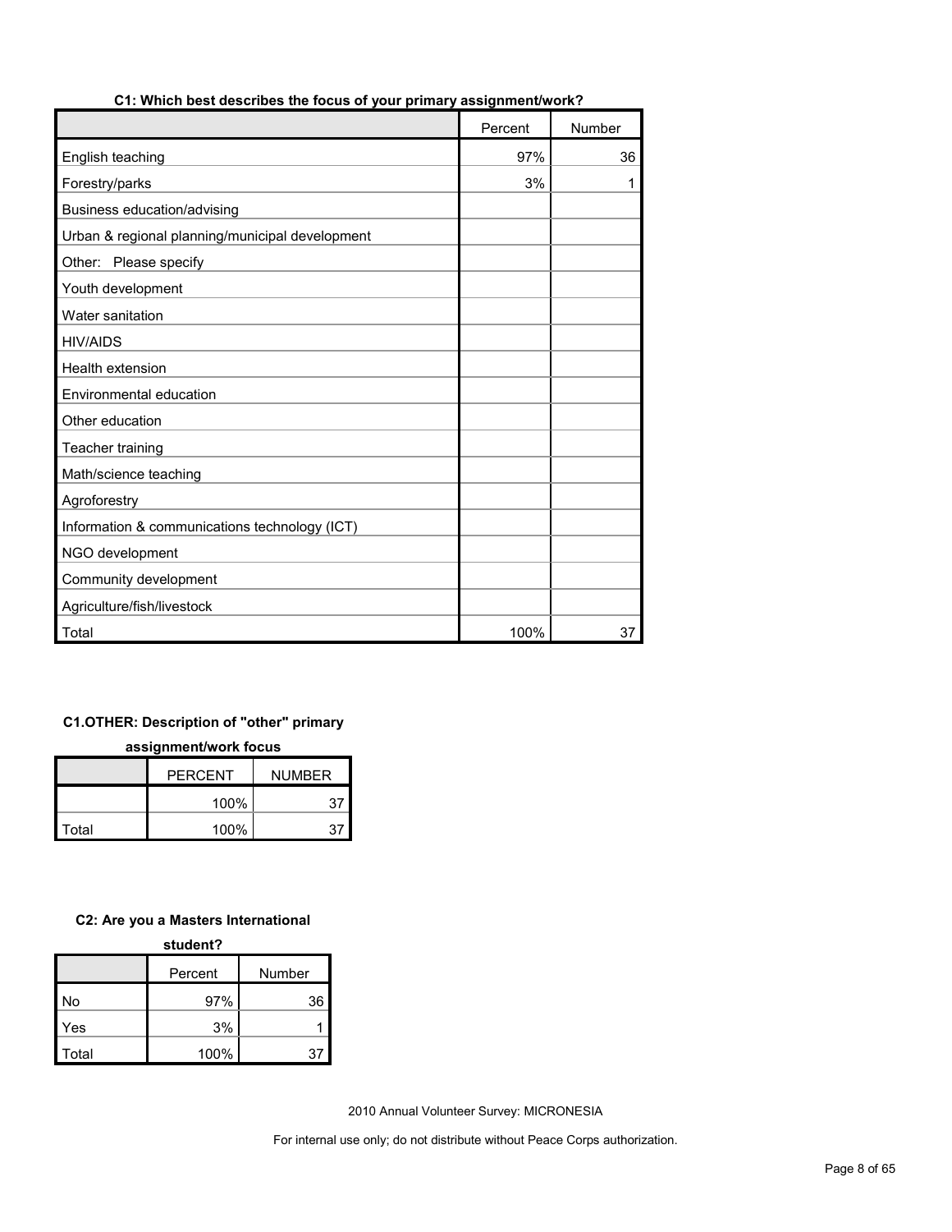**C1: Which best describes the focus of your primary assignment/work?**

| | Percent | Number |
|---|---|---|
| English teaching | 97% | 36 |
| Forestry/parks | 3% | 1 |
| Business education/advising | | |
| Urban & regional planning/municipal development | | |
| Other: Please specify | | |
| Youth development | | |
| Water sanitation | | |
| HIV/AIDS | | |
| Health extension | | |
| Environmental education | | |
| Other education | | |
| Teacher training | | |
| Math/science teaching | | |
| Agroforestry | | |
| Information & communications technology (ICT) | | |
| NGO development | | |
| Community development | | |
| Agriculture/fish/livestock | | |
| Total | 100% | 37 |

**C1.OTHER: Description of "other" primary assignment/work focus**

| | PERCENT | NUMBER |
|---|---|---|
| | 100% | 37 |
| Total | 100% | 37 |

**C2: Are you a Masters International student?**

| | Percent | Number |
|---|---|---|
| No | 97% | 36 |
| Yes | 3% | 1 |
| Total | 100% | 37 |

2010 Annual Volunteer Survey: MICRONESIA

For internal use only; do not distribute without Peace Corps authorization.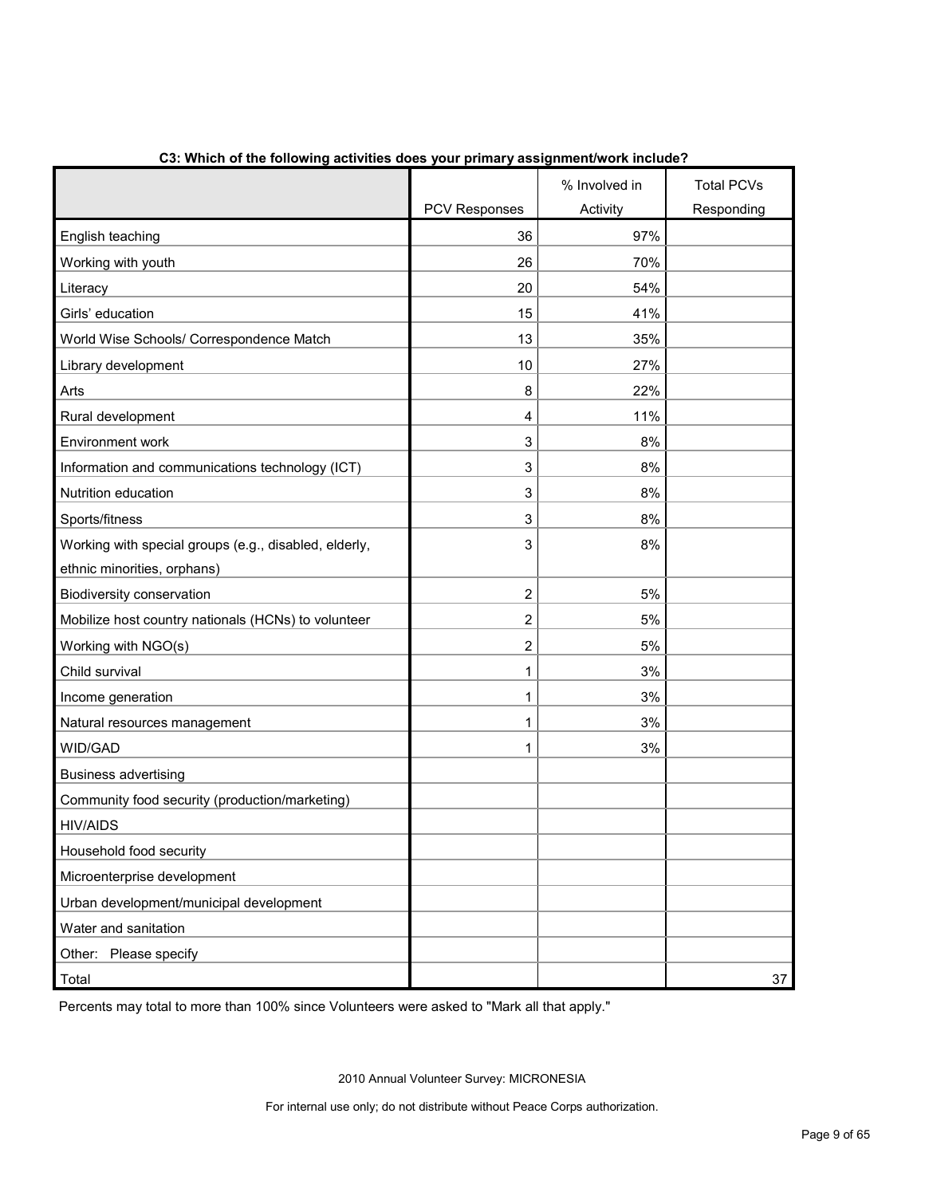**C3: Which of the following activities does your primary assignment/work include?**

| | PCV Responses | % Involved in Activity | Total PCVs Responding |
|---|---|---|---|
| English teaching | 36 | 97% | |
| Working with youth | 26 | 70% | |
| Literacy | 20 | 54% | |
| Girls' education | 15 | 41% | |
| World Wise Schools/ Correspondence Match | 13 | 35% | |
| Library development | 10 | 27% | |
| Arts | 8 | 22% | |
| Rural development | 4 | 11% | |
| Environment work | 3 | 8% | |
| Information and communications technology (ICT) | 3 | 8% | |
| Nutrition education | 3 | 8% | |
| Sports/fitness | 3 | 8% | |
| Working with special groups (e.g., disabled, elderly, ethnic minorities, orphans) | 3 | 8% | |
| Biodiversity conservation | 2 | 5% | |
| Mobilize host country nationals (HCNs) to volunteer | 2 | 5% | |
| Working with NGO(s) | 2 | 5% | |
| Child survival | 1 | 3% | |
| Income generation | 1 | 3% | |
| Natural resources management | 1 | 3% | |
| WID/GAD | 1 | 3% | |
| Business advertising | | | |
| Community food security (production/marketing) | | | |
| HIV/AIDS | | | |
| Household food security | | | |
| Microenterprise development | | | |
| Urban development/municipal development | | | |
| Water and sanitation | | | |
| Other: Please specify | | | |
| Total | | | 37 |

Percents may total to more than 100% since Volunteers were asked to "Mark all that apply."

2010 Annual Volunteer Survey: MICRONESIA

For internal use only; do not distribute without Peace Corps authorization.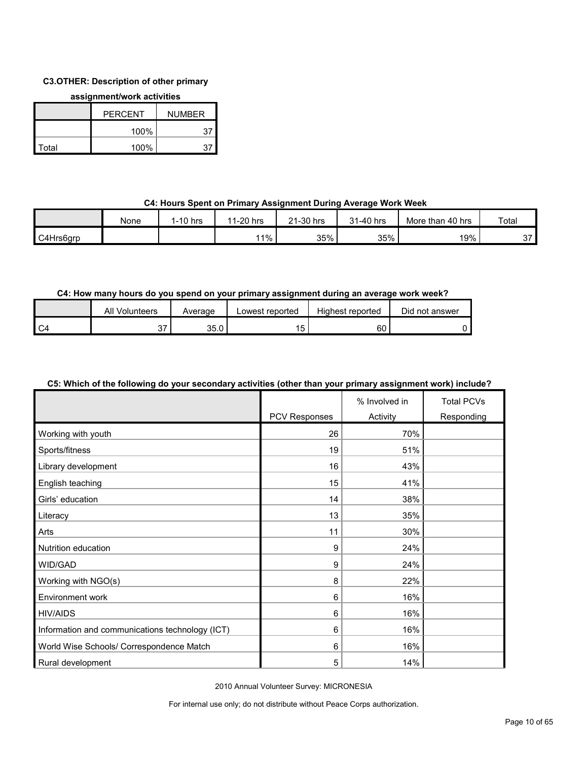**C3.OTHER: Description of other primary assignment/work activities**

| | PERCENT | NUMBER |
|---|---|---|
| | 100% | 37 |
| Total | 100% | 37 |

**C4: Hours Spent on Primary Assignment During Average Work Week**

| | None | 1-10 hrs | 11-20 hrs | 21-30 hrs | 31-40 hrs | More than 40 hrs | Total |
|---|---|---|---|---|---|---|---|
| C4Hrs6grp | | | 11% | 35% | 35% | 19% | 37 |

**C4: How many hours do you spend on your primary assignment during an average work week?**

| | All Volunteers | Average | Lowest reported | Highest reported | Did not answer |
|---|---|---|---|---|---|
| C4 | 37 | 35.0 | 15 | 60 | 0 |

**C5: Which of the following do your secondary activities (other than your primary assignment work) include?**

| | PCV Responses | % Involved in Activity | Total PCVs Responding |
|---|---|---|---|
| Working with youth | 26 | 70% | |
| Sports/fitness | 19 | 51% | |
| Library development | 16 | 43% | |
| English teaching | 15 | 41% | |
| Girls' education | 14 | 38% | |
| Literacy | 13 | 35% | |
| Arts | 11 | 30% | |
| Nutrition education | 9 | 24% | |
| WID/GAD | 9 | 24% | |
| Working with NGO(s) | 8 | 22% | |
| Environment work | 6 | 16% | |
| HIV/AIDS | 6 | 16% | |
| Information and communications technology (ICT) | 6 | 16% | |
| World Wise Schools/ Correspondence Match | 6 | 16% | |
| Rural development | 5 | 14% | |

2010 Annual Volunteer Survey: MICRONESIA

For internal use only; do not distribute without Peace Corps authorization.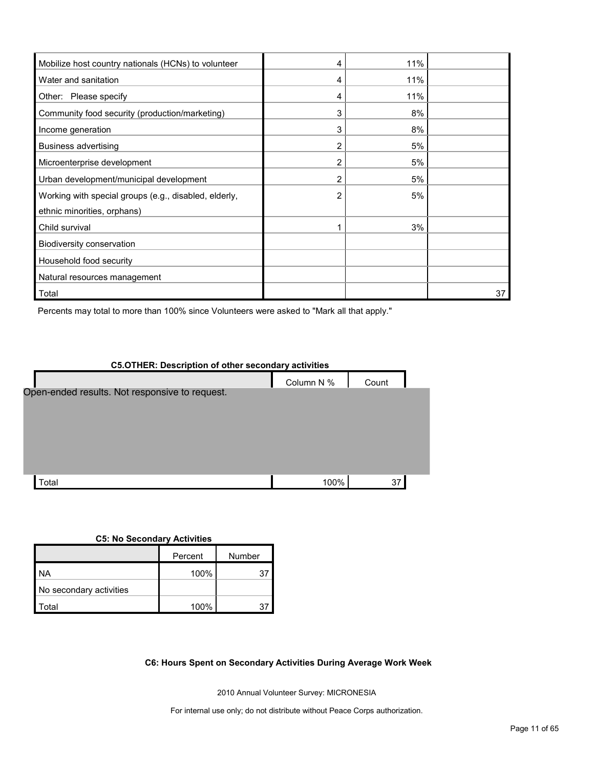| | | | |
|---|---|---|---|
| Mobilize host country nationals (HCNs) to volunteer | 4 | 11% | |
| Water and sanitation | 4 | 11% | |
| Other: Please specify | 4 | 11% | |
| Community food security (production/marketing) | 3 | 8% | |
| Income generation | 3 | 8% | |
| Business advertising | 2 | 5% | |
| Microenterprise development | 2 | 5% | |
| Urban development/municipal development | 2 | 5% | |
| Working with special groups (e.g., disabled, elderly, ethnic minorities, orphans) | 2 | 5% | |
| Child survival | 1 | 3% | |
| Biodiversity conservation | | | |
| Household food security | | | |
| Natural resources management | | | |
| Total | | | 37 |

Percents may total to more than 100% since Volunteers were asked to "Mark all that apply."

**C5.OTHER: Description of other secondary activities**

| | Column N % | Count |
|---|---|---|
| Open-ended results. Not responsive to request. | | |
| Total | 100% | 37 |

**C5: No Secondary Activities**

| | Percent | Number |
|---|---|---|
| NA | 100% | 37 |
| No secondary activities | | |
| Total | 100% | 37 |

**C6: Hours Spent on Secondary Activities During Average Work Week**

2010 Annual Volunteer Survey: MICRONESIA

For internal use only; do not distribute without Peace Corps authorization.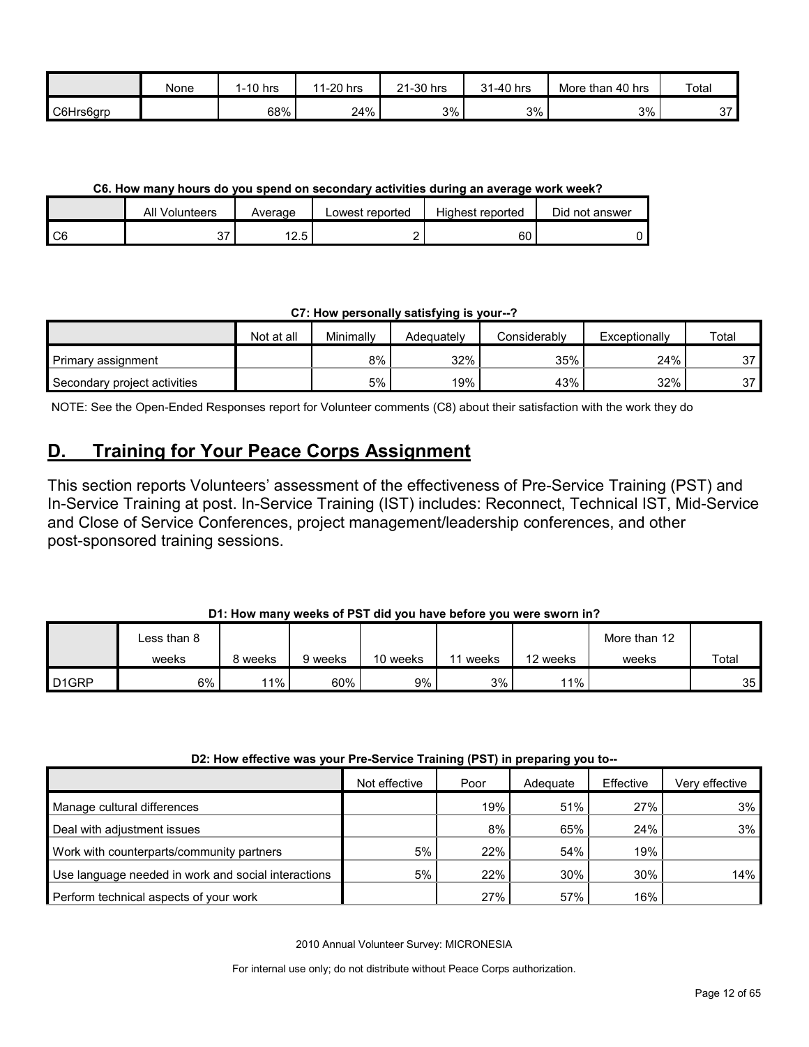|  | None | 1-10 hrs | 11-20 hrs | 21-30 hrs | 31-40 hrs | More than 40 hrs | Total |
| --- | --- | --- | --- | --- | --- | --- | --- |
| C6Hrs6grp |  | 68% | 24% | 3% | 3% | 3% | 37 |

**C6. How many hours do you spend on secondary activities during an average work week?**

|  | All Volunteers | Average | Lowest reported | Highest reported | Did not answer |
| --- | --- | --- | --- | --- | --- |
| C6 | 37 | 12.5 | 2 | 60 | 0 |

**C7: How personally satisfying is your--?**

|  | Not at all | Minimally | Adequately | Considerably | Exceptionally | Total |
| --- | --- | --- | --- | --- | --- | --- |
| Primary assignment |  | 8% | 32% | 35% | 24% | 37 |
| Secondary project activities |  | 5% | 19% | 43% | 32% | 37 |

NOTE: See the Open-Ended Responses report for Volunteer comments (C8) about their satisfaction with the work they do

## D. Training for Your Peace Corps Assignment

This section reports Volunteers' assessment of the effectiveness of Pre-Service Training (PST) and In-Service Training at post. In-Service Training (IST) includes: Reconnect, Technical IST, Mid-Service and Close of Service Conferences, project management/leadership conferences, and other post-sponsored training sessions.

**D1: How many weeks of PST did you have before you were sworn in?**

|  | Less than 8 weeks | 8 weeks | 9 weeks | 10 weeks | 11 weeks | 12 weeks | More than 12 weeks | Total |
| --- | --- | --- | --- | --- | --- | --- | --- | --- |
| D1GRP | 6% | 11% | 60% | 9% | 3% | 11% |  | 35 |

**D2: How effective was your Pre-Service Training (PST) in preparing you to--**

|  | Not effective | Poor | Adequate | Effective | Very effective |
| --- | --- | --- | --- | --- | --- |
| Manage cultural differences |  | 19% | 51% | 27% | 3% |
| Deal with adjustment issues |  | 8% | 65% | 24% | 3% |
| Work with counterparts/community partners | 5% | 22% | 54% | 19% |  |
| Use language needed in work and social interactions | 5% | 22% | 30% | 30% | 14% |
| Perform technical aspects of your work |  | 27% | 57% | 16% |  |

2010 Annual Volunteer Survey: MICRONESIA

For internal use only; do not distribute without Peace Corps authorization.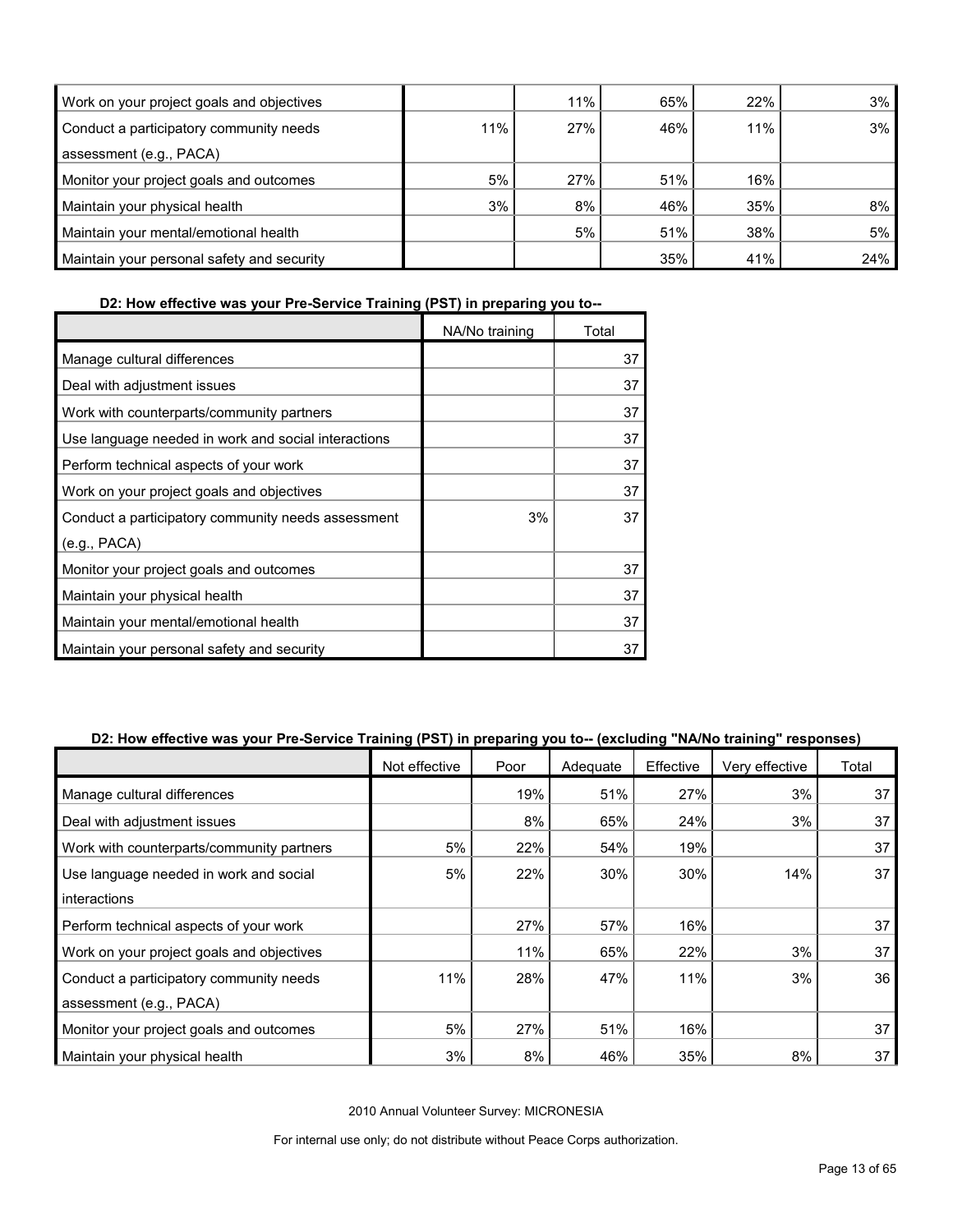| | | | | | |
|---|---|---|---|---|---|
| Work on your project goals and objectives | | 11% | 65% | 22% | 3% |
| Conduct a participatory community needs assessment (e.g., PACA) | 11% | 27% | 46% | 11% | 3% |
| Monitor your project goals and outcomes | 5% | 27% | 51% | 16% | |
| Maintain your physical health | 3% | 8% | 46% | 35% | 8% |
| Maintain your mental/emotional health | | 5% | 51% | 38% | 5% |
| Maintain your personal safety and security | | | 35% | 41% | 24% |

**D2: How effective was your Pre-Service Training (PST) in preparing you to--**

| | NA/No training | Total |
|---|---|---|
| Manage cultural differences | | 37 |
| Deal with adjustment issues | | 37 |
| Work with counterparts/community partners | | 37 |
| Use language needed in work and social interactions | | 37 |
| Perform technical aspects of your work | | 37 |
| Work on your project goals and objectives | | 37 |
| Conduct a participatory community needs assessment (e.g., PACA) | 3% | 37 |
| Monitor your project goals and outcomes | | 37 |
| Maintain your physical health | | 37 |
| Maintain your mental/emotional health | | 37 |
| Maintain your personal safety and security | | 37 |

**D2: How effective was your Pre-Service Training (PST) in preparing you to-- (excluding "NA/No training" responses)**

| | Not effective | Poor | Adequate | Effective | Very effective | Total |
|---|---|---|---|---|---|---|
| Manage cultural differences | | 19% | 51% | 27% | 3% | 37 |
| Deal with adjustment issues | | 8% | 65% | 24% | 3% | 37 |
| Work with counterparts/community partners | 5% | 22% | 54% | 19% | | 37 |
| Use language needed in work and social interactions | 5% | 22% | 30% | 30% | 14% | 37 |
| Perform technical aspects of your work | | 27% | 57% | 16% | | 37 |
| Work on your project goals and objectives | | 11% | 65% | 22% | 3% | 37 |
| Conduct a participatory community needs assessment (e.g., PACA) | 11% | 28% | 47% | 11% | 3% | 36 |
| Monitor your project goals and outcomes | 5% | 27% | 51% | 16% | | 37 |
| Maintain your physical health | 3% | 8% | 46% | 35% | 8% | 37 |

2010 Annual Volunteer Survey: MICRONESIA

For internal use only; do not distribute without Peace Corps authorization.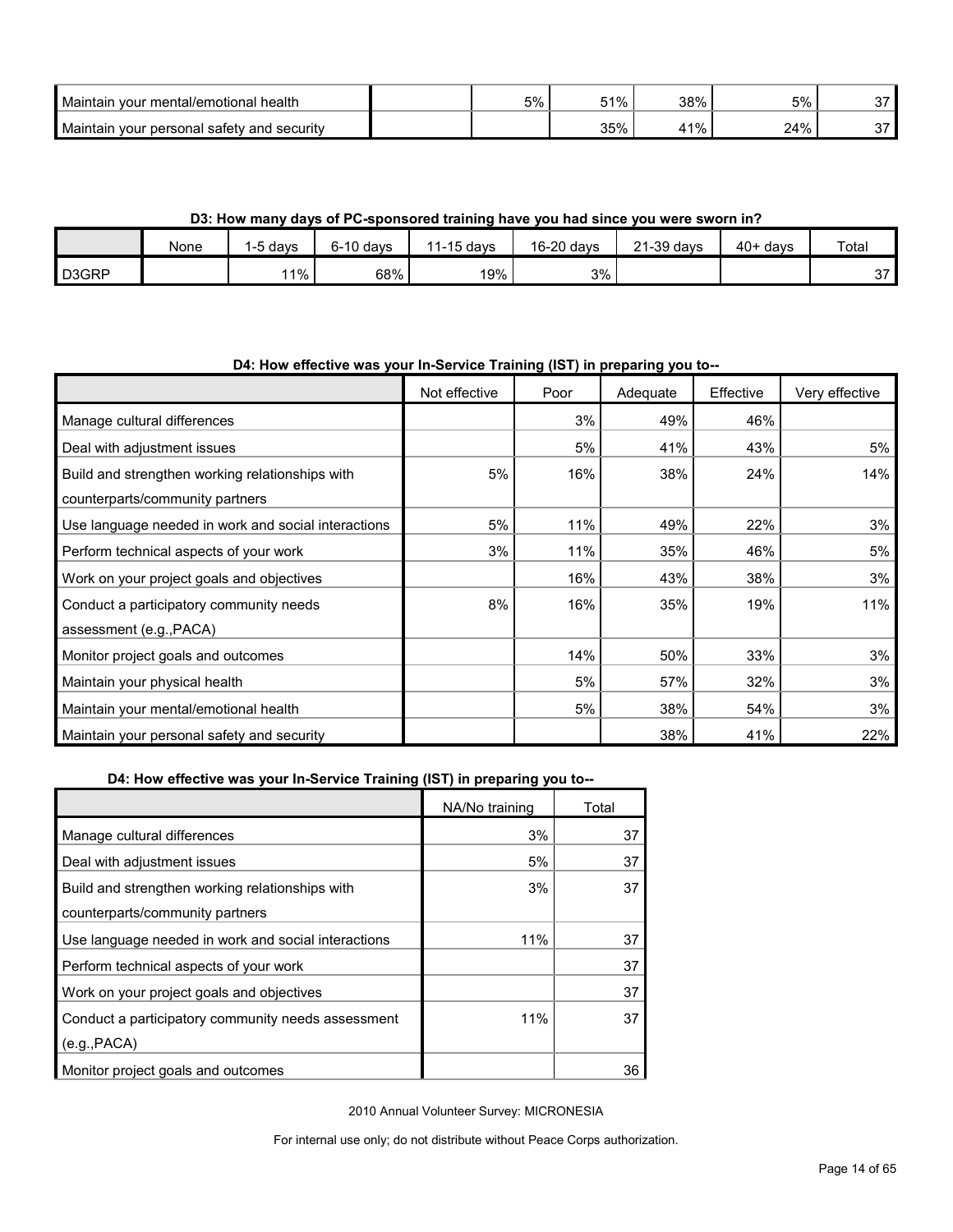| | | | | | | |
|---|---|---|---|---|---|---|
| Maintain your mental/emotional health | | 5% | 51% | 38% | 5% | 37 |
| Maintain your personal safety and security | | | 35% | 41% | 24% | 37 |

**D3: How many days of PC-sponsored training have you had since you were sworn in?**

| | None | 1-5 days | 6-10 days | 11-15 days | 16-20 days | 21-39 days | 40+ days | Total |
|---|---|---|---|---|---|---|---|---|
| D3GRP | | 11% | 68% | 19% | 3% | | | 37 |

**D4: How effective was your In-Service Training (IST) in preparing you to--**

| | Not effective | Poor | Adequate | Effective | Very effective |
|---|---|---|---|---|---|
| Manage cultural differences | | 3% | 49% | 46% | |
| Deal with adjustment issues | | 5% | 41% | 43% | 5% |
| Build and strengthen working relationships with counterparts/community partners | 5% | 16% | 38% | 24% | 14% |
| Use language needed in work and social interactions | 5% | 11% | 49% | 22% | 3% |
| Perform technical aspects of your work | 3% | 11% | 35% | 46% | 5% |
| Work on your project goals and objectives | | 16% | 43% | 38% | 3% |
| Conduct a participatory community needs assessment (e.g.,PACA) | 8% | 16% | 35% | 19% | 11% |
| Monitor project goals and outcomes | | 14% | 50% | 33% | 3% |
| Maintain your physical health | | 5% | 57% | 32% | 3% |
| Maintain your mental/emotional health | | 5% | 38% | 54% | 3% |
| Maintain your personal safety and security | | | 38% | 41% | 22% |

**D4: How effective was your In-Service Training (IST) in preparing you to--**

| | NA/No training | Total |
|---|---|---|
| Manage cultural differences | 3% | 37 |
| Deal with adjustment issues | 5% | 37 |
| Build and strengthen working relationships with counterparts/community partners | 3% | 37 |
| Use language needed in work and social interactions | 11% | 37 |
| Perform technical aspects of your work | | 37 |
| Work on your project goals and objectives | | 37 |
| Conduct a participatory community needs assessment (e.g.,PACA) | 11% | 37 |
| Monitor project goals and outcomes | | 36 |

2010 Annual Volunteer Survey: MICRONESIA

For internal use only; do not distribute without Peace Corps authorization.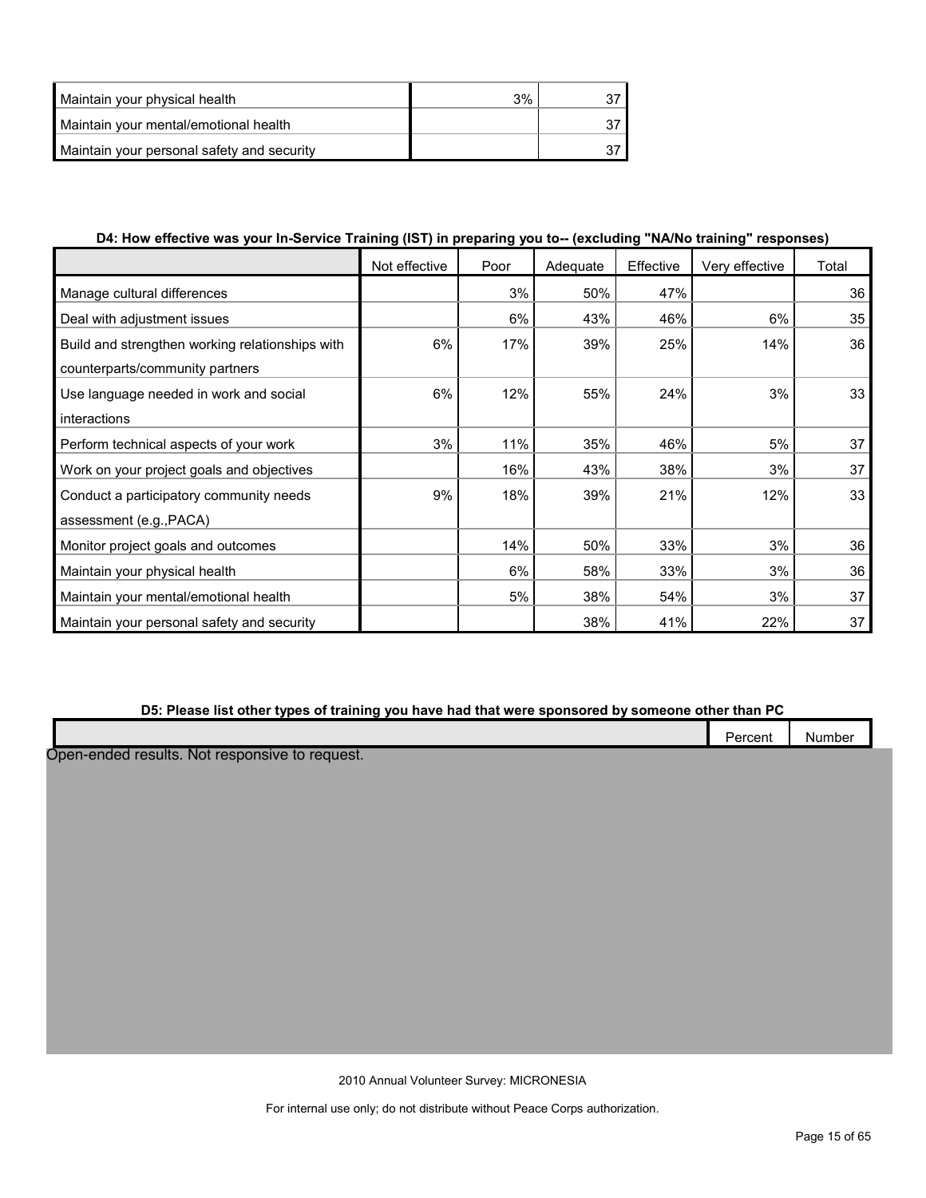| | | |
|---|---|---|
| Maintain your physical health | 3% | 37 |
| Maintain your mental/emotional health | | 37 |
| Maintain your personal safety and security | | 37 |

**D4: How effective was your In-Service Training (IST) in preparing you to-- (excluding "NA/No training" responses)**

| | Not effective | Poor | Adequate | Effective | Very effective | Total |
|---|---|---|---|---|---|---|
| Manage cultural differences | | 3% | 50% | 47% | | 36 |
| Deal with adjustment issues | | 6% | 43% | 46% | 6% | 35 |
| Build and strengthen working relationships with counterparts/community partners | 6% | 17% | 39% | 25% | 14% | 36 |
| Use language needed in work and social interactions | 6% | 12% | 55% | 24% | 3% | 33 |
| Perform technical aspects of your work | 3% | 11% | 35% | 46% | 5% | 37 |
| Work on your project goals and objectives | | 16% | 43% | 38% | 3% | 37 |
| Conduct a participatory community needs assessment (e.g.,PACA) | 9% | 18% | 39% | 21% | 12% | 33 |
| Monitor project goals and outcomes | | 14% | 50% | 33% | 3% | 36 |
| Maintain your physical health | | 6% | 58% | 33% | 3% | 36 |
| Maintain your mental/emotional health | | 5% | 38% | 54% | 3% | 37 |
| Maintain your personal safety and security | | | 38% | 41% | 22% | 37 |

**D5: Please list other types of training you have had that were sponsored by someone other than PC**

| | Percent | Number |
|---|---|---|

Open-ended results. Not responsive to request.

2010 Annual Volunteer Survey: MICRONESIA

For internal use only; do not distribute without Peace Corps authorization.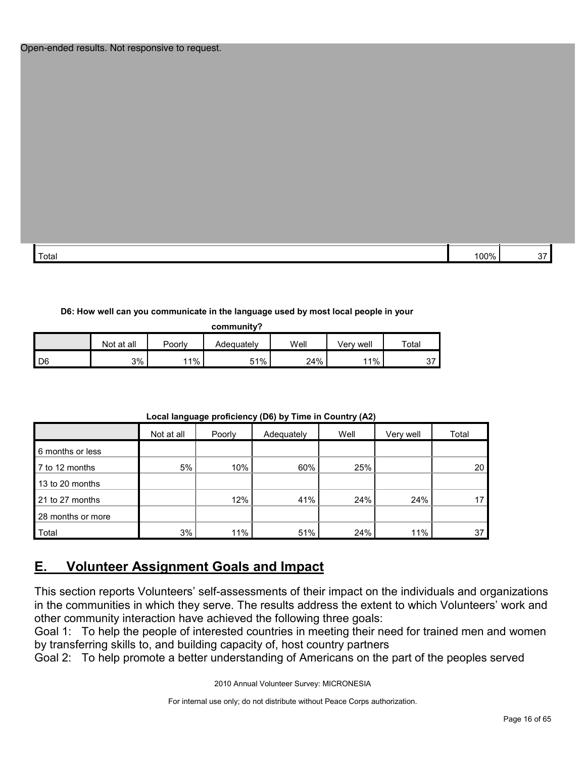Open-ended results. Not responsive to request.

| | | |
|---|---|---|
| Total | 100% | 37 |

**D6: How well can you communicate in the language used by most local people in your community?**

| | Not at all | Poorly | Adequately | Well | Very well | Total |
|---|---|---|---|---|---|---|
| D6 | 3% | 11% | 51% | 24% | 11% | 37 |

**Local language proficiency (D6) by Time in Country (A2)**

| | Not at all | Poorly | Adequately | Well | Very well | Total |
|---|---|---|---|---|---|---|
| 6 months or less | | | | | | |
| 7 to 12 months | 5% | 10% | 60% | 25% | | 20 |
| 13 to 20 months | | | | | | |
| 21 to 27 months | | 12% | 41% | 24% | 24% | 17 |
| 28 months or more | | | | | | |
| Total | 3% | 11% | 51% | 24% | 11% | 37 |

## E. Volunteer Assignment Goals and Impact

This section reports Volunteers' self-assessments of their impact on the individuals and organizations in the communities in which they serve. The results address the extent to which Volunteers' work and other community interaction have achieved the following three goals:

Goal 1: To help the people of interested countries in meeting their need for trained men and women by transferring skills to, and building capacity of, host country partners

Goal 2: To help promote a better understanding of Americans on the part of the peoples served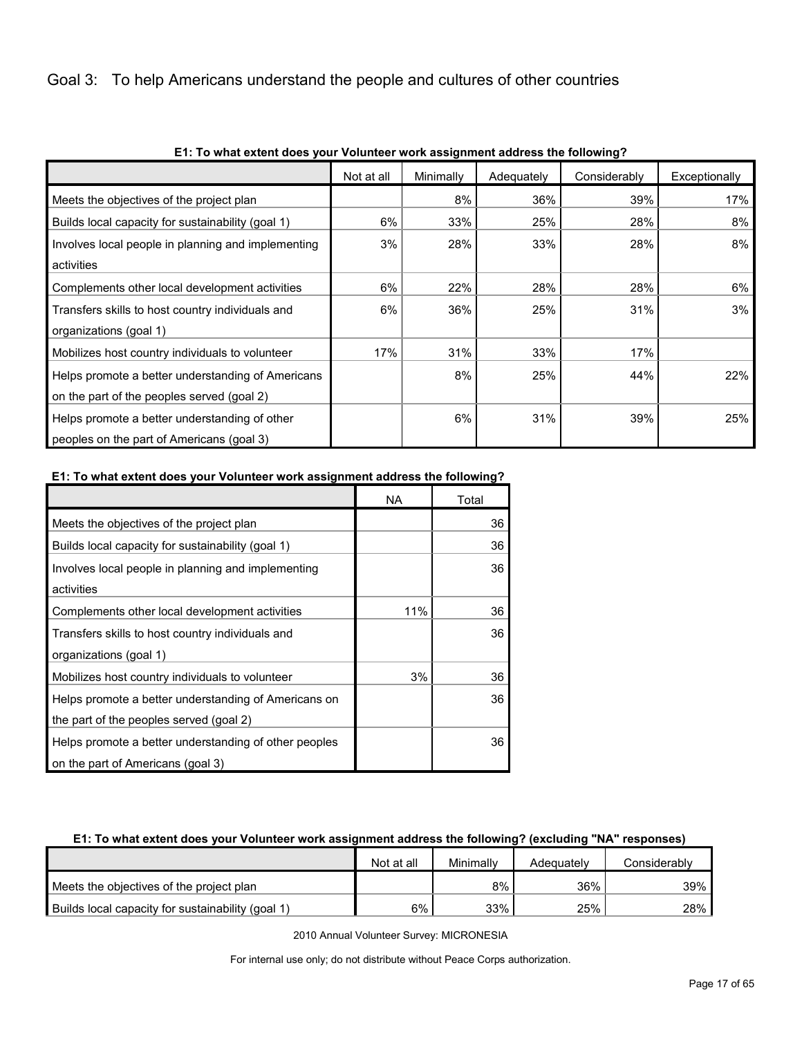## Goal 3: To help Americans understand the people and cultures of other countries

**E1: To what extent does your Volunteer work assignment address the following?**

| | Not at all | Minimally | Adequately | Considerably | Exceptionally |
|---|---|---|---|---|---|
| Meets the objectives of the project plan | | 8% | 36% | 39% | 17% |
| Builds local capacity for sustainability (goal 1) | 6% | 33% | 25% | 28% | 8% |
| Involves local people in planning and implementing activities | 3% | 28% | 33% | 28% | 8% |
| Complements other local development activities | 6% | 22% | 28% | 28% | 6% |
| Transfers skills to host country individuals and organizations (goal 1) | 6% | 36% | 25% | 31% | 3% |
| Mobilizes host country individuals to volunteer | 17% | 31% | 33% | 17% | |
| Helps promote a better understanding of Americans on the part of the peoples served (goal 2) | | 8% | 25% | 44% | 22% |
| Helps promote a better understanding of other peoples on the part of Americans (goal 3) | | 6% | 31% | 39% | 25% |

**E1: To what extent does your Volunteer work assignment address the following?**

| | NA | Total |
|---|---|---|
| Meets the objectives of the project plan | | 36 |
| Builds local capacity for sustainability (goal 1) | | 36 |
| Involves local people in planning and implementing activities | | 36 |
| Complements other local development activities | 11% | 36 |
| Transfers skills to host country individuals and organizations (goal 1) | | 36 |
| Mobilizes host country individuals to volunteer | 3% | 36 |
| Helps promote a better understanding of Americans on the part of the peoples served (goal 2) | | 36 |
| Helps promote a better understanding of other peoples on the part of Americans (goal 3) | | 36 |

**E1: To what extent does your Volunteer work assignment address the following? (excluding "NA" responses)**

| | Not at all | Minimally | Adequately | Considerably |
|---|---|---|---|---|
| Meets the objectives of the project plan | | 8% | 36% | 39% |
| Builds local capacity for sustainability (goal 1) | 6% | 33% | 25% | 28% |

2010 Annual Volunteer Survey: MICRONESIA

For internal use only; do not distribute without Peace Corps authorization.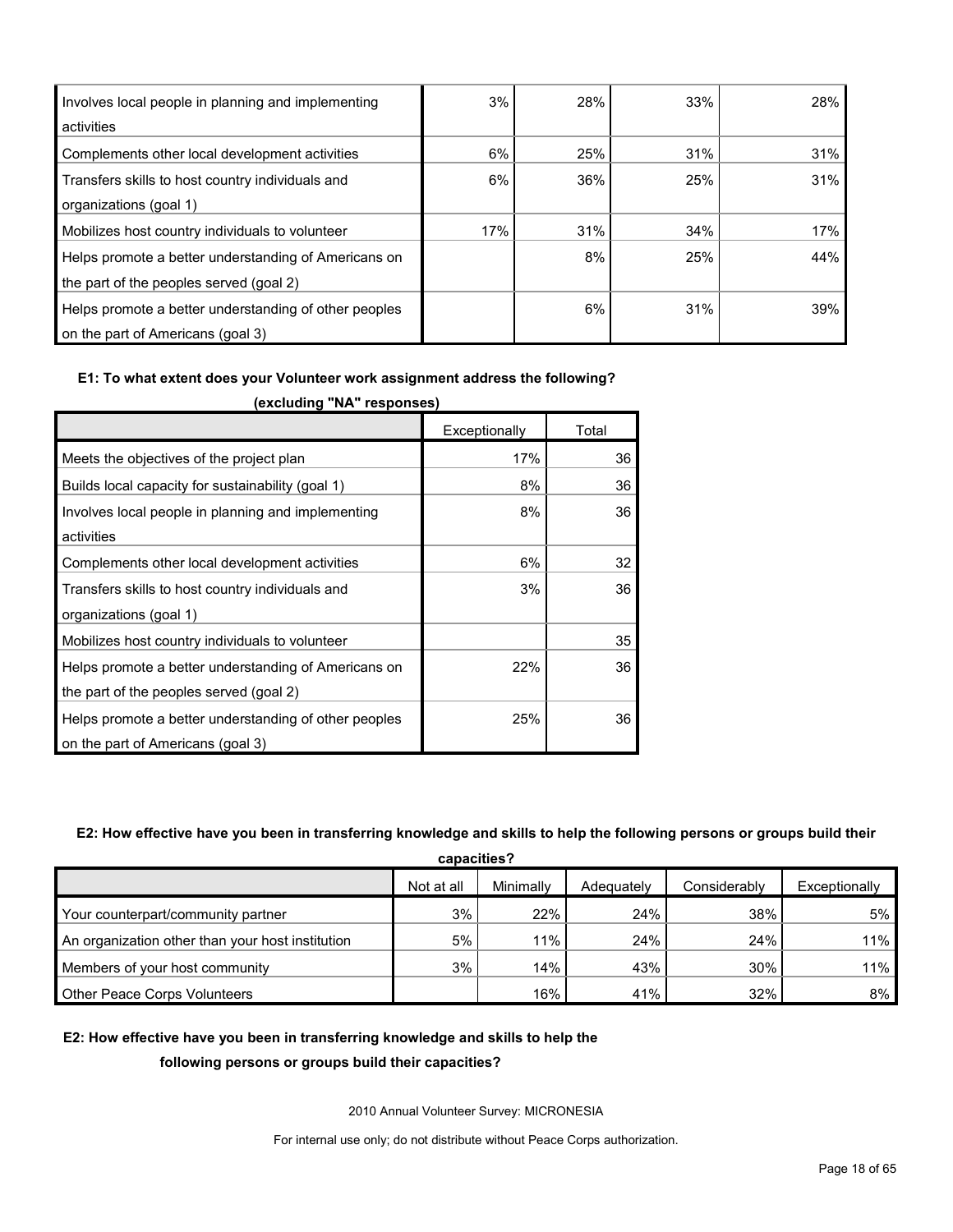| | | | | |
|---|---|---|---|---|
| Involves local people in planning and implementing activities | 3% | 28% | 33% | 28% |
| Complements other local development activities | 6% | 25% | 31% | 31% |
| Transfers skills to host country individuals and organizations (goal 1) | 6% | 36% | 25% | 31% |
| Mobilizes host country individuals to volunteer | 17% | 31% | 34% | 17% |
| Helps promote a better understanding of Americans on the part of the peoples served (goal 2) | | 8% | 25% | 44% |
| Helps promote a better understanding of other peoples on the part of Americans (goal 3) | | 6% | 31% | 39% |

**E1: To what extent does your Volunteer work assignment address the following? (excluding "NA" responses)**

| | Exceptionally | Total |
|---|---|---|
| Meets the objectives of the project plan | 17% | 36 |
| Builds local capacity for sustainability (goal 1) | 8% | 36 |
| Involves local people in planning and implementing activities | 8% | 36 |
| Complements other local development activities | 6% | 32 |
| Transfers skills to host country individuals and organizations (goal 1) | 3% | 36 |
| Mobilizes host country individuals to volunteer | | 35 |
| Helps promote a better understanding of Americans on the part of the peoples served (goal 2) | 22% | 36 |
| Helps promote a better understanding of other peoples on the part of Americans (goal 3) | 25% | 36 |

**E2: How effective have you been in transferring knowledge and skills to help the following persons or groups build their capacities?**

| | Not at all | Minimally | Adequately | Considerably | Exceptionally |
|---|---|---|---|---|---|
| Your counterpart/community partner | 3% | 22% | 24% | 38% | 5% |
| An organization other than your host institution | 5% | 11% | 24% | 24% | 11% |
| Members of your host community | 3% | 14% | 43% | 30% | 11% |
| Other Peace Corps Volunteers | | 16% | 41% | 32% | 8% |

**E2: How effective have you been in transferring knowledge and skills to help the following persons or groups build their capacities?**

2010 Annual Volunteer Survey: MICRONESIA

For internal use only; do not distribute without Peace Corps authorization.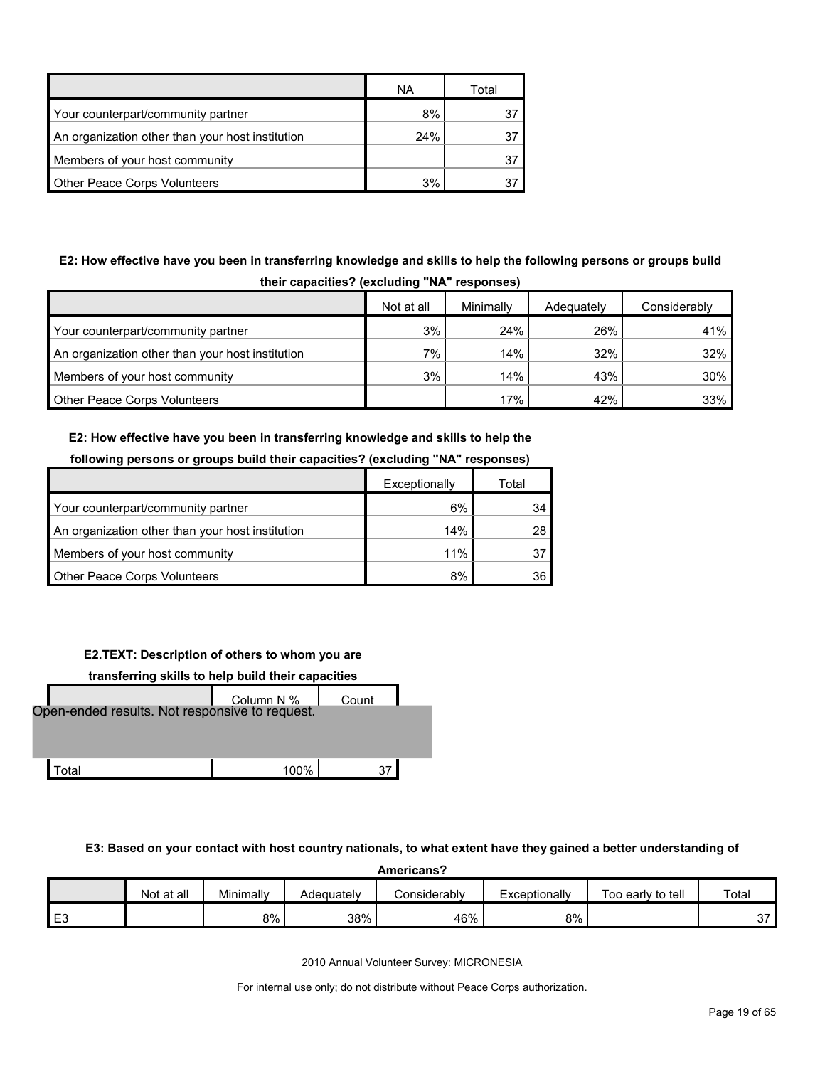| | NA | Total |
|---|---|---|
| Your counterpart/community partner | 8% | 37 |
| An organization other than your host institution | 24% | 37 |
| Members of your host community | | 37 |
| Other Peace Corps Volunteers | 3% | 37 |

**E2: How effective have you been in transferring knowledge and skills to help the following persons or groups build their capacities? (excluding "NA" responses)**

| | Not at all | Minimally | Adequately | Considerably |
|---|---|---|---|---|
| Your counterpart/community partner | 3% | 24% | 26% | 41% |
| An organization other than your host institution | 7% | 14% | 32% | 32% |
| Members of your host community | 3% | 14% | 43% | 30% |
| Other Peace Corps Volunteers | | 17% | 42% | 33% |

**E2: How effective have you been in transferring knowledge and skills to help the following persons or groups build their capacities? (excluding "NA" responses)**

| | Exceptionally | Total |
|---|---|---|
| Your counterpart/community partner | 6% | 34 |
| An organization other than your host institution | 14% | 28 |
| Members of your host community | 11% | 37 |
| Other Peace Corps Volunteers | 8% | 36 |

**E2.TEXT: Description of others to whom you are transferring skills to help build their capacities**

| | Column N % | Count |
|---|---|---|
| Open-ended results. Not responsive to request. | | |
| Total | 100% | 37 |

**E3: Based on your contact with host country nationals, to what extent have they gained a better understanding of Americans?**

| | Not at all | Minimally | Adequately | Considerably | Exceptionally | Too early to tell | Total |
|---|---|---|---|---|---|---|---|
| E3 | | 8% | 38% | 46% | 8% | | 37 |

2010 Annual Volunteer Survey: MICRONESIA

For internal use only; do not distribute without Peace Corps authorization.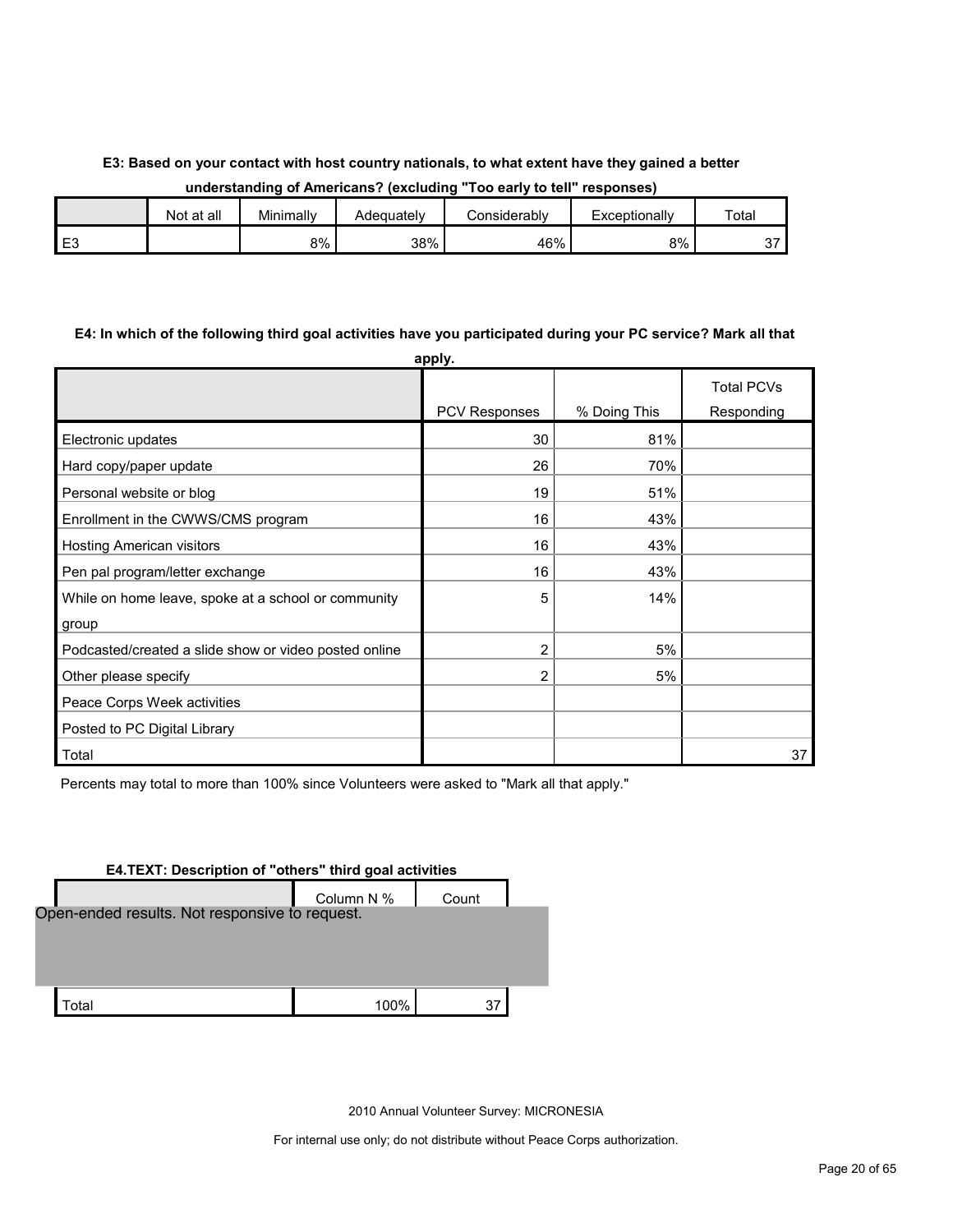**E3: Based on your contact with host country nationals, to what extent have they gained a better understanding of Americans? (excluding "Too early to tell" responses)**

| | Not at all | Minimally | Adequately | Considerably | Exceptionally | Total |
|---|---|---|---|---|---|---|
| E3 | | 8% | 38% | 46% | 8% | 37 |

**E4: In which of the following third goal activities have you participated during your PC service? Mark all that apply.**

| | PCV Responses | % Doing This | Total PCVs Responding |
|---|---|---|---|
| Electronic updates | 30 | 81% | |
| Hard copy/paper update | 26 | 70% | |
| Personal website or blog | 19 | 51% | |
| Enrollment in the CWWS/CMS program | 16 | 43% | |
| Hosting American visitors | 16 | 43% | |
| Pen pal program/letter exchange | 16 | 43% | |
| While on home leave, spoke at a school or community group | 5 | 14% | |
| Podcasted/created a slide show or video posted online | 2 | 5% | |
| Other please specify | 2 | 5% | |
| Peace Corps Week activities | | | |
| Posted to PC Digital Library | | | |
| Total | | | 37 |

Percents may total to more than 100% since Volunteers were asked to "Mark all that apply."

**E4.TEXT: Description of "others" third goal activities**

| | Column N % | Count |
|---|---|---|
| Open-ended results. Not responsive to request. | | |
| Total | 100% | 37 |

2010 Annual Volunteer Survey: MICRONESIA

For internal use only; do not distribute without Peace Corps authorization.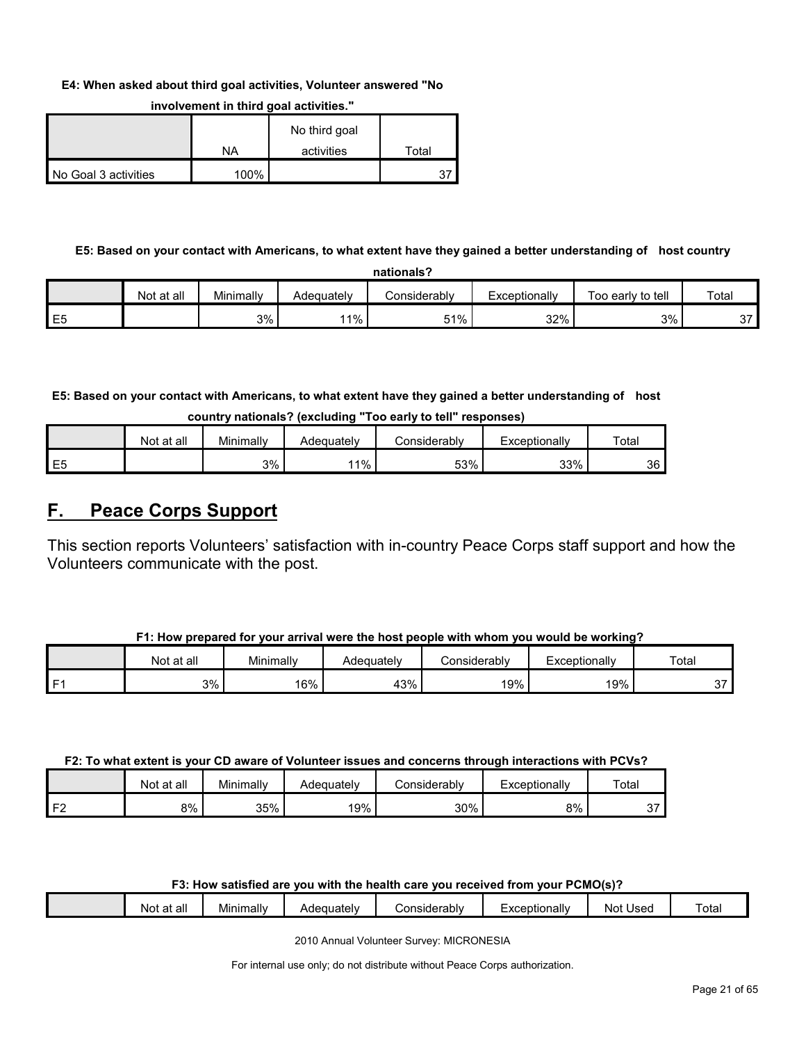**E4: When asked about third goal activities, Volunteer answered "No involvement in third goal activities."**

| | NA | No third goal activities | Total |
|---|---|---|---|
| No Goal 3 activities | 100% | | 37 |

**E5: Based on your contact with Americans, to what extent have they gained a better understanding of host country nationals?**

| | Not at all | Minimally | Adequately | Considerably | Exceptionally | Too early to tell | Total |
|---|---|---|---|---|---|---|---|
| E5 | | 3% | 11% | 51% | 32% | 3% | 37 |

**E5: Based on your contact with Americans, to what extent have they gained a better understanding of host country nationals? (excluding "Too early to tell" responses)**

| | Not at all | Minimally | Adequately | Considerably | Exceptionally | Total |
|---|---|---|---|---|---|---|
| E5 | | 3% | 11% | 53% | 33% | 36 |

## F. Peace Corps Support

This section reports Volunteers' satisfaction with in-country Peace Corps staff support and how the Volunteers communicate with the post.

**F1: How prepared for your arrival were the host people with whom you would be working?**

| | Not at all | Minimally | Adequately | Considerably | Exceptionally | Total |
|---|---|---|---|---|---|---|
| F1 | 3% | 16% | 43% | 19% | 19% | 37 |

**F2: To what extent is your CD aware of Volunteer issues and concerns through interactions with PCVs?**

| | Not at all | Minimally | Adequately | Considerably | Exceptionally | Total |
|---|---|---|---|---|---|---|
| F2 | 8% | 35% | 19% | 30% | 8% | 37 |

**F3: How satisfied are you with the health care you received from your PCMO(s)?**

| | Not at all | Minimally | Adequately | Considerably | Exceptionally | Not Used | Total |
|---|---|---|---|---|---|---|---|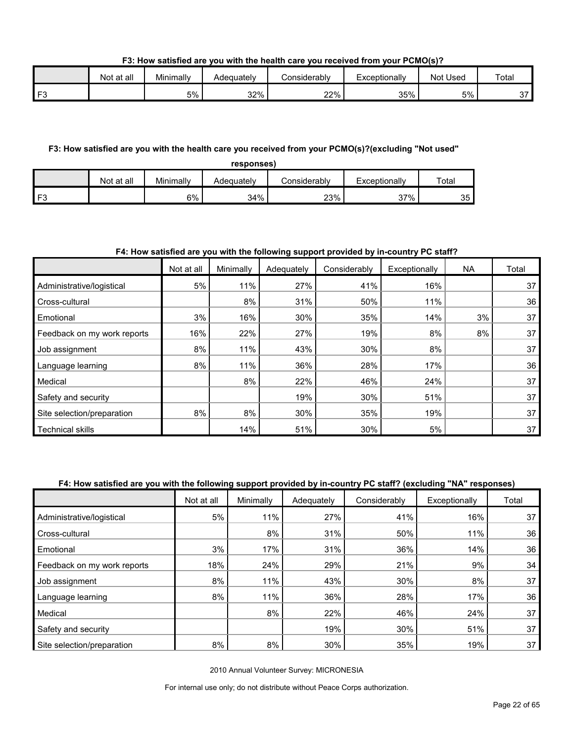**F3: How satisfied are you with the health care you received from your PCMO(s)?**

| | Not at all | Minimally | Adequately | Considerably | Exceptionally | Not Used | Total |
|---|---|---|---|---|---|---|---|
| F3 | | 5% | 32% | 22% | 35% | 5% | 37 |

**F3: How satisfied are you with the health care you received from your PCMO(s)?(excluding "Not used" responses)**

| | Not at all | Minimally | Adequately | Considerably | Exceptionally | Total |
|---|---|---|---|---|---|---|
| F3 | | 6% | 34% | 23% | 37% | 35 |

**F4: How satisfied are you with the following support provided by in-country PC staff?**

| | Not at all | Minimally | Adequately | Considerably | Exceptionally | NA | Total |
|---|---|---|---|---|---|---|---|
| Administrative/logistical | 5% | 11% | 27% | 41% | 16% | | 37 |
| Cross-cultural | | 8% | 31% | 50% | 11% | | 36 |
| Emotional | 3% | 16% | 30% | 35% | 14% | 3% | 37 |
| Feedback on my work reports | 16% | 22% | 27% | 19% | 8% | 8% | 37 |
| Job assignment | 8% | 11% | 43% | 30% | 8% | | 37 |
| Language learning | 8% | 11% | 36% | 28% | 17% | | 36 |
| Medical | | 8% | 22% | 46% | 24% | | 37 |
| Safety and security | | | 19% | 30% | 51% | | 37 |
| Site selection/preparation | 8% | 8% | 30% | 35% | 19% | | 37 |
| Technical skills | | 14% | 51% | 30% | 5% | | 37 |

**F4: How satisfied are you with the following support provided by in-country PC staff? (excluding "NA" responses)**

| | Not at all | Minimally | Adequately | Considerably | Exceptionally | Total |
|---|---|---|---|---|---|---|
| Administrative/logistical | 5% | 11% | 27% | 41% | 16% | 37 |
| Cross-cultural | | 8% | 31% | 50% | 11% | 36 |
| Emotional | 3% | 17% | 31% | 36% | 14% | 36 |
| Feedback on my work reports | 18% | 24% | 29% | 21% | 9% | 34 |
| Job assignment | 8% | 11% | 43% | 30% | 8% | 37 |
| Language learning | 8% | 11% | 36% | 28% | 17% | 36 |
| Medical | | 8% | 22% | 46% | 24% | 37 |
| Safety and security | | | 19% | 30% | 51% | 37 |
| Site selection/preparation | 8% | 8% | 30% | 35% | 19% | 37 |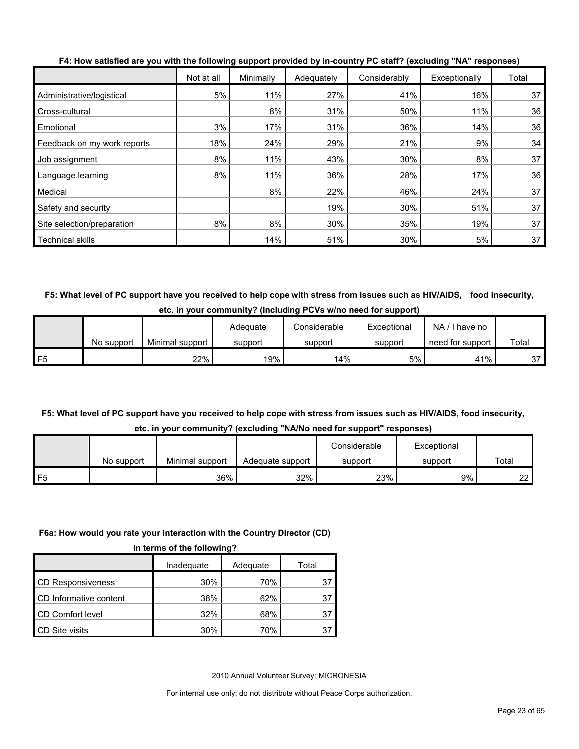**F4: How satisfied are you with the following support provided by in-country PC staff? (excluding "NA" responses)**

| | Not at all | Minimally | Adequately | Considerably | Exceptionally | Total |
|---|---|---|---|---|---|---|
| Administrative/logistical | 5% | 11% | 27% | 41% | 16% | 37 |
| Cross-cultural | | 8% | 31% | 50% | 11% | 36 |
| Emotional | 3% | 17% | 31% | 36% | 14% | 36 |
| Feedback on my work reports | 18% | 24% | 29% | 21% | 9% | 34 |
| Job assignment | 8% | 11% | 43% | 30% | 8% | 37 |
| Language learning | 8% | 11% | 36% | 28% | 17% | 36 |
| Medical | | 8% | 22% | 46% | 24% | 37 |
| Safety and security | | | 19% | 30% | 51% | 37 |
| Site selection/preparation | 8% | 8% | 30% | 35% | 19% | 37 |
| Technical skills | | 14% | 51% | 30% | 5% | 37 |

**F5: What level of PC support have you received to help cope with stress from issues such as HIV/AIDS, food insecurity, etc. in your community? (Including PCVs w/no need for support)**

| | No support | Minimal support | Adequate support | Considerable support | Exceptional support | NA / I have no need for support | Total |
|---|---|---|---|---|---|---|---|
| F5 | | 22% | 19% | 14% | 5% | 41% | 37 |

**F5: What level of PC support have you received to help cope with stress from issues such as HIV/AIDS, food insecurity, etc. in your community? (excluding "NA/No need for support" responses)**

| | No support | Minimal support | Adequate support | Considerable support | Exceptional support | Total |
|---|---|---|---|---|---|---|
| F5 | | 36% | 32% | 23% | 9% | 22 |

**F6a: How would you rate your interaction with the Country Director (CD) in terms of the following?**

| | Inadequate | Adequate | Total |
|---|---|---|---|
| CD Responsiveness | 30% | 70% | 37 |
| CD Informative content | 38% | 62% | 37 |
| CD Comfort level | 32% | 68% | 37 |
| CD Site visits | 30% | 70% | 37 |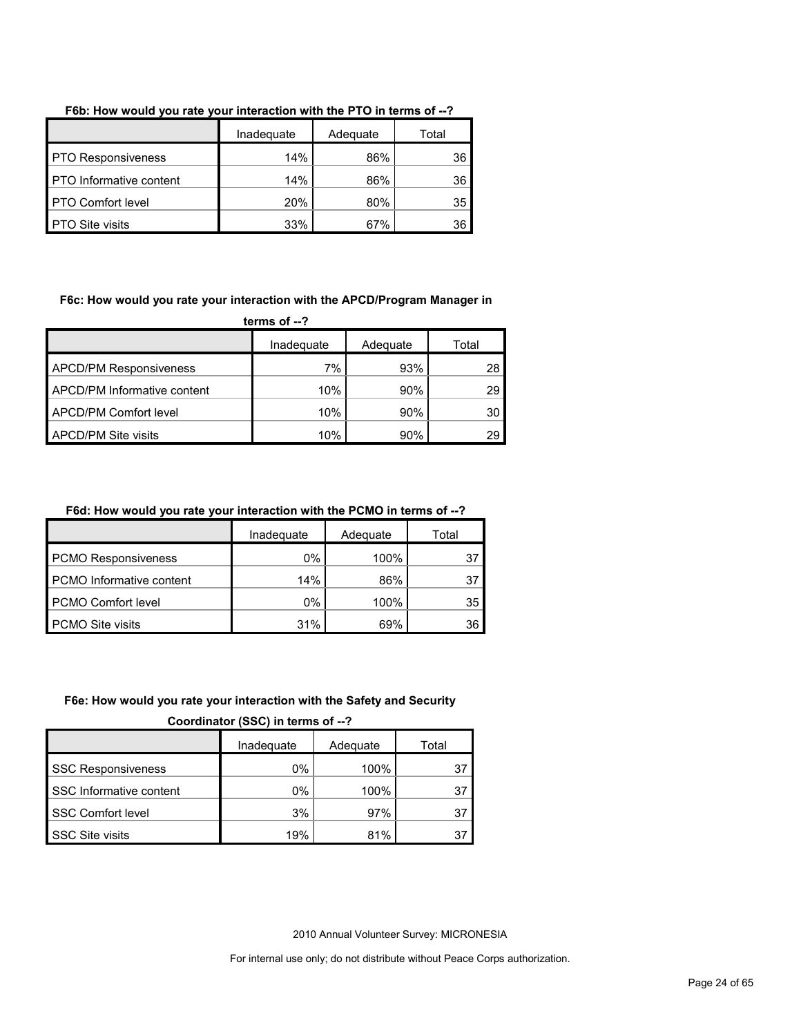**F6b: How would you rate your interaction with the PTO in terms of --?**

| | Inadequate | Adequate | Total |
|---|---|---|---|
| PTO Responsiveness | 14% | 86% | 36 |
| PTO Informative content | 14% | 86% | 36 |
| PTO Comfort level | 20% | 80% | 35 |
| PTO Site visits | 33% | 67% | 36 |

**F6c: How would you rate your interaction with the APCD/Program Manager in terms of --?**

| | Inadequate | Adequate | Total |
|---|---|---|---|
| APCD/PM Responsiveness | 7% | 93% | 28 |
| APCD/PM Informative content | 10% | 90% | 29 |
| APCD/PM Comfort level | 10% | 90% | 30 |
| APCD/PM Site visits | 10% | 90% | 29 |

**F6d: How would you rate your interaction with the PCMO in terms of --?**

| | Inadequate | Adequate | Total |
|---|---|---|---|
| PCMO Responsiveness | 0% | 100% | 37 |
| PCMO Informative content | 14% | 86% | 37 |
| PCMO Comfort level | 0% | 100% | 35 |
| PCMO Site visits | 31% | 69% | 36 |

**F6e: How would you rate your interaction with the Safety and Security Coordinator (SSC) in terms of --?**

| | Inadequate | Adequate | Total |
|---|---|---|---|
| SSC Responsiveness | 0% | 100% | 37 |
| SSC Informative content | 0% | 100% | 37 |
| SSC Comfort level | 3% | 97% | 37 |
| SSC Site visits | 19% | 81% | 37 |

2010 Annual Volunteer Survey: MICRONESIA

For internal use only; do not distribute without Peace Corps authorization.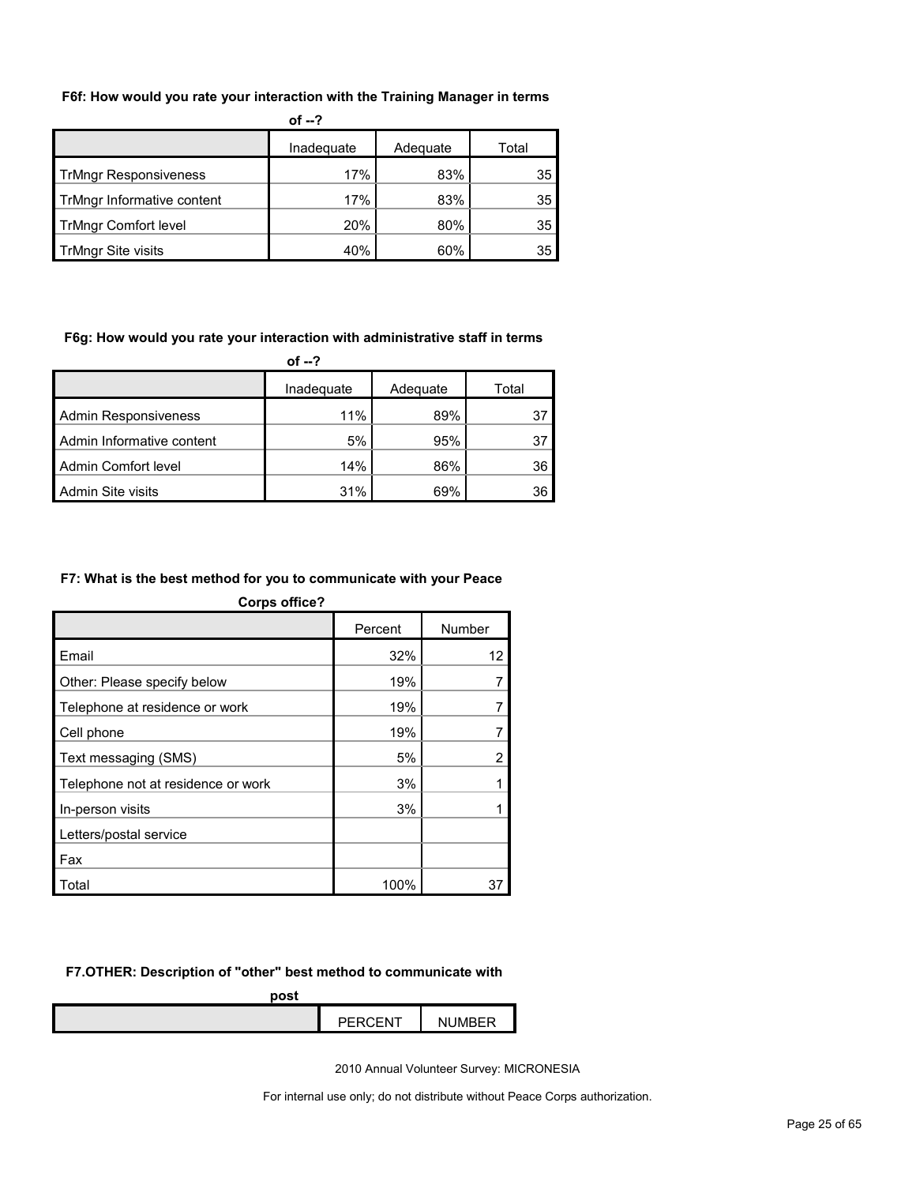**F6f: How would you rate your interaction with the Training Manager in terms of --?**

| | Inadequate | Adequate | Total |
|---|---|---|---|
| TrMngr Responsiveness | 17% | 83% | 35 |
| TrMngr Informative content | 17% | 83% | 35 |
| TrMngr Comfort level | 20% | 80% | 35 |
| TrMngr Site visits | 40% | 60% | 35 |

**F6g: How would you rate your interaction with administrative staff in terms of --?**

| | Inadequate | Adequate | Total |
|---|---|---|---|
| Admin Responsiveness | 11% | 89% | 37 |
| Admin Informative content | 5% | 95% | 37 |
| Admin Comfort level | 14% | 86% | 36 |
| Admin Site visits | 31% | 69% | 36 |

**F7: What is the best method for you to communicate with your Peace Corps office?**

| | Percent | Number |
|---|---|---|
| Email | 32% | 12 |
| Other: Please specify below | 19% | 7 |
| Telephone at residence or work | 19% | 7 |
| Cell phone | 19% | 7 |
| Text messaging (SMS) | 5% | 2 |
| Telephone not at residence or work | 3% | 1 |
| In-person visits | 3% | 1 |
| Letters/postal service | | |
| Fax | | |
| Total | 100% | 37 |

**F7.OTHER: Description of "other" best method to communicate with post**

| | PERCENT | NUMBER |
|---|---|---|

2010 Annual Volunteer Survey: MICRONESIA

For internal use only; do not distribute without Peace Corps authorization.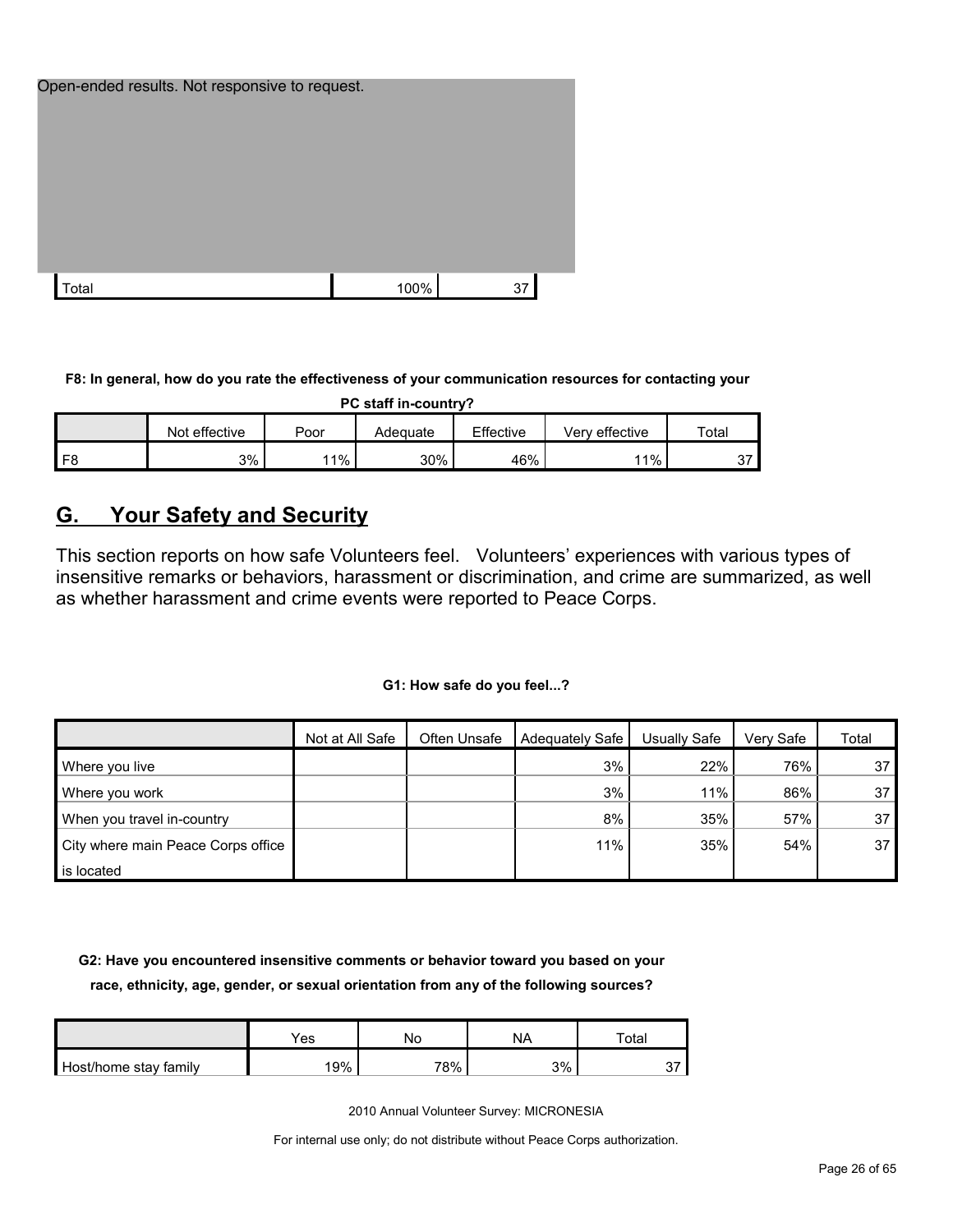Open-ended results. Not responsive to request.

| | | |
|---|---|---|
| Total | 100% | 37 |

**F8: In general, how do you rate the effectiveness of your communication resources for contacting your PC staff in-country?**

| | Not effective | Poor | Adequate | Effective | Very effective | Total |
|---|---|---|---|---|---|---|
| F8 | 3% | 11% | 30% | 46% | 11% | 37 |

## G. Your Safety and Security

This section reports on how safe Volunteers feel. Volunteers' experiences with various types of insensitive remarks or behaviors, harassment or discrimination, and crime are summarized, as well as whether harassment and crime events were reported to Peace Corps.

**G1: How safe do you feel...?**

| | Not at All Safe | Often Unsafe | Adequately Safe | Usually Safe | Very Safe | Total |
|---|---|---|---|---|---|---|
| Where you live | | | 3% | 22% | 76% | 37 |
| Where you work | | | 3% | 11% | 86% | 37 |
| When you travel in-country | | | 8% | 35% | 57% | 37 |
| City where main Peace Corps office is located | | | 11% | 35% | 54% | 37 |

**G2: Have you encountered insensitive comments or behavior toward you based on your race, ethnicity, age, gender, or sexual orientation from any of the following sources?**

| | Yes | No | NA | Total |
|---|---|---|---|---|
| Host/home stay family | 19% | 78% | 3% | 37 |

2010 Annual Volunteer Survey: MICRONESIA

For internal use only; do not distribute without Peace Corps authorization.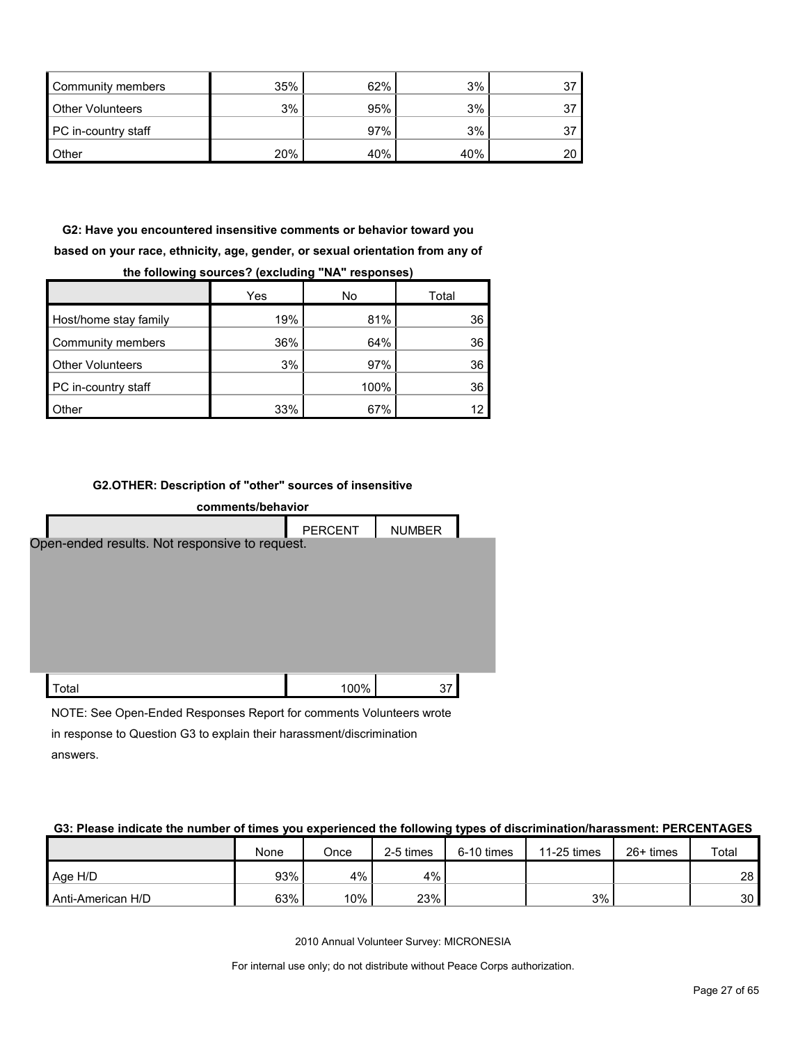| | | | | |
|---|---|---|---|---|
| Community members | 35% | 62% | 3% | 37 |
| Other Volunteers | 3% | 95% | 3% | 37 |
| PC in-country staff | | 97% | 3% | 37 |
| Other | 20% | 40% | 40% | 20 |

**G2: Have you encountered insensitive comments or behavior toward you based on your race, ethnicity, age, gender, or sexual orientation from any of the following sources? (excluding "NA" responses)**

| | Yes | No | Total |
|---|---|---|---|
| Host/home stay family | 19% | 81% | 36 |
| Community members | 36% | 64% | 36 |
| Other Volunteers | 3% | 97% | 36 |
| PC in-country staff | | 100% | 36 |
| Other | 33% | 67% | 12 |

**G2.OTHER: Description of "other" sources of insensitive comments/behavior**

| | PERCENT | NUMBER |
|---|---|---|
| Open-ended results. Not responsive to request. | | |
| Total | 100% | 37 |

NOTE: See Open-Ended Responses Report for comments Volunteers wrote in response to Question G3 to explain their harassment/discrimination answers.

**G3: Please indicate the number of times you experienced the following types of discrimination/harassment: PERCENTAGES**

| | None | Once | 2-5 times | 6-10 times | 11-25 times | 26+ times | Total |
|---|---|---|---|---|---|---|---|
| Age H/D | 93% | 4% | 4% | | | | 28 |
| Anti-American H/D | 63% | 10% | 23% | | 3% | | 30 |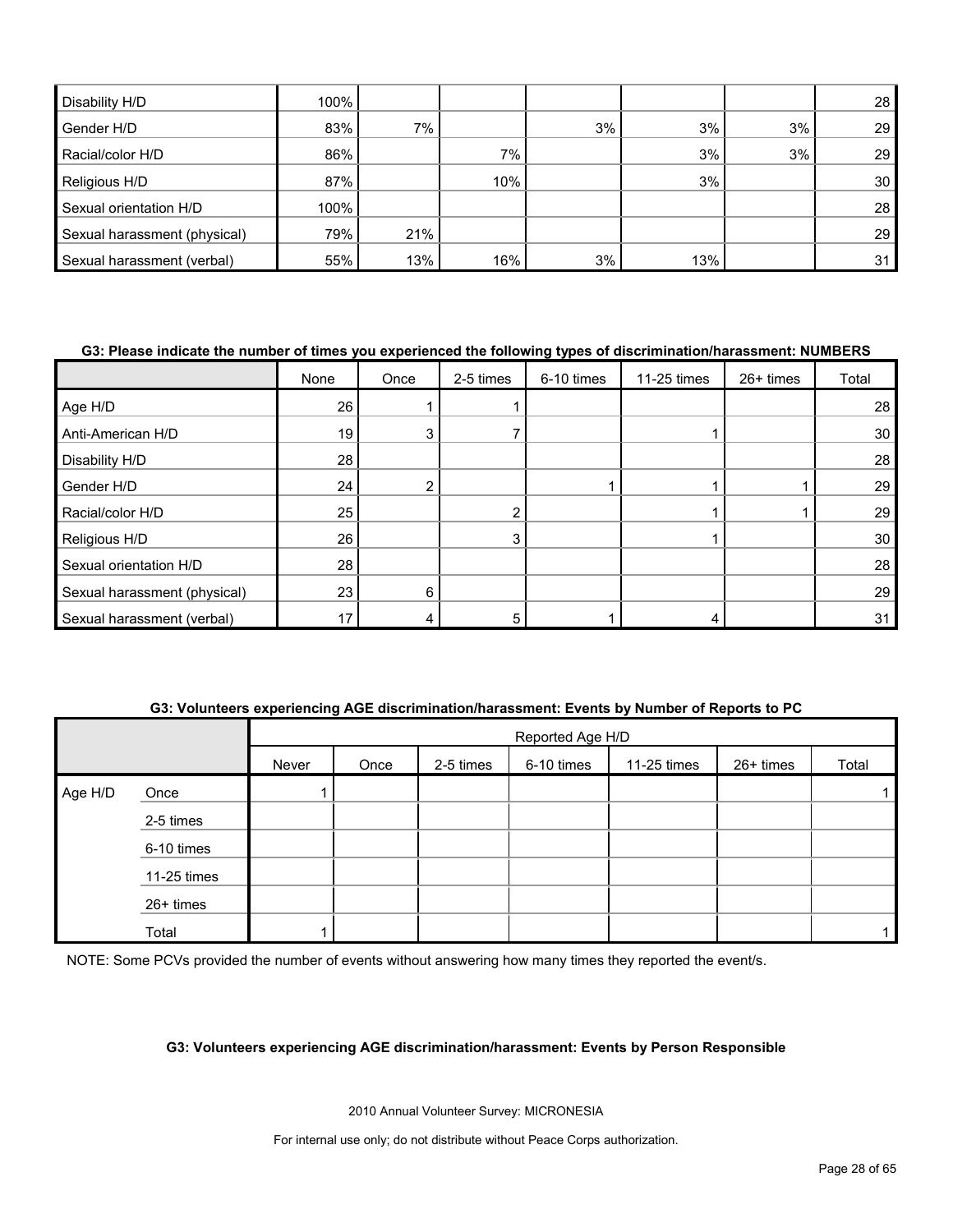| | | | | | | | |
|---|---|---|---|---|---|---|---|
| Disability H/D | 100% | | | | | | 28 |
| Gender H/D | 83% | 7% | | 3% | 3% | 3% | 29 |
| Racial/color H/D | 86% | | 7% | | 3% | 3% | 29 |
| Religious H/D | 87% | | 10% | | 3% | | 30 |
| Sexual orientation H/D | 100% | | | | | | 28 |
| Sexual harassment (physical) | 79% | 21% | | | | | 29 |
| Sexual harassment (verbal) | 55% | 13% | 16% | 3% | 13% | | 31 |

**G3: Please indicate the number of times you experienced the following types of discrimination/harassment: NUMBERS**

| | None | Once | 2-5 times | 6-10 times | 11-25 times | 26+ times | Total |
|---|---|---|---|---|---|---|---|
| Age H/D | 26 | 1 | 1 | | | | 28 |
| Anti-American H/D | 19 | 3 | 7 | | 1 | | 30 |
| Disability H/D | 28 | | | | | | 28 |
| Gender H/D | 24 | 2 | | 1 | 1 | 1 | 29 |
| Racial/color H/D | 25 | | 2 | | 1 | 1 | 29 |
| Religious H/D | 26 | | 3 | | 1 | | 30 |
| Sexual orientation H/D | 28 | | | | | | 28 |
| Sexual harassment (physical) | 23 | 6 | | | | | 29 |
| Sexual harassment (verbal) | 17 | 4 | 5 | 1 | 4 | | 31 |

**G3: Volunteers experiencing AGE discrimination/harassment: Events by Number of Reports to PC**

| | | Reported Age H/D | | | | | | |
|---|---|---|---|---|---|---|---|---|
| | | Never | Once | 2-5 times | 6-10 times | 11-25 times | 26+ times | Total |
| Age H/D | Once | 1 | | | | | | 1 |
| | 2-5 times | | | | | | | |
| | 6-10 times | | | | | | | |
| | 11-25 times | | | | | | | |
| | 26+ times | | | | | | | |
| | Total | 1 | | | | | | 1 |

NOTE: Some PCVs provided the number of events without answering how many times they reported the event/s.

**G3: Volunteers experiencing AGE discrimination/harassment: Events by Person Responsible**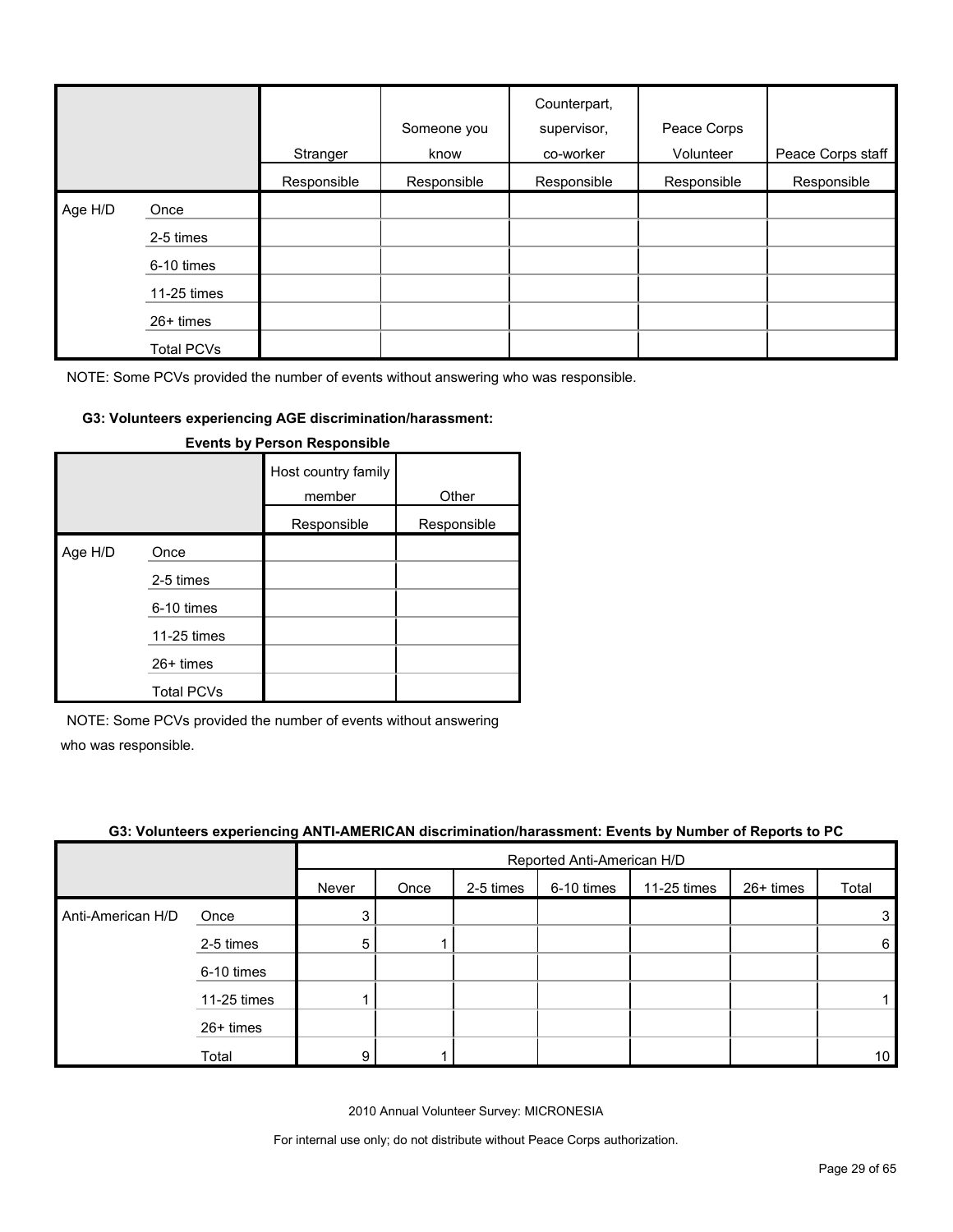| | | Stranger | Someone you know | Counterpart, supervisor, co-worker | Peace Corps Volunteer | Peace Corps staff |
|---|---|---|---|---|---|---|
| | | Responsible | Responsible | Responsible | Responsible | Responsible |
| Age H/D | Once | | | | | |
| | 2-5 times | | | | | |
| | 6-10 times | | | | | |
| | 11-25 times | | | | | |
| | 26+ times | | | | | |
| | Total PCVs | | | | | |

NOTE: Some PCVs provided the number of events without answering who was responsible.

#### G3: Volunteers experiencing AGE discrimination/harassment: Events by Person Responsible

| | | Host country family member | Other |
|---|---|---|---|
| | | Responsible | Responsible |
| Age H/D | Once | | |
| | 2-5 times | | |
| | 6-10 times | | |
| | 11-25 times | | |
| | 26+ times | | |
| | Total PCVs | | |

NOTE: Some PCVs provided the number of events without answering who was responsible.

#### G3: Volunteers experiencing ANTI-AMERICAN discrimination/harassment: Events by Number of Reports to PC

| | | Reported Anti-American H/D | | | | | | |
|---|---|---|---|---|---|---|---|---|
| | | Never | Once | 2-5 times | 6-10 times | 11-25 times | 26+ times | Total |
| Anti-American H/D | Once | 3 | | | | | | 3 |
| | 2-5 times | 5 | 1 | | | | | 6 |
| | 6-10 times | | | | | | | |
| | 11-25 times | 1 | | | | | | 1 |
| | 26+ times | | | | | | | |
| | Total | 9 | 1 | | | | | 10 |

2010 Annual Volunteer Survey: MICRONESIA

For internal use only; do not distribute without Peace Corps authorization.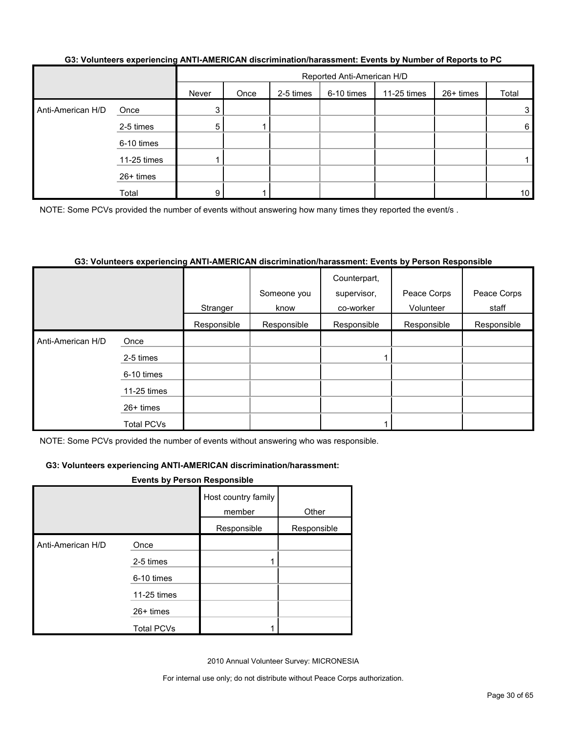### G3: Volunteers experiencing ANTI-AMERICAN discrimination/harassment: Events by Number of Reports to PC

| | | Reported Anti-American H/D | | | | | | |
|---|---|---|---|---|---|---|---|---|
| | | Never | Once | 2-5 times | 6-10 times | 11-25 times | 26+ times | Total |
| Anti-American H/D | Once | 3 | | | | | | 3 |
| | 2-5 times | 5 | 1 | | | | | 6 |
| | 6-10 times | | | | | | | |
| | 11-25 times | 1 | | | | | | 1 |
| | 26+ times | | | | | | | |
| | Total | 9 | 1 | | | | | 10 |

NOTE: Some PCVs provided the number of events without answering how many times they reported the event/s .

### G3: Volunteers experiencing ANTI-AMERICAN discrimination/harassment: Events by Person Responsible

| | | Stranger | Someone you know | Counterpart, supervisor, co-worker | Peace Corps Volunteer | Peace Corps staff |
|---|---|---|---|---|---|---|
| | | Responsible | Responsible | Responsible | Responsible | Responsible |
| Anti-American H/D | Once | | | | | |
| | 2-5 times | | | 1 | | |
| | 6-10 times | | | | | |
| | 11-25 times | | | | | |
| | 26+ times | | | | | |
| | Total PCVs | | | 1 | | |

NOTE: Some PCVs provided the number of events without answering who was responsible.

### G3: Volunteers experiencing ANTI-AMERICAN discrimination/harassment: Events by Person Responsible

| | | Host country family member | Other |
|---|---|---|---|
| | | Responsible | Responsible |
| Anti-American H/D | Once | | |
| | 2-5 times | 1 | |
| | 6-10 times | | |
| | 11-25 times | | |
| | 26+ times | | |
| | Total PCVs | 1 | |

2010 Annual Volunteer Survey: MICRONESIA

For internal use only; do not distribute without Peace Corps authorization.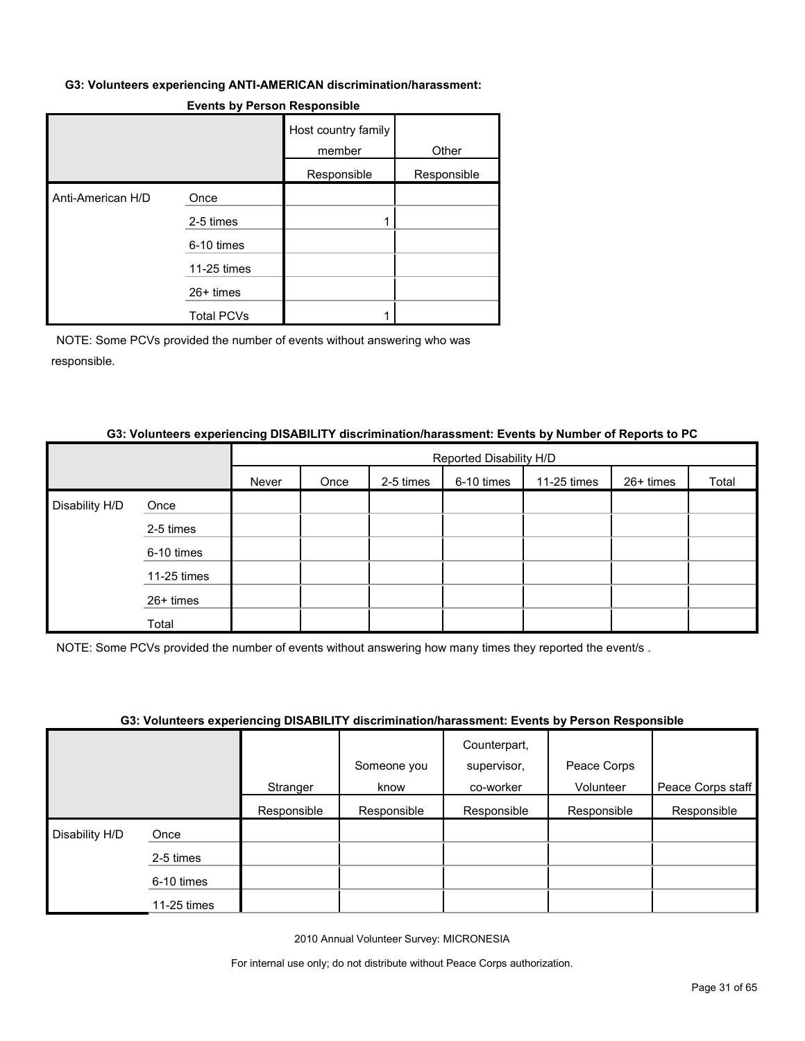**G3: Volunteers experiencing ANTI-AMERICAN discrimination/harassment: Events by Person Responsible**

| | | Host country family member | Other |
|---|---|---|---|
| | | Responsible | Responsible |
| Anti-American H/D | Once | | |
| | 2-5 times | 1 | |
| | 6-10 times | | |
| | 11-25 times | | |
| | 26+ times | | |
| | Total PCVs | 1 | |

NOTE: Some PCVs provided the number of events without answering who was responsible.

**G3: Volunteers experiencing DISABILITY discrimination/harassment: Events by Number of Reports to PC**

| | | Reported Disability H/D | | | | | | |
|---|---|---|---|---|---|---|---|---|
| | | Never | Once | 2-5 times | 6-10 times | 11-25 times | 26+ times | Total |
| Disability H/D | Once | | | | | | | |
| | 2-5 times | | | | | | | |
| | 6-10 times | | | | | | | |
| | 11-25 times | | | | | | | |
| | 26+ times | | | | | | | |
| | Total | | | | | | | |

NOTE: Some PCVs provided the number of events without answering how many times they reported the event/s .

**G3: Volunteers experiencing DISABILITY discrimination/harassment: Events by Person Responsible**

| | | Stranger | Someone you know | Counterpart, supervisor, co-worker | Peace Corps Volunteer | Peace Corps staff |
|---|---|---|---|---|---|---|
| | | Responsible | Responsible | Responsible | Responsible | Responsible |
| Disability H/D | Once | | | | | |
| | 2-5 times | | | | | |
| | 6-10 times | | | | | |
| | 11-25 times | | | | | |

2010 Annual Volunteer Survey: MICRONESIA

For internal use only; do not distribute without Peace Corps authorization.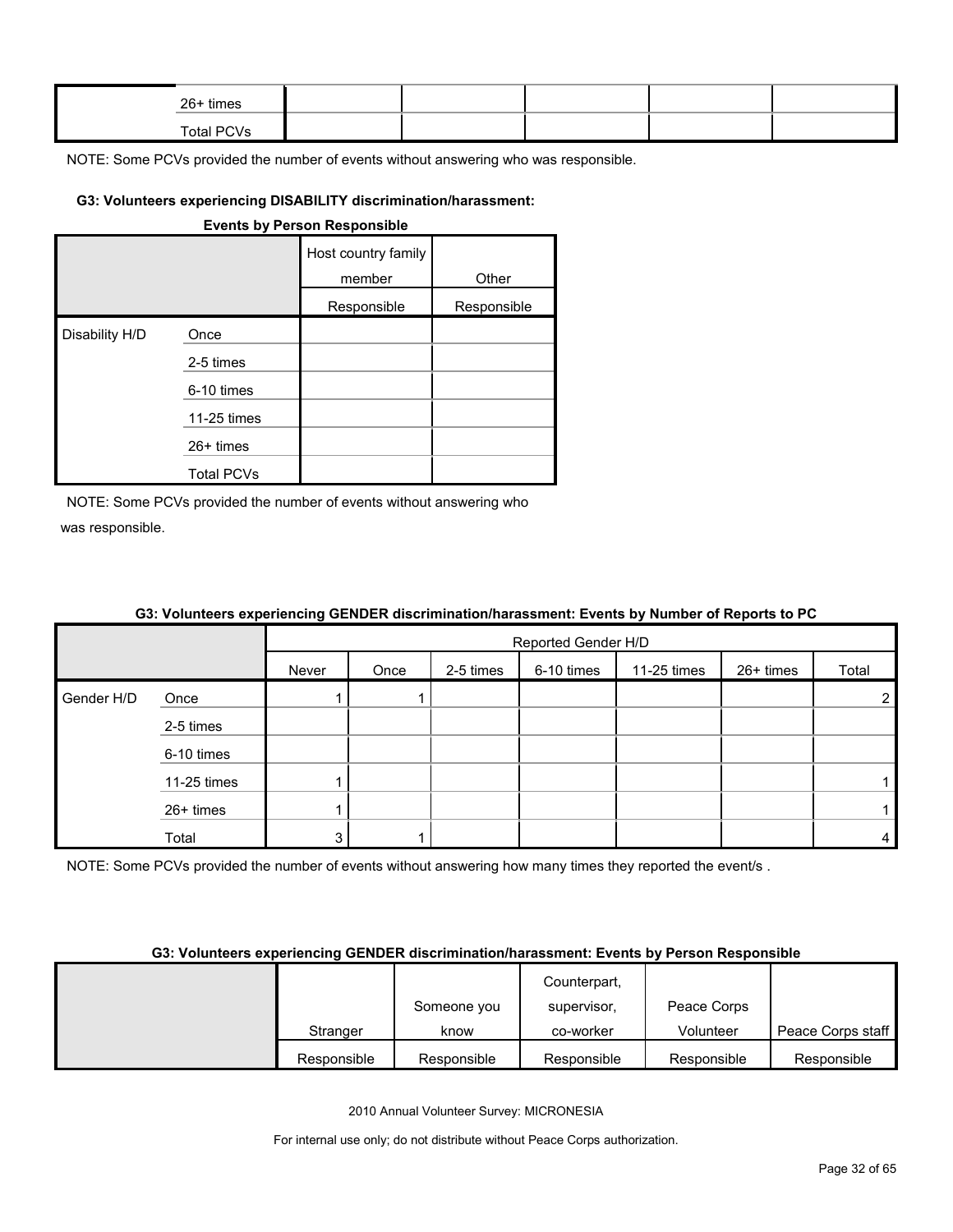| | | | | | | |
|---|---|---|---|---|---|---|
| | 26+ times | | | | | |
| | Total PCVs | | | | | |

NOTE: Some PCVs provided the number of events without answering who was responsible.

#### G3: Volunteers experiencing DISABILITY discrimination/harassment: Events by Person Responsible

| | | Host country family member | Other |
|---|---|---|---|
| | | Responsible | Responsible |
| Disability H/D | Once | | |
| | 2-5 times | | |
| | 6-10 times | | |
| | 11-25 times | | |
| | 26+ times | | |
| | Total PCVs | | |

NOTE: Some PCVs provided the number of events without answering who was responsible.

#### G3: Volunteers experiencing GENDER discrimination/harassment: Events by Number of Reports to PC

| | | Reported Gender H/D | | | | | | |
|---|---|---|---|---|---|---|---|---|
| | | Never | Once | 2-5 times | 6-10 times | 11-25 times | 26+ times | Total |
| Gender H/D | Once | 1 | 1 | | | | | 2 |
| | 2-5 times | | | | | | | |
| | 6-10 times | | | | | | | |
| | 11-25 times | 1 | | | | | | 1 |
| | 26+ times | 1 | | | | | | 1 |
| | Total | 3 | 1 | | | | | 4 |

NOTE: Some PCVs provided the number of events without answering how many times they reported the event/s .

#### G3: Volunteers experiencing GENDER discrimination/harassment: Events by Person Responsible

| | Stranger | Someone you know | Counterpart, supervisor, co-worker | Peace Corps Volunteer | Peace Corps staff |
|---|---|---|---|---|---|
| | Responsible | Responsible | Responsible | Responsible | Responsible |

2010 Annual Volunteer Survey: MICRONESIA

For internal use only; do not distribute without Peace Corps authorization.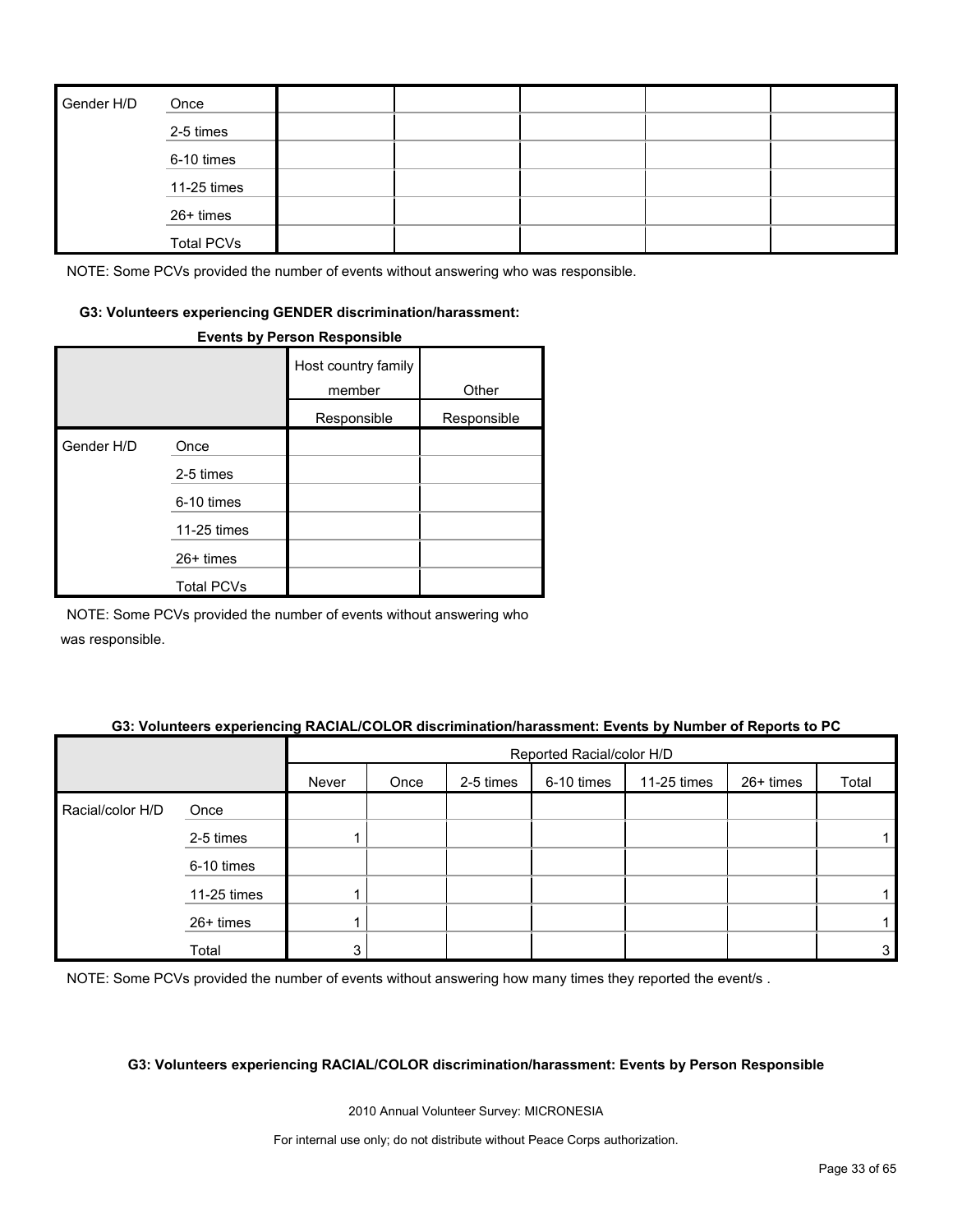| | | | | | | |
|---|---|---|---|---|---|---|
| Gender H/D | Once | | | | | |
| | 2-5 times | | | | | |
| | 6-10 times | | | | | |
| | 11-25 times | | | | | |
| | 26+ times | | | | | |
| | Total PCVs | | | | | |

NOTE: Some PCVs provided the number of events without answering who was responsible.

**G3: Volunteers experiencing GENDER discrimination/harassment: Events by Person Responsible**

| | | Host country family member | Other |
|---|---|---|---|
| | | Responsible | Responsible |
| Gender H/D | Once | | |
| | 2-5 times | | |
| | 6-10 times | | |
| | 11-25 times | | |
| | 26+ times | | |
| | Total PCVs | | |

NOTE: Some PCVs provided the number of events without answering who was responsible.

**G3: Volunteers experiencing RACIAL/COLOR discrimination/harassment: Events by Number of Reports to PC**

| | | Reported Racial/color H/D | | | | | | |
|---|---|---|---|---|---|---|---|---|
| | | Never | Once | 2-5 times | 6-10 times | 11-25 times | 26+ times | Total |
| Racial/color H/D | Once | | | | | | | |
| | 2-5 times | 1 | | | | | | 1 |
| | 6-10 times | | | | | | | |
| | 11-25 times | 1 | | | | | | 1 |
| | 26+ times | 1 | | | | | | 1 |
| | Total | 3 | | | | | | 3 |

NOTE: Some PCVs provided the number of events without answering how many times they reported the event/s .

**G3: Volunteers experiencing RACIAL/COLOR discrimination/harassment: Events by Person Responsible**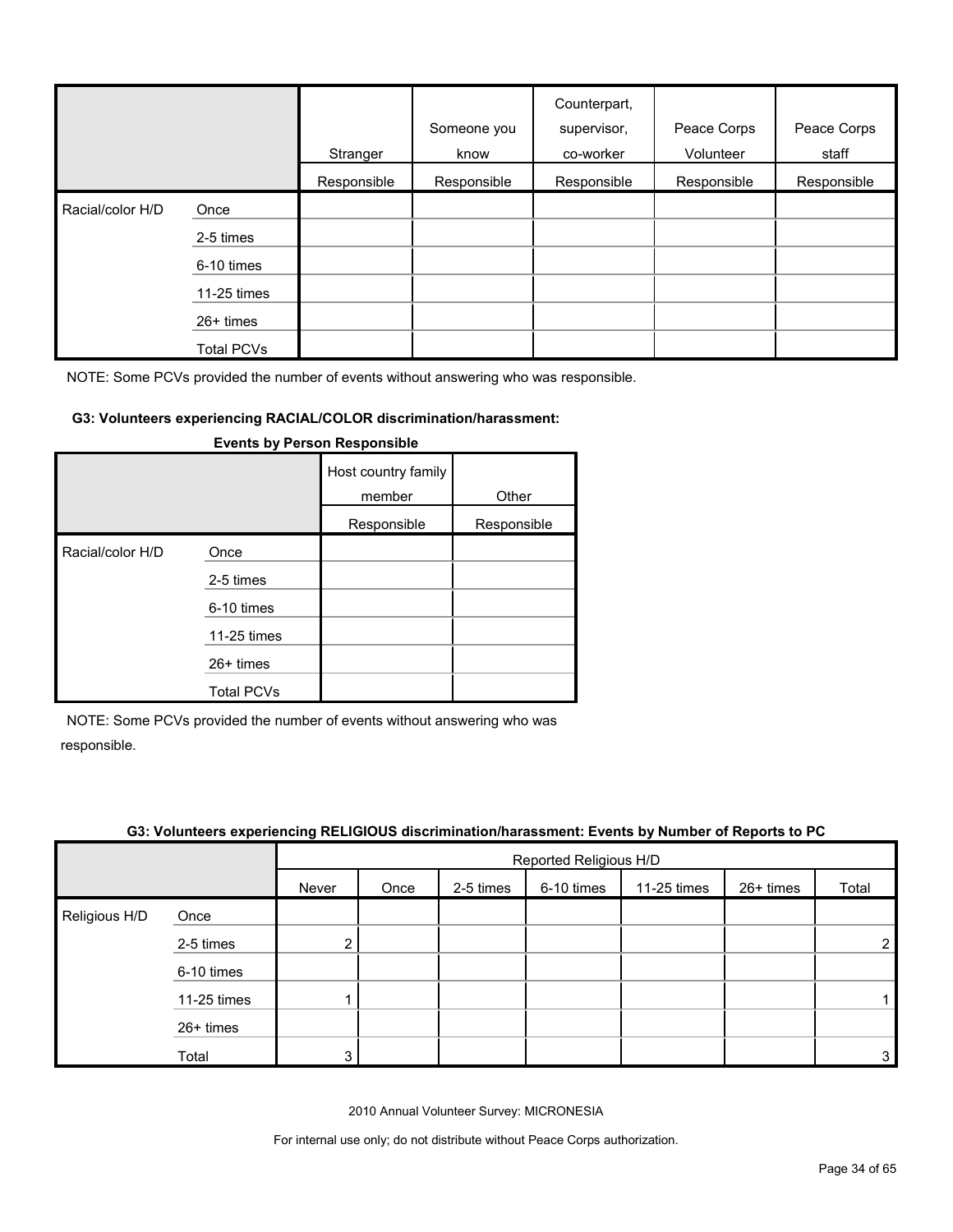| | | Stranger | Someone you know | Counterpart, supervisor, co-worker | Peace Corps Volunteer | Peace Corps staff |
|---|---|---|---|---|---|---|
| | | Responsible | Responsible | Responsible | Responsible | Responsible |
| Racial/color H/D | Once | | | | | |
| | 2-5 times | | | | | |
| | 6-10 times | | | | | |
| | 11-25 times | | | | | |
| | 26+ times | | | | | |
| | Total PCVs | | | | | |

NOTE: Some PCVs provided the number of events without answering who was responsible.

**G3: Volunteers experiencing RACIAL/COLOR discrimination/harassment: Events by Person Responsible**

| | | Host country family member | Other |
|---|---|---|---|
| | | Responsible | Responsible |
| Racial/color H/D | Once | | |
| | 2-5 times | | |
| | 6-10 times | | |
| | 11-25 times | | |
| | 26+ times | | |
| | Total PCVs | | |

NOTE: Some PCVs provided the number of events without answering who was responsible.

**G3: Volunteers experiencing RELIGIOUS discrimination/harassment: Events by Number of Reports to PC**

| | | Reported Religious H/D | | | | | | |
|---|---|---|---|---|---|---|---|---|
| | | Never | Once | 2-5 times | 6-10 times | 11-25 times | 26+ times | Total |
| Religious H/D | Once | | | | | | | |
| | 2-5 times | 2 | | | | | | 2 |
| | 6-10 times | | | | | | | |
| | 11-25 times | 1 | | | | | | 1 |
| | 26+ times | | | | | | | |
| | Total | 3 | | | | | | 3 |

2010 Annual Volunteer Survey: MICRONESIA

For internal use only; do not distribute without Peace Corps authorization.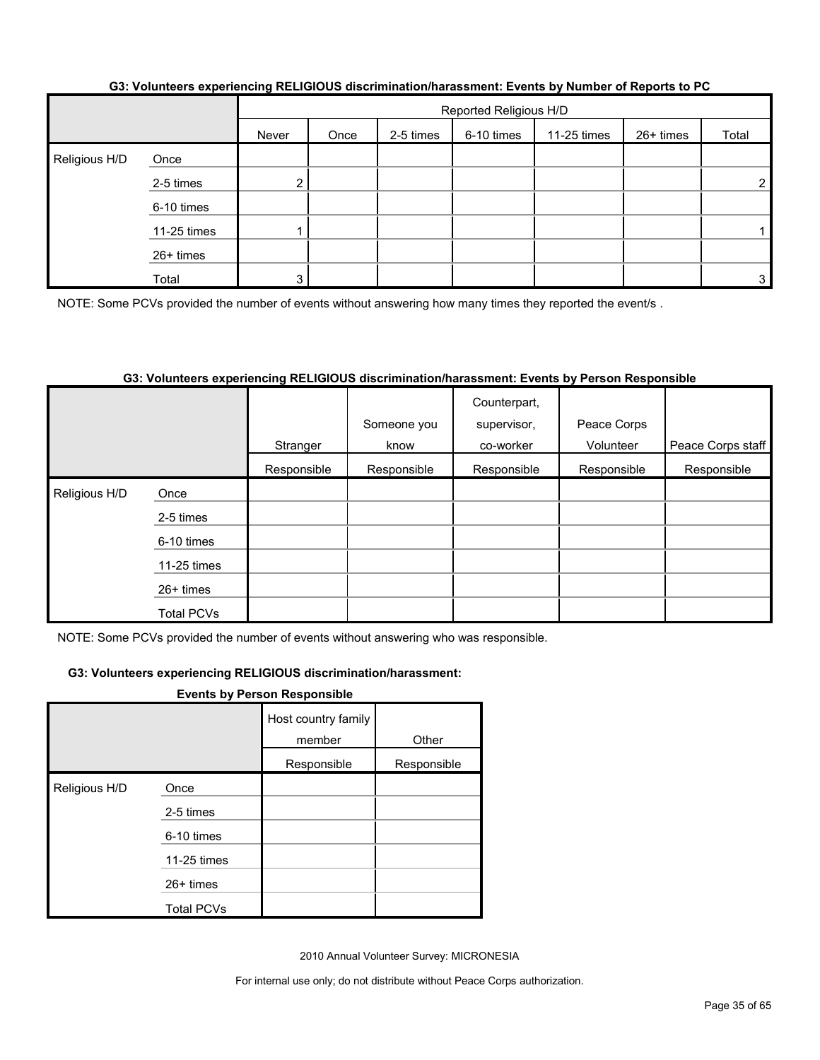**G3: Volunteers experiencing RELIGIOUS discrimination/harassment: Events by Number of Reports to PC**

| | | Reported Religious H/D | | | | | | |
|---|---|---|---|---|---|---|---|---|
| | | Never | Once | 2-5 times | 6-10 times | 11-25 times | 26+ times | Total |
| Religious H/D | Once | | | | | | | |
| | 2-5 times | 2 | | | | | | 2 |
| | 6-10 times | | | | | | | |
| | 11-25 times | 1 | | | | | | 1 |
| | 26+ times | | | | | | | |
| | Total | 3 | | | | | | 3 |

NOTE: Some PCVs provided the number of events without answering how many times they reported the event/s .

**G3: Volunteers experiencing RELIGIOUS discrimination/harassment: Events by Person Responsible**

| | | Stranger | Someone you know | Counterpart, supervisor, co-worker | Peace Corps Volunteer | Peace Corps staff |
|---|---|---|---|---|---|---|
| | | Responsible | Responsible | Responsible | Responsible | Responsible |
| Religious H/D | Once | | | | | |
| | 2-5 times | | | | | |
| | 6-10 times | | | | | |
| | 11-25 times | | | | | |
| | 26+ times | | | | | |
| | Total PCVs | | | | | |

NOTE: Some PCVs provided the number of events without answering who was responsible.

**G3: Volunteers experiencing RELIGIOUS discrimination/harassment: Events by Person Responsible**

| | | Host country family member | Other |
|---|---|---|---|
| | | Responsible | Responsible |
| Religious H/D | Once | | |
| | 2-5 times | | |
| | 6-10 times | | |
| | 11-25 times | | |
| | 26+ times | | |
| | Total PCVs | | |

2010 Annual Volunteer Survey: MICRONESIA

For internal use only; do not distribute without Peace Corps authorization.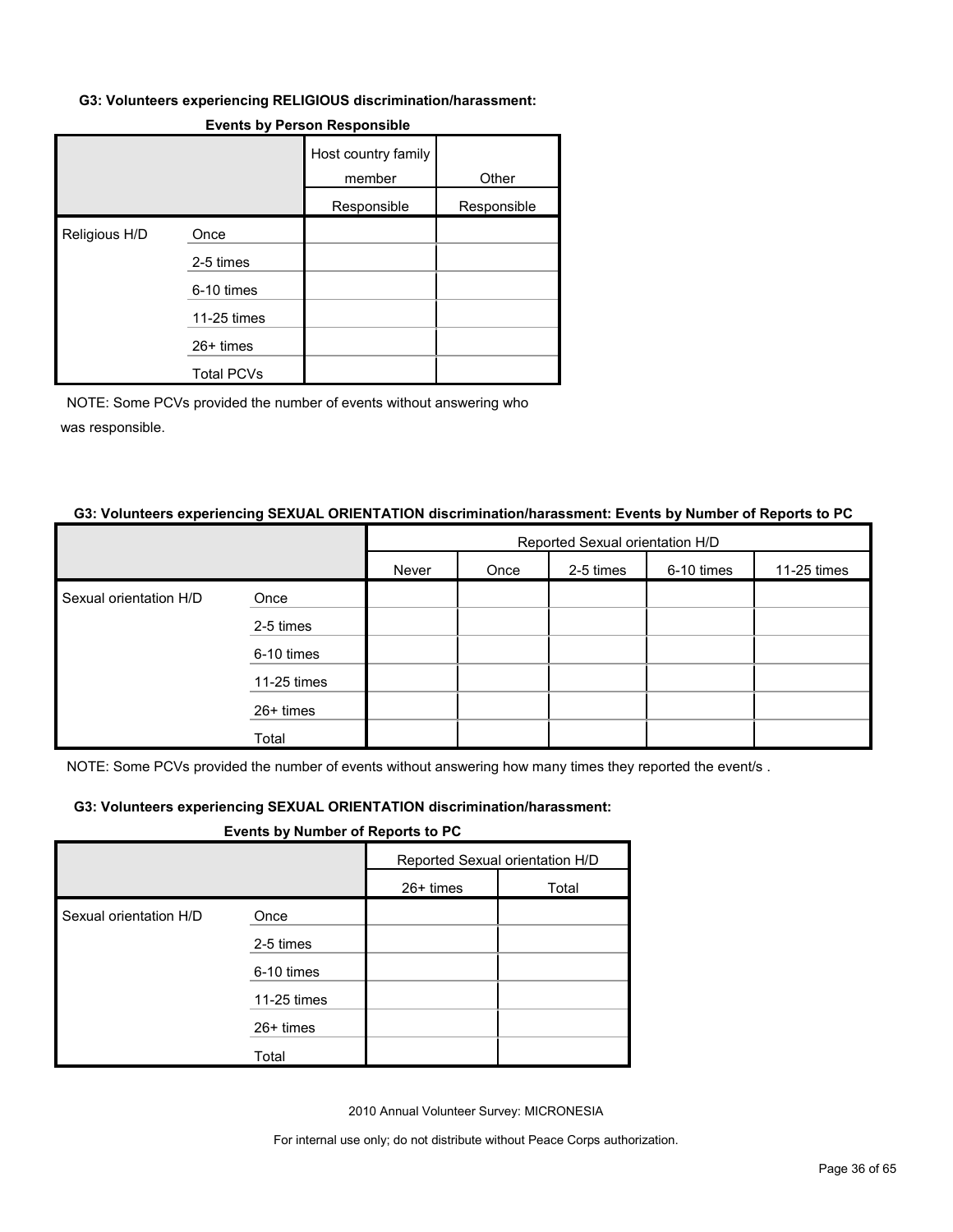**G3: Volunteers experiencing RELIGIOUS discrimination/harassment:**

**Events by Person Responsible**

| | | Host country family member | Other |
|---|---|---|---|
| | | Responsible | Responsible |
| Religious H/D | Once | | |
| | 2-5 times | | |
| | 6-10 times | | |
| | 11-25 times | | |
| | 26+ times | | |
| | Total PCVs | | |

NOTE: Some PCVs provided the number of events without answering who was responsible.

**G3: Volunteers experiencing SEXUAL ORIENTATION discrimination/harassment: Events by Number of Reports to PC**

| | | Reported Sexual orientation H/D | | | | |
|---|---|---|---|---|---|---|
| | | Never | Once | 2-5 times | 6-10 times | 11-25 times |
| Sexual orientation H/D | Once | | | | | |
| | 2-5 times | | | | | |
| | 6-10 times | | | | | |
| | 11-25 times | | | | | |
| | 26+ times | | | | | |
| | Total | | | | | |

NOTE: Some PCVs provided the number of events without answering how many times they reported the event/s .

**G3: Volunteers experiencing SEXUAL ORIENTATION discrimination/harassment:**

**Events by Number of Reports to PC**

| | | Reported Sexual orientation H/D | |
|---|---|---|---|
| | | 26+ times | Total |
| Sexual orientation H/D | Once | | |
| | 2-5 times | | |
| | 6-10 times | | |
| | 11-25 times | | |
| | 26+ times | | |
| | Total | | |

2010 Annual Volunteer Survey: MICRONESIA

For internal use only; do not distribute without Peace Corps authorization.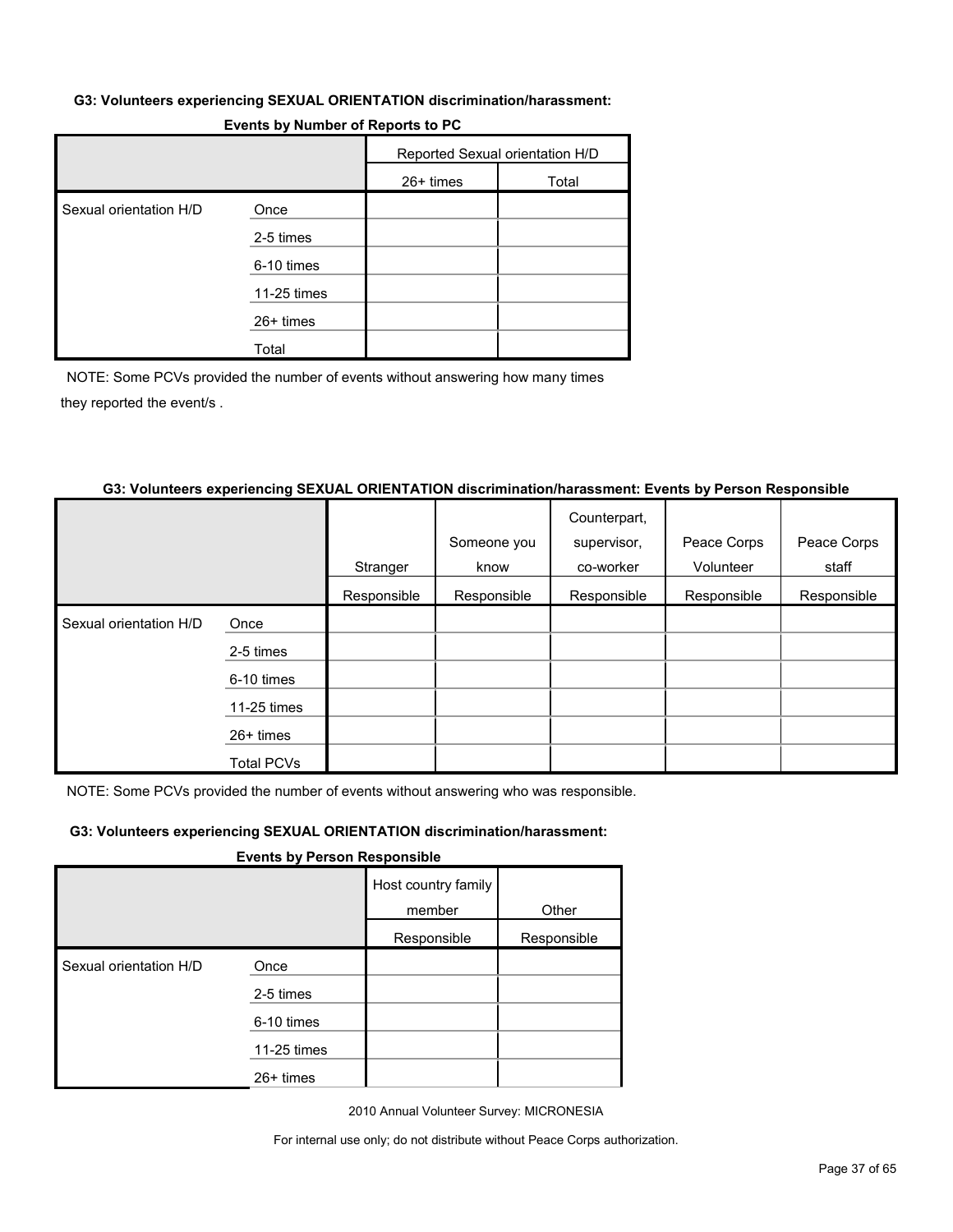**G3: Volunteers experiencing SEXUAL ORIENTATION discrimination/harassment:**

**Events by Number of Reports to PC**

| | | Reported Sexual orientation H/D | |
|---|---|---|---|
| | | 26+ times | Total |
| Sexual orientation H/D | Once | | |
| | 2-5 times | | |
| | 6-10 times | | |
| | 11-25 times | | |
| | 26+ times | | |
| | Total | | |

NOTE: Some PCVs provided the number of events without answering how many times they reported the event/s .

**G3: Volunteers experiencing SEXUAL ORIENTATION discrimination/harassment: Events by Person Responsible**

| | | Stranger | Someone you know | Counterpart, supervisor, co-worker | Peace Corps Volunteer | Peace Corps staff |
|---|---|---|---|---|---|---|
| | | Responsible | Responsible | Responsible | Responsible | Responsible |
| Sexual orientation H/D | Once | | | | | |
| | 2-5 times | | | | | |
| | 6-10 times | | | | | |
| | 11-25 times | | | | | |
| | 26+ times | | | | | |
| | Total PCVs | | | | | |

NOTE: Some PCVs provided the number of events without answering who was responsible.

**G3: Volunteers experiencing SEXUAL ORIENTATION discrimination/harassment:**

**Events by Person Responsible**

| | | Host country family member | Other |
|---|---|---|---|
| | | Responsible | Responsible |
| Sexual orientation H/D | Once | | |
| | 2-5 times | | |
| | 6-10 times | | |
| | 11-25 times | | |
| | 26+ times | | |

2010 Annual Volunteer Survey: MICRONESIA

For internal use only; do not distribute without Peace Corps authorization.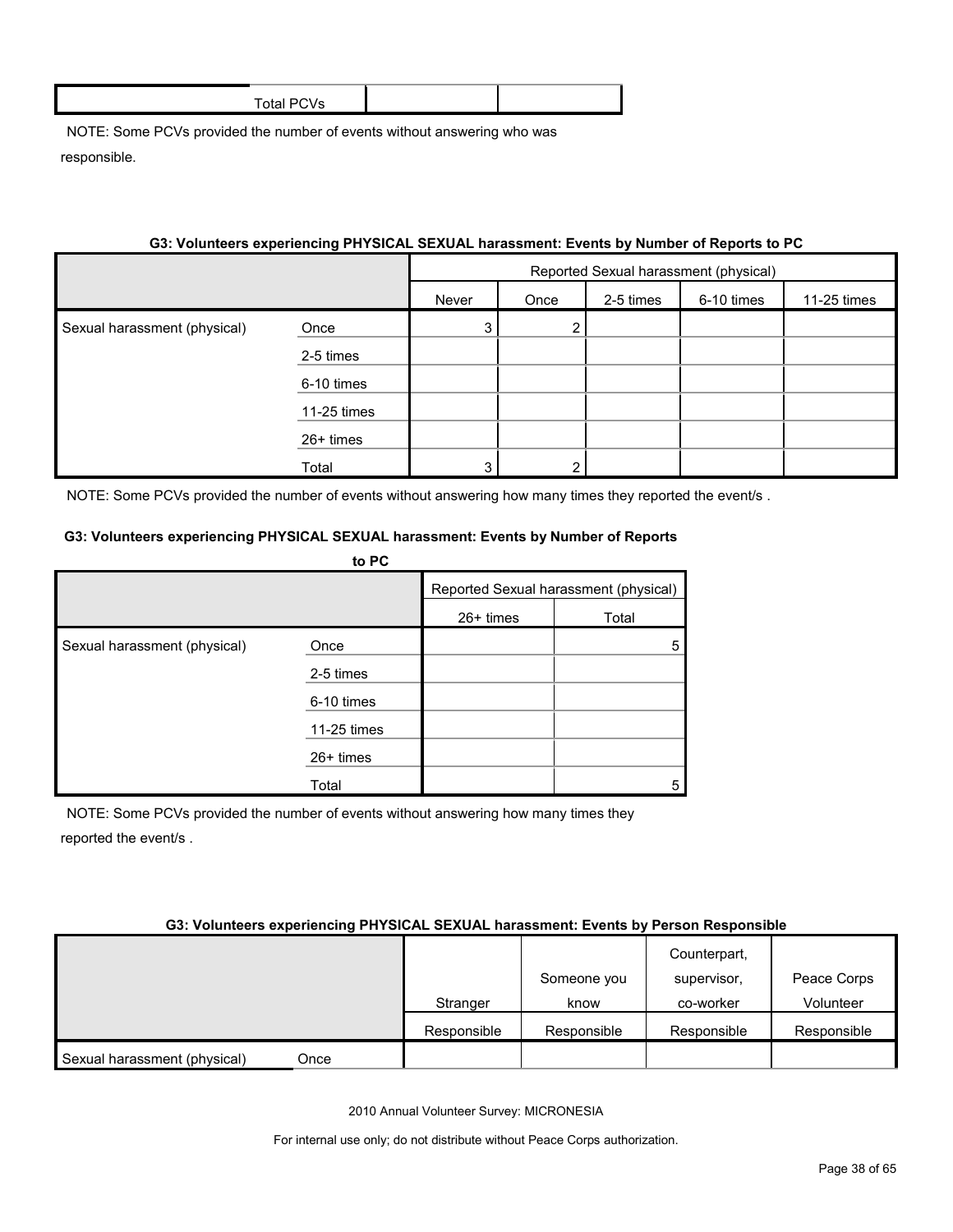| Total PCVs | | |
|---|---|---|

NOTE: Some PCVs provided the number of events without answering who was responsible.

**G3: Volunteers experiencing PHYSICAL SEXUAL harassment: Events by Number of Reports to PC**

| | | Reported Sexual harassment (physical) | | | | |
|---|---|---|---|---|---|---|
| | | Never | Once | 2-5 times | 6-10 times | 11-25 times |
| Sexual harassment (physical) | Once | 3 | 2 | | | |
| | 2-5 times | | | | | |
| | 6-10 times | | | | | |
| | 11-25 times | | | | | |
| | 26+ times | | | | | |
| | Total | 3 | 2 | | | |

NOTE: Some PCVs provided the number of events without answering how many times they reported the event/s .

**G3: Volunteers experiencing PHYSICAL SEXUAL harassment: Events by Number of Reports to PC**

| | | Reported Sexual harassment (physical) | |
|---|---|---|---|
| | | 26+ times | Total |
| Sexual harassment (physical) | Once | | 5 |
| | 2-5 times | | |
| | 6-10 times | | |
| | 11-25 times | | |
| | 26+ times | | |
| | Total | | 5 |

NOTE: Some PCVs provided the number of events without answering how many times they reported the event/s .

**G3: Volunteers experiencing PHYSICAL SEXUAL harassment: Events by Person Responsible**

| | | Stranger | Someone you know | Counterpart, supervisor, co-worker | Peace Corps Volunteer |
|---|---|---|---|---|---|
| | | Responsible | Responsible | Responsible | Responsible |
| Sexual harassment (physical) | Once | | | | |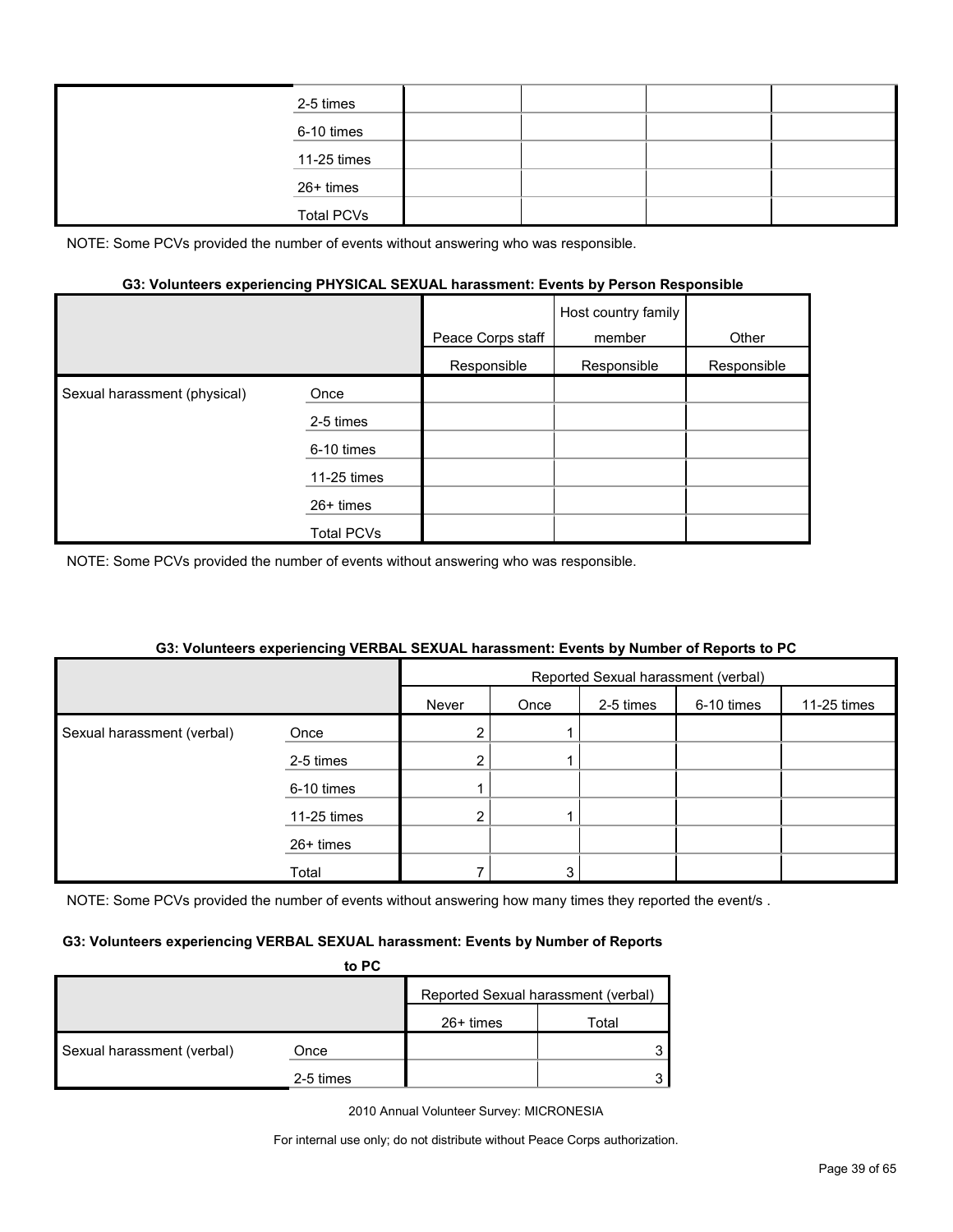| | | | | | |
|---|---|---|---|---|---|
| | 2-5 times | | | | |
| | 6-10 times | | | | |
| | 11-25 times | | | | |
| | 26+ times | | | | |
| | Total PCVs | | | | |

NOTE: Some PCVs provided the number of events without answering who was responsible.

**G3: Volunteers experiencing PHYSICAL SEXUAL harassment: Events by Person Responsible**

| | | Peace Corps staff | Host country family member | Other |
|---|---|---|---|---|
| | | Responsible | Responsible | Responsible |
| Sexual harassment (physical) | Once | | | |
| | 2-5 times | | | |
| | 6-10 times | | | |
| | 11-25 times | | | |
| | 26+ times | | | |
| | Total PCVs | | | |

NOTE: Some PCVs provided the number of events without answering who was responsible.

**G3: Volunteers experiencing VERBAL SEXUAL harassment: Events by Number of Reports to PC**

| | | Reported Sexual harassment (verbal) | | | | | | |
|---|---|---|---|---|---|---|---|---|
| | | Never | Once | 2-5 times | 6-10 times | 11-25 times | 26+ times | Total |
| Sexual harassment (verbal) | Once | 2 | 1 | | | | | 3 |
| | 2-5 times | 2 | 1 | | | | | 3 |
| | 6-10 times | 1 | | | | | | |
| | 11-25 times | 2 | 1 | | | | | |
| | 26+ times | | | | | | | |
| | Total | 7 | 3 | | | | | |

NOTE: Some PCVs provided the number of events without answering how many times they reported the event/s .

2010 Annual Volunteer Survey: MICRONESIA

For internal use only; do not distribute without Peace Corps authorization.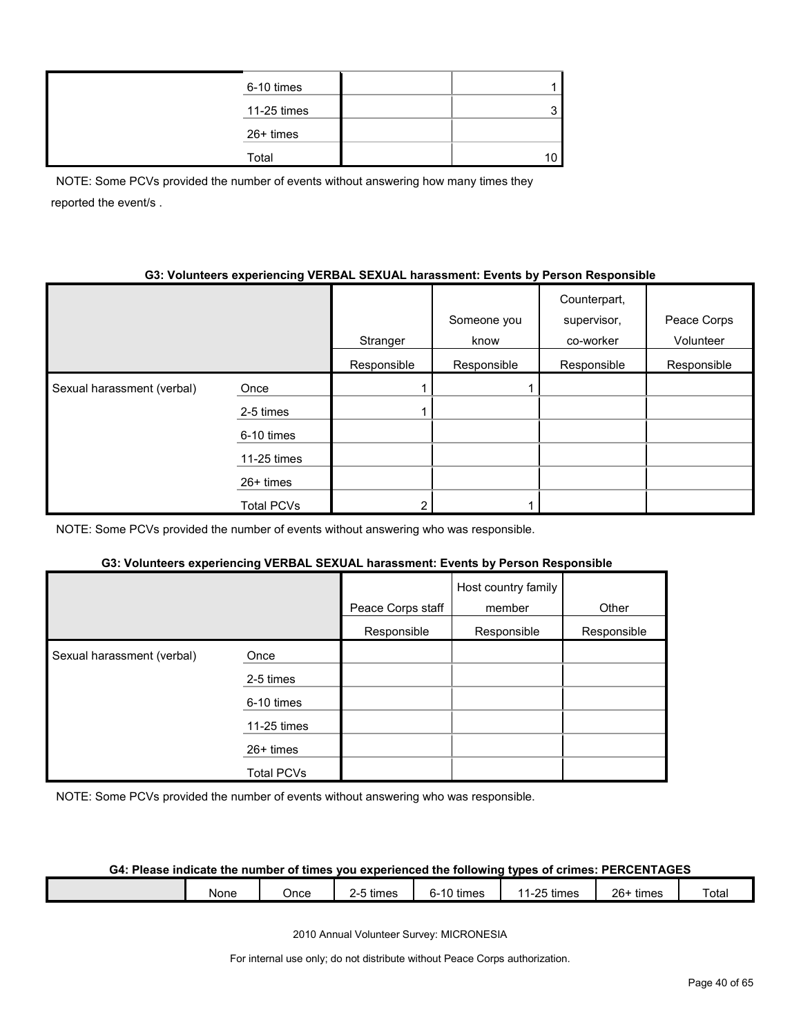| | | | |
|---|---|---|---|
| | 6-10 times | | 1 |
| | 11-25 times | | 3 |
| | 26+ times | | |
| | Total | | 10 |

NOTE: Some PCVs provided the number of events without answering how many times they reported the event/s .

**G3: Volunteers experiencing VERBAL SEXUAL harassment: Events by Person Responsible**

| | | Stranger | Someone you know | Counterpart, supervisor, co-worker | Peace Corps Volunteer |
|---|---|---|---|---|---|
| | | Responsible | Responsible | Responsible | Responsible |
| Sexual harassment (verbal) | Once | 1 | 1 | | |
| | 2-5 times | 1 | | | |
| | 6-10 times | | | | |
| | 11-25 times | | | | |
| | 26+ times | | | | |
| | Total PCVs | 2 | 1 | | |

NOTE: Some PCVs provided the number of events without answering who was responsible.

**G3: Volunteers experiencing VERBAL SEXUAL harassment: Events by Person Responsible**

| | | Peace Corps staff | Host country family member | Other |
|---|---|---|---|---|
| | | Responsible | Responsible | Responsible |
| Sexual harassment (verbal) | Once | | | |
| | 2-5 times | | | |
| | 6-10 times | | | |
| | 11-25 times | | | |
| | 26+ times | | | |
| | Total PCVs | | | |

NOTE: Some PCVs provided the number of events without answering who was responsible.

**G4: Please indicate the number of times you experienced the following types of crimes: PERCENTAGES**

| | None | Once | 2-5 times | 6-10 times | 11-25 times | 26+ times | Total |
|---|---|---|---|---|---|---|---|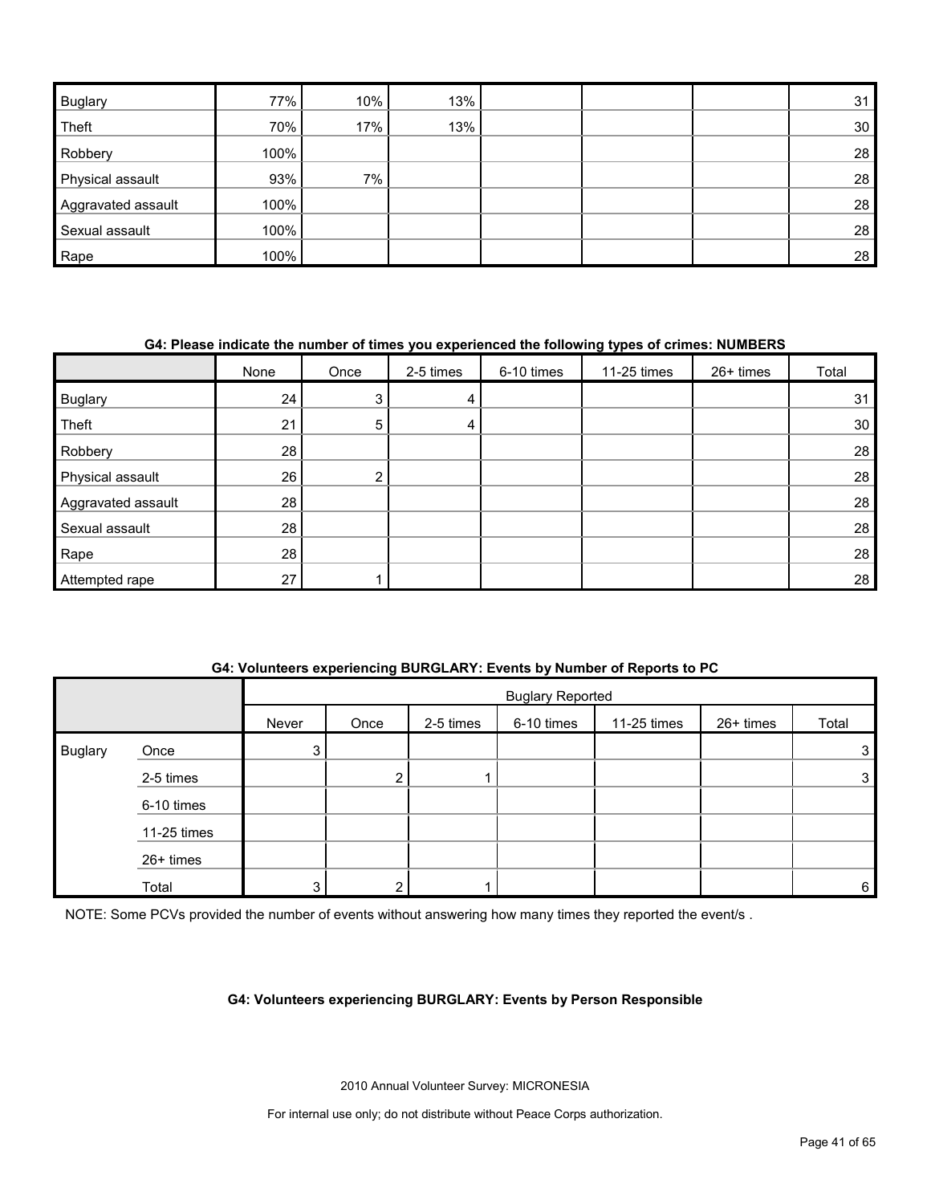| | | | | | | | |
|---|---|---|---|---|---|---|---|
| Buglary | 77% | 10% | 13% | | | | 31 |
| Theft | 70% | 17% | 13% | | | | 30 |
| Robbery | 100% | | | | | | 28 |
| Physical assault | 93% | 7% | | | | | 28 |
| Aggravated assault | 100% | | | | | | 28 |
| Sexual assault | 100% | | | | | | 28 |
| Rape | 100% | | | | | | 28 |

**G4: Please indicate the number of times you experienced the following types of crimes: NUMBERS**

| | None | Once | 2-5 times | 6-10 times | 11-25 times | 26+ times | Total |
|---|---|---|---|---|---|---|---|
| Buglary | 24 | 3 | 4 | | | | 31 |
| Theft | 21 | 5 | 4 | | | | 30 |
| Robbery | 28 | | | | | | 28 |
| Physical assault | 26 | 2 | | | | | 28 |
| Aggravated assault | 28 | | | | | | 28 |
| Sexual assault | 28 | | | | | | 28 |
| Rape | 28 | | | | | | 28 |
| Attempted rape | 27 | 1 | | | | | 28 |

**G4: Volunteers experiencing BURGLARY: Events by Number of Reports to PC**

| | | Buglary Reported | | | | | | |
|---|---|---|---|---|---|---|---|---|
| | | Never | Once | 2-5 times | 6-10 times | 11-25 times | 26+ times | Total |
| Buglary | Once | 3 | | | | | | 3 |
| | 2-5 times | | 2 | 1 | | | | 3 |
| | 6-10 times | | | | | | | |
| | 11-25 times | | | | | | | |
| | 26+ times | | | | | | | |
| | Total | 3 | 2 | 1 | | | | 6 |

NOTE: Some PCVs provided the number of events without answering how many times they reported the event/s .

**G4: Volunteers experiencing BURGLARY: Events by Person Responsible**

2010 Annual Volunteer Survey: MICRONESIA

For internal use only; do not distribute without Peace Corps authorization.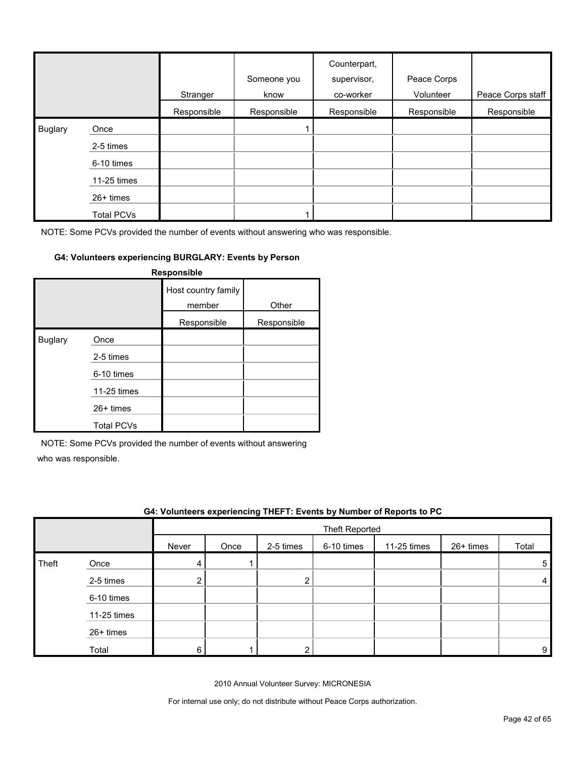| | | Stranger | Someone you know | Counterpart, supervisor, co-worker | Peace Corps Volunteer | Peace Corps staff |
|---|---|---|---|---|---|---|
| | | Responsible | Responsible | Responsible | Responsible | Responsible |
| Buglary | Once | | 1 | | | |
| | 2-5 times | | | | | |
| | 6-10 times | | | | | |
| | 11-25 times | | | | | |
| | 26+ times | | | | | |
| | Total PCVs | | 1 | | | |

NOTE: Some PCVs provided the number of events without answering who was responsible.

**G4: Volunteers experiencing BURGLARY: Events by Person Responsible**

| | | Host country family member | Other |
|---|---|---|---|
| | | Responsible | Responsible |
| Buglary | Once | | |
| | 2-5 times | | |
| | 6-10 times | | |
| | 11-25 times | | |
| | 26+ times | | |
| | Total PCVs | | |

NOTE: Some PCVs provided the number of events without answering who was responsible.

**G4: Volunteers experiencing THEFT: Events by Number of Reports to PC**

| | | Theft Reported | | | | | | |
|---|---|---|---|---|---|---|---|---|
| | | Never | Once | 2-5 times | 6-10 times | 11-25 times | 26+ times | Total |
| Theft | Once | 4 | 1 | | | | | 5 |
| | 2-5 times | 2 | | 2 | | | | 4 |
| | 6-10 times | | | | | | | |
| | 11-25 times | | | | | | | |
| | 26+ times | | | | | | | |
| | Total | 6 | 1 | 2 | | | | 9 |

2010 Annual Volunteer Survey: MICRONESIA

For internal use only; do not distribute without Peace Corps authorization.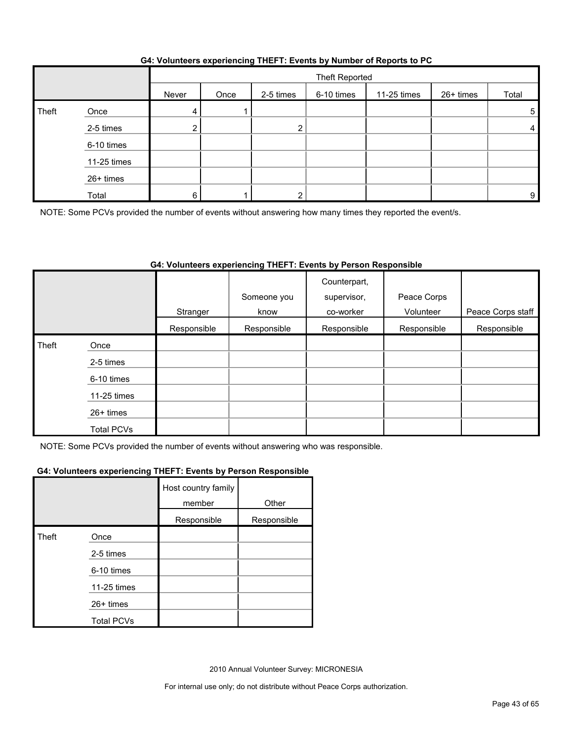**G4: Volunteers experiencing THEFT: Events by Number of Reports to PC**

| | | Theft Reported | | | | | | |
|---|---|---|---|---|---|---|---|---|
| | | Never | Once | 2-5 times | 6-10 times | 11-25 times | 26+ times | Total |
| Theft | Once | 4 | 1 | | | | | 5 |
| | 2-5 times | 2 | | 2 | | | | 4 |
| | 6-10 times | | | | | | | |
| | 11-25 times | | | | | | | |
| | 26+ times | | | | | | | |
| | Total | 6 | 1 | 2 | | | | 9 |

NOTE: Some PCVs provided the number of events without answering how many times they reported the event/s.

**G4: Volunteers experiencing THEFT: Events by Person Responsible**

| | | Stranger | Someone you know | Counterpart, supervisor, co-worker | Peace Corps Volunteer | Peace Corps staff | Host country family member | Other |
|---|---|---|---|---|---|---|---|---|
| | | Responsible | Responsible | Responsible | Responsible | Responsible | Responsible | Responsible |
| Theft | Once | | | | | | | |
| | 2-5 times | | | | | | | |
| | 6-10 times | | | | | | | |
| | 11-25 times | | | | | | | |
| | 26+ times | | | | | | | |
| | Total PCVs | | | | | | | |

NOTE: Some PCVs provided the number of events without answering who was responsible.

2010 Annual Volunteer Survey: MICRONESIA

For internal use only; do not distribute without Peace Corps authorization.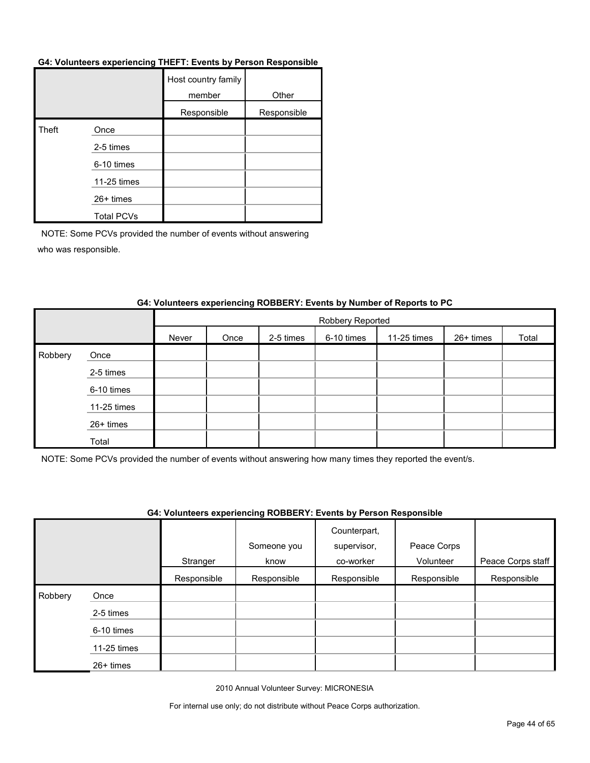**G4: Volunteers experiencing THEFT: Events by Person Responsible**

| | | Host country family member | Other |
|---|---|---|---|
| | | Responsible | Responsible |
| Theft | Once | | |
| | 2-5 times | | |
| | 6-10 times | | |
| | 11-25 times | | |
| | 26+ times | | |
| | Total PCVs | | |

NOTE: Some PCVs provided the number of events without answering who was responsible.

**G4: Volunteers experiencing ROBBERY: Events by Number of Reports to PC**

| | | Robbery Reported | | | | | | |
|---|---|---|---|---|---|---|---|---|
| | | Never | Once | 2-5 times | 6-10 times | 11-25 times | 26+ times | Total |
| Robbery | Once | | | | | | | |
| | 2-5 times | | | | | | | |
| | 6-10 times | | | | | | | |
| | 11-25 times | | | | | | | |
| | 26+ times | | | | | | | |
| | Total | | | | | | | |

NOTE: Some PCVs provided the number of events without answering how many times they reported the event/s.

**G4: Volunteers experiencing ROBBERY: Events by Person Responsible**

| | | Stranger | Someone you know | Counterpart, supervisor, co-worker | Peace Corps Volunteer | Peace Corps staff |
|---|---|---|---|---|---|---|
| | | Responsible | Responsible | Responsible | Responsible | Responsible |
| Robbery | Once | | | | | |
| | 2-5 times | | | | | |
| | 6-10 times | | | | | |
| | 11-25 times | | | | | |
| | 26+ times | | | | | |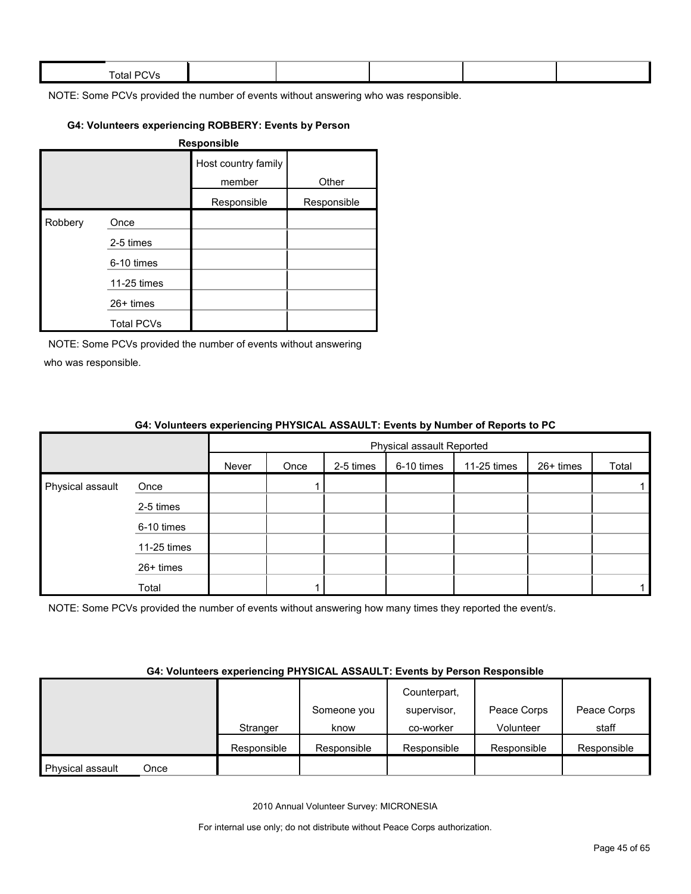| | Total PCVs | | | | | |
|---|---|---|---|---|---|---|

NOTE: Some PCVs provided the number of events without answering who was responsible.

**G4: Volunteers experiencing ROBBERY: Events by Person Responsible**

| | | Host country family member | Other |
|---|---|---|---|
| | | Responsible | Responsible |
| Robbery | Once | | |
| | 2-5 times | | |
| | 6-10 times | | |
| | 11-25 times | | |
| | 26+ times | | |
| | Total PCVs | | |

NOTE: Some PCVs provided the number of events without answering who was responsible.

**G4: Volunteers experiencing PHYSICAL ASSAULT: Events by Number of Reports to PC**

| | | Physical assault Reported | | | | | | |
|---|---|---|---|---|---|---|---|---|
| | | Never | Once | 2-5 times | 6-10 times | 11-25 times | 26+ times | Total |
| Physical assault | Once | | 1 | | | | | 1 |
| | 2-5 times | | | | | | | |
| | 6-10 times | | | | | | | |
| | 11-25 times | | | | | | | |
| | 26+ times | | | | | | | |
| | Total | | 1 | | | | | 1 |

NOTE: Some PCVs provided the number of events without answering how many times they reported the event/s.

**G4: Volunteers experiencing PHYSICAL ASSAULT: Events by Person Responsible**

| | | Stranger | Someone you know | Counterpart, supervisor, co-worker | Peace Corps Volunteer | Peace Corps staff |
|---|---|---|---|---|---|---|
| | | Responsible | Responsible | Responsible | Responsible | Responsible |
| Physical assault | Once | | | | | |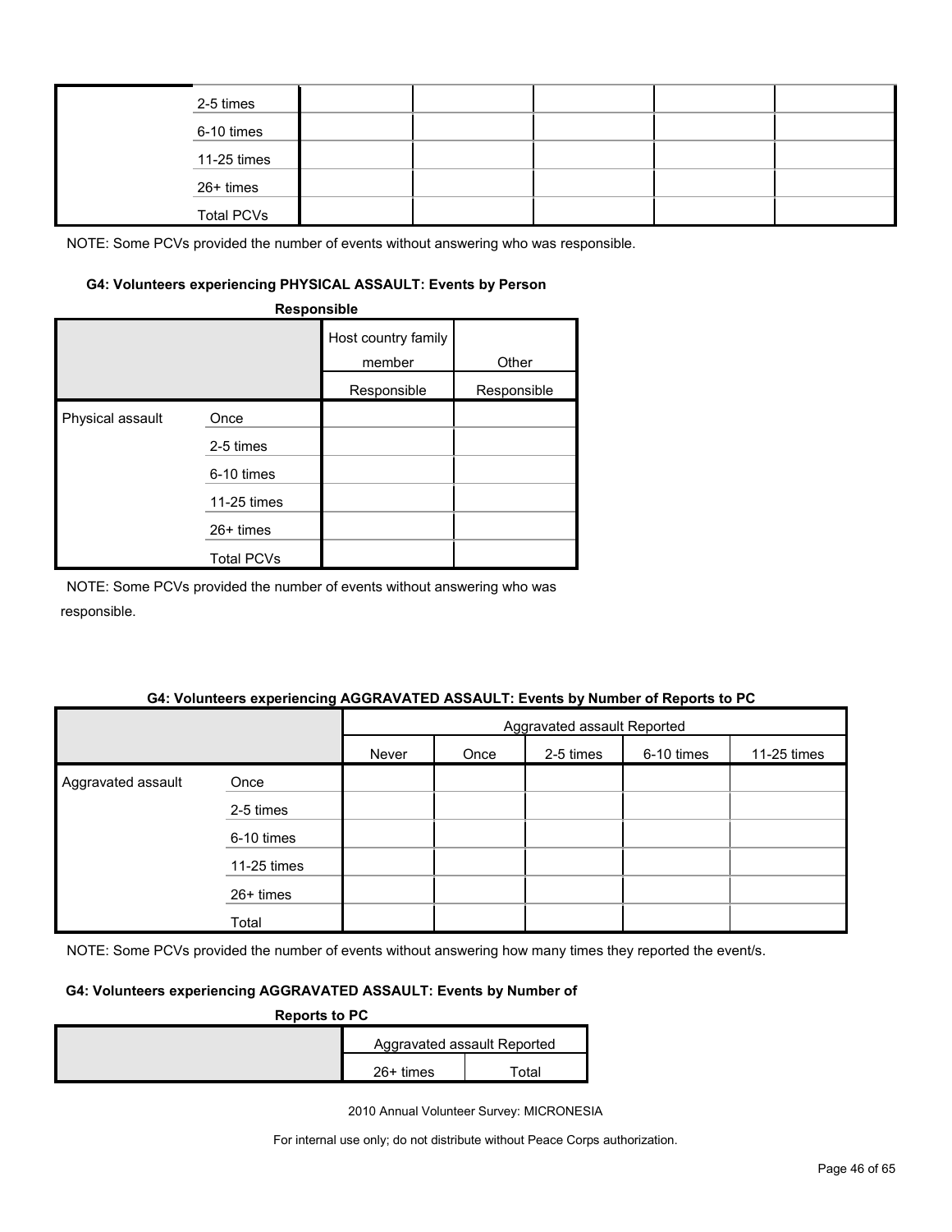| | | | | | | |
|---|---|---|---|---|---|---|
| | 2-5 times | | | | | |
| | 6-10 times | | | | | |
| | 11-25 times | | | | | |
| | 26+ times | | | | | |
| | Total PCVs | | | | | |

NOTE: Some PCVs provided the number of events without answering who was responsible.

#### G4: Volunteers experiencing PHYSICAL ASSAULT: Events by Person Responsible

| | | Host country family member | Other |
|---|---|---|---|
| | | Responsible | Responsible |
| Physical assault | Once | | |
| | 2-5 times | | |
| | 6-10 times | | |
| | 11-25 times | | |
| | 26+ times | | |
| | Total PCVs | | |

NOTE: Some PCVs provided the number of events without answering who was responsible.

#### G4: Volunteers experiencing AGGRAVATED ASSAULT: Events by Number of Reports to PC

| | | Aggravated assault Reported | | | | | | |
|---|---|---|---|---|---|---|---|---|
| | | Never | Once | 2-5 times | 6-10 times | 11-25 times | 26+ times | Total |
| Aggravated assault | Once | | | | | | | |
| | 2-5 times | | | | | | | |
| | 6-10 times | | | | | | | |
| | 11-25 times | | | | | | | |
| | 26+ times | | | | | | | |
| | Total | | | | | | | |

NOTE: Some PCVs provided the number of events without answering how many times they reported the event/s.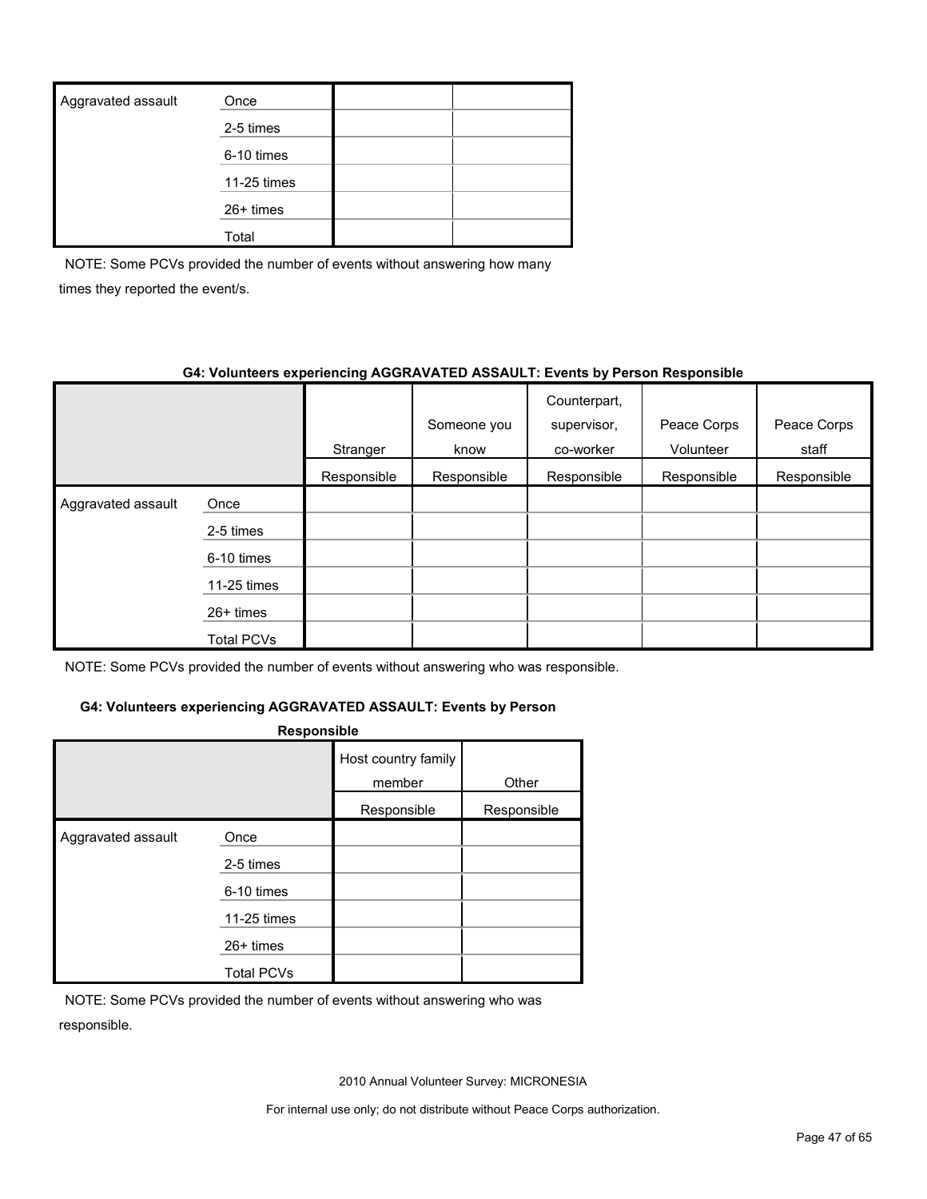| | | | |
|---|---|---|---|
| Aggravated assault | Once | | |
| | 2-5 times | | |
| | 6-10 times | | |
| | 11-25 times | | |
| | 26+ times | | |
| | Total | | |

NOTE: Some PCVs provided the number of events without answering how many times they reported the event/s.

**G4: Volunteers experiencing AGGRAVATED ASSAULT: Events by Person Responsible**

| | | Stranger | Someone you know | Counterpart, supervisor, co-worker | Peace Corps Volunteer | Peace Corps staff |
|---|---|---|---|---|---|---|
| | | Responsible | Responsible | Responsible | Responsible | Responsible |
| Aggravated assault | Once | | | | | |
| | 2-5 times | | | | | |
| | 6-10 times | | | | | |
| | 11-25 times | | | | | |
| | 26+ times | | | | | |
| | Total PCVs | | | | | |

NOTE: Some PCVs provided the number of events without answering who was responsible.

**G4: Volunteers experiencing AGGRAVATED ASSAULT: Events by Person Responsible**

| | | Host country family member | Other |
|---|---|---|---|
| | | Responsible | Responsible |
| Aggravated assault | Once | | |
| | 2-5 times | | |
| | 6-10 times | | |
| | 11-25 times | | |
| | 26+ times | | |
| | Total PCVs | | |

NOTE: Some PCVs provided the number of events without answering who was responsible.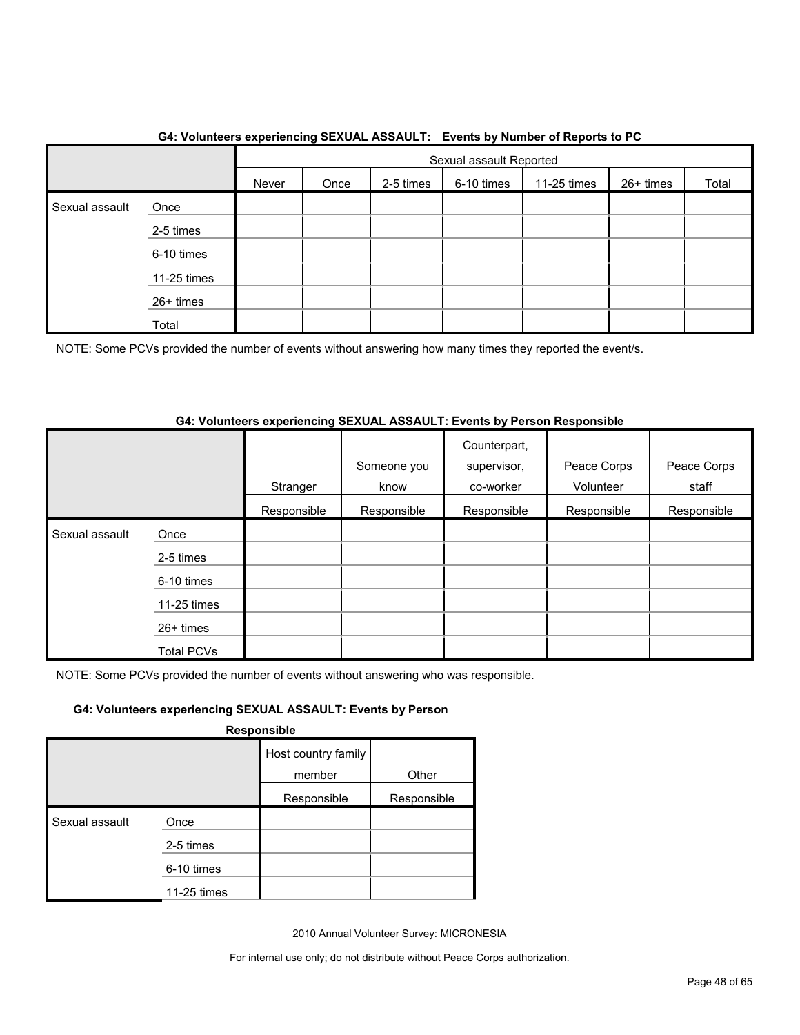**G4: Volunteers experiencing SEXUAL ASSAULT: Events by Number of Reports to PC**

| | | Sexual assault Reported | | | | | | |
|---|---|---|---|---|---|---|---|---|
| | | Never | Once | 2-5 times | 6-10 times | 11-25 times | 26+ times | Total |
| Sexual assault | Once | | | | | | | |
| | 2-5 times | | | | | | | |
| | 6-10 times | | | | | | | |
| | 11-25 times | | | | | | | |
| | 26+ times | | | | | | | |
| | Total | | | | | | | |

NOTE: Some PCVs provided the number of events without answering how many times they reported the event/s.

**G4: Volunteers experiencing SEXUAL ASSAULT: Events by Person Responsible**

| | | Stranger | Someone you know | Counterpart, supervisor, co-worker | Peace Corps Volunteer | Peace Corps staff |
|---|---|---|---|---|---|---|
| | | Responsible | Responsible | Responsible | Responsible | Responsible |
| Sexual assault | Once | | | | | |
| | 2-5 times | | | | | |
| | 6-10 times | | | | | |
| | 11-25 times | | | | | |
| | 26+ times | | | | | |
| | Total PCVs | | | | | |

NOTE: Some PCVs provided the number of events without answering who was responsible.

**G4: Volunteers experiencing SEXUAL ASSAULT: Events by Person Responsible**

| | | Host country family member | Other |
|---|---|---|---|
| | | Responsible | Responsible |
| Sexual assault | Once | | |
| | 2-5 times | | |
| | 6-10 times | | |
| | 11-25 times | | |

2010 Annual Volunteer Survey: MICRONESIA

For internal use only; do not distribute without Peace Corps authorization.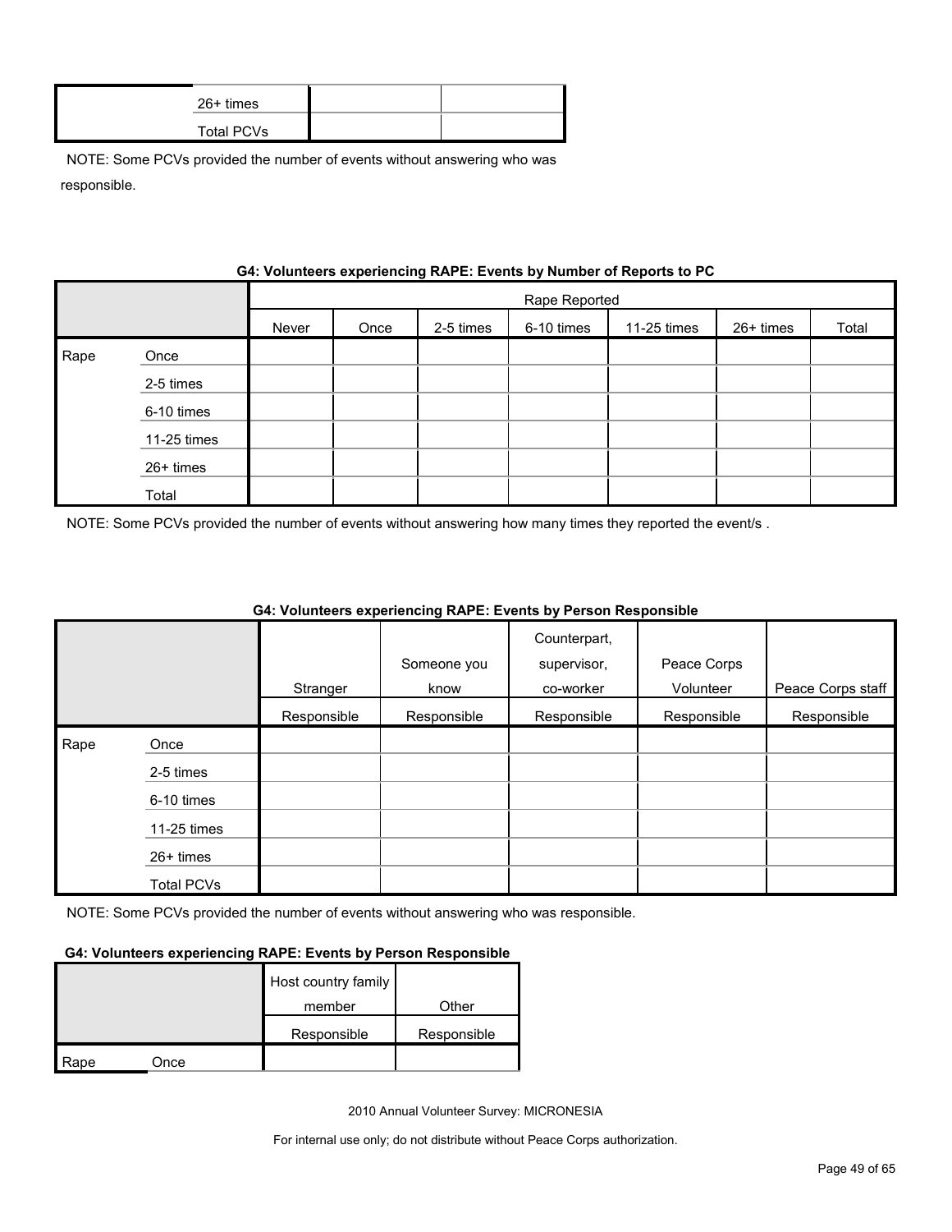| | | | |
|---|---|---|---|
| | 26+ times | | |
| | Total PCVs | | |

NOTE: Some PCVs provided the number of events without answering who was responsible.

**G4: Volunteers experiencing RAPE: Events by Number of Reports to PC**

| | | Rape Reported | | | | | | |
|---|---|---|---|---|---|---|---|---|
| | | Never | Once | 2-5 times | 6-10 times | 11-25 times | 26+ times | Total |
| Rape | Once | | | | | | | |
| | 2-5 times | | | | | | | |
| | 6-10 times | | | | | | | |
| | 11-25 times | | | | | | | |
| | 26+ times | | | | | | | |
| | Total | | | | | | | |

NOTE: Some PCVs provided the number of events without answering how many times they reported the event/s .

**G4: Volunteers experiencing RAPE: Events by Person Responsible**

| | | Stranger | Someone you know | Counterpart, supervisor, co-worker | Peace Corps Volunteer | Peace Corps staff |
|---|---|---|---|---|---|---|
| | | Responsible | Responsible | Responsible | Responsible | Responsible |
| Rape | Once | | | | | |
| | 2-5 times | | | | | |
| | 6-10 times | | | | | |
| | 11-25 times | | | | | |
| | 26+ times | | | | | |
| | Total PCVs | | | | | |

NOTE: Some PCVs provided the number of events without answering who was responsible.

**G4: Volunteers experiencing RAPE: Events by Person Responsible**

| | | Host country family member | Other |
|---|---|---|---|
| | | Responsible | Responsible |
| Rape | Once | | |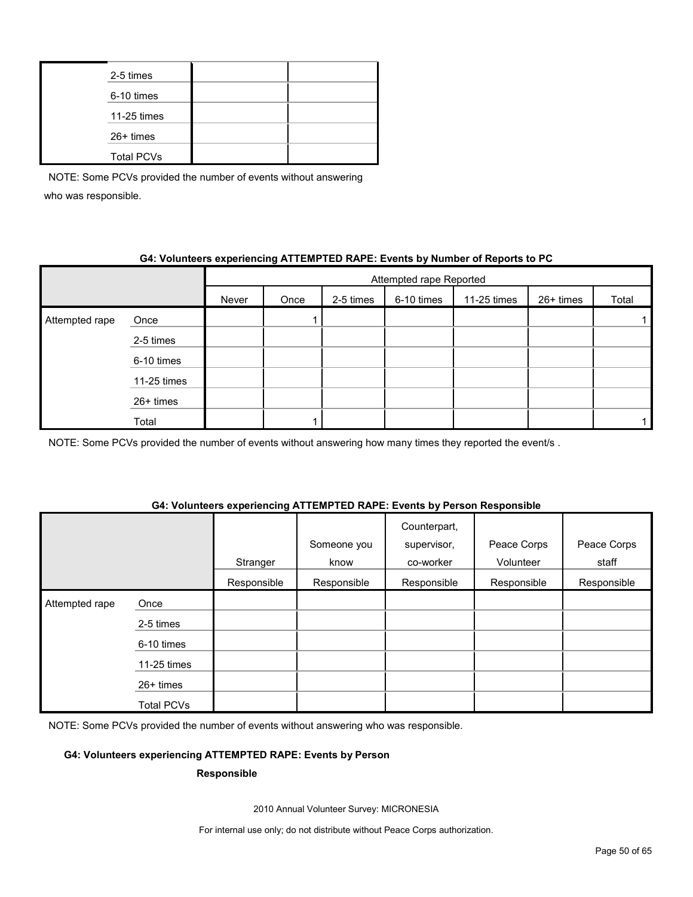| | | | |
|---|---|---|---|
| | 2-5 times | | |
| | 6-10 times | | |
| | 11-25 times | | |
| | 26+ times | | |
| | Total PCVs | | |

NOTE: Some PCVs provided the number of events without answering who was responsible.

**G4: Volunteers experiencing ATTEMPTED RAPE: Events by Number of Reports to PC**

| | | Attempted rape Reported | | | | | | |
|---|---|---|---|---|---|---|---|---|
| | | Never | Once | 2-5 times | 6-10 times | 11-25 times | 26+ times | Total |
| Attempted rape | Once | | 1 | | | | | 1 |
| | 2-5 times | | | | | | | |
| | 6-10 times | | | | | | | |
| | 11-25 times | | | | | | | |
| | 26+ times | | | | | | | |
| | Total | | 1 | | | | | 1 |

NOTE: Some PCVs provided the number of events without answering how many times they reported the event/s .

**G4: Volunteers experiencing ATTEMPTED RAPE: Events by Person Responsible**

| | | Stranger | Someone you know | Counterpart, supervisor, co-worker | Peace Corps Volunteer | Peace Corps staff |
|---|---|---|---|---|---|---|
| | | Responsible | Responsible | Responsible | Responsible | Responsible |
| Attempted rape | Once | | | | | |
| | 2-5 times | | | | | |
| | 6-10 times | | | | | |
| | 11-25 times | | | | | |
| | 26+ times | | | | | |
| | Total PCVs | | | | | |

NOTE: Some PCVs provided the number of events without answering who was responsible.

**G4: Volunteers experiencing ATTEMPTED RAPE: Events by Person Responsible**

2010 Annual Volunteer Survey: MICRONESIA

For internal use only; do not distribute without Peace Corps authorization.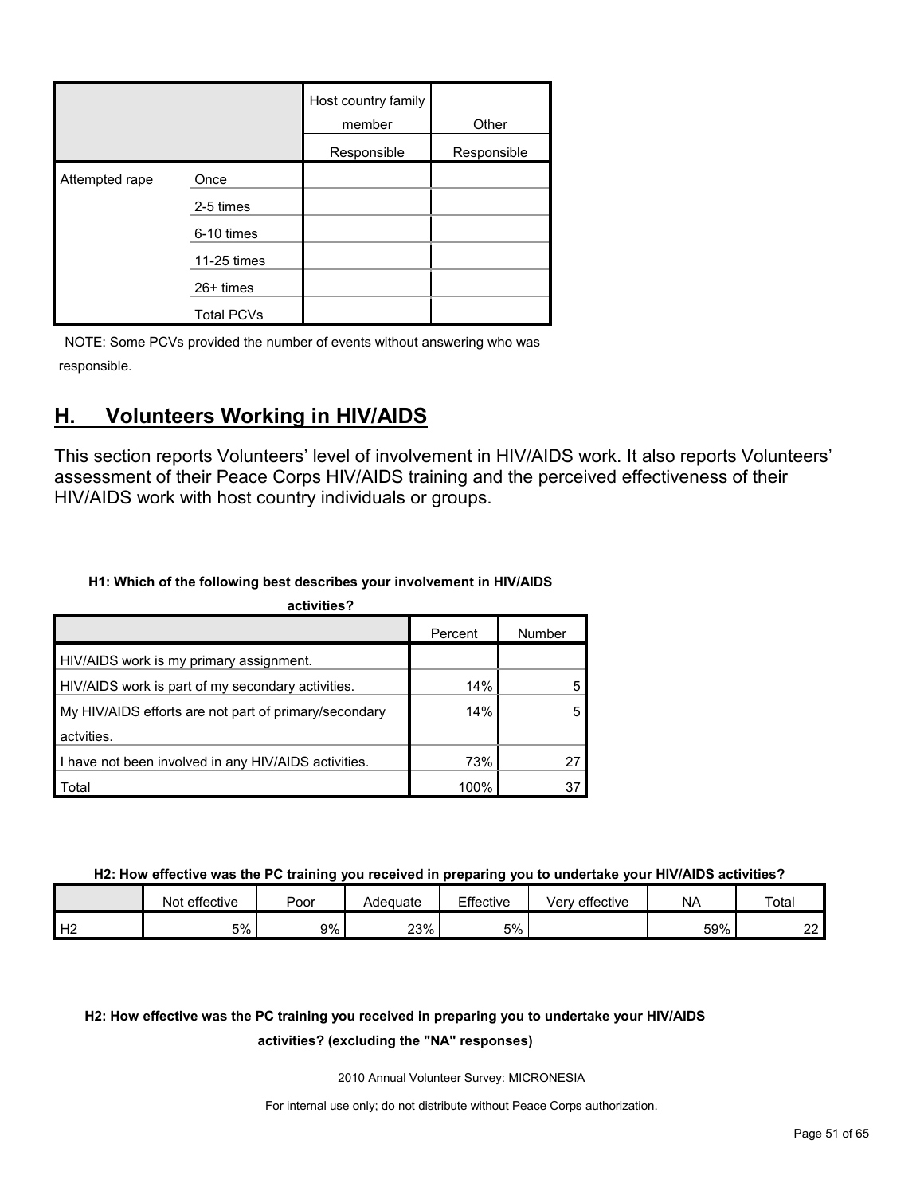| | | Host country family member | Other |
|---|---|---|---|
| | | Responsible | Responsible |
| Attempted rape | Once | | |
| | 2-5 times | | |
| | 6-10 times | | |
| | 11-25 times | | |
| | 26+ times | | |
| | Total PCVs | | |

NOTE: Some PCVs provided the number of events without answering who was responsible.

## H. Volunteers Working in HIV/AIDS

This section reports Volunteers' level of involvement in HIV/AIDS work. It also reports Volunteers' assessment of their Peace Corps HIV/AIDS training and the perceived effectiveness of their HIV/AIDS work with host country individuals or groups.

**H1: Which of the following best describes your involvement in HIV/AIDS activities?**

| | Percent | Number |
|---|---|---|
| HIV/AIDS work is my primary assignment. | | |
| HIV/AIDS work is part of my secondary activities. | 14% | 5 |
| My HIV/AIDS efforts are not part of primary/secondary actvities. | 14% | 5 |
| I have not been involved in any HIV/AIDS activities. | 73% | 27 |
| Total | 100% | 37 |

**H2: How effective was the PC training you received in preparing you to undertake your HIV/AIDS activities?**

| | Not effective | Poor | Adequate | Effective | Very effective | NA | Total |
|---|---|---|---|---|---|---|---|
| H2 | 5% | 9% | 23% | 5% | | 59% | 22 |

**H2: How effective was the PC training you received in preparing you to undertake your HIV/AIDS activities? (excluding the "NA" responses)**

2010 Annual Volunteer Survey: MICRONESIA

For internal use only; do not distribute without Peace Corps authorization.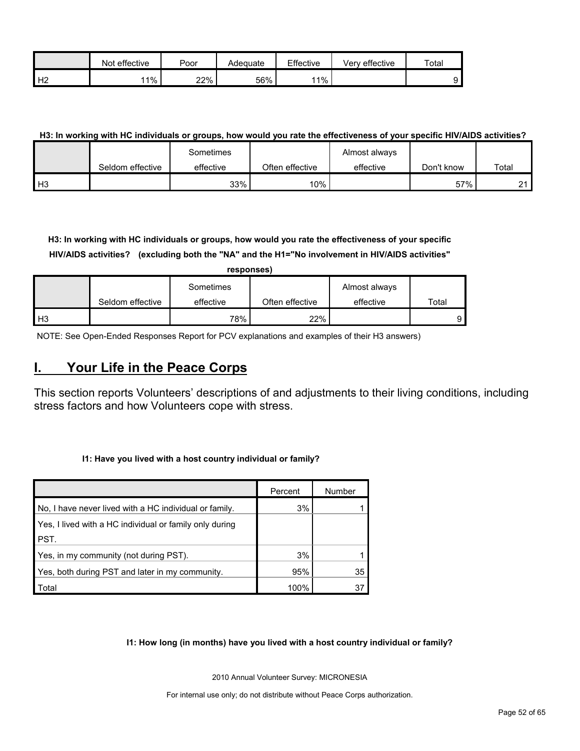| | Not effective | Poor | Adequate | Effective | Very effective | Total |
|---|---|---|---|---|---|---|
| H2 | 11% | 22% | 56% | 11% | | 9 |

**H3: In working with HC individuals or groups, how would you rate the effectiveness of your specific HIV/AIDS activities?**

| | Seldom effective | Sometimes effective | Often effective | Almost always effective | Don't know | Total |
|---|---|---|---|---|---|---|
| H3 | | 33% | 10% | | 57% | 21 |

**H3: In working with HC individuals or groups, how would you rate the effectiveness of your specific HIV/AIDS activities? (excluding both the "NA" and the H1="No involvement in HIV/AIDS activities" responses)**

| | Seldom effective | Sometimes effective | Often effective | Almost always effective | Total |
|---|---|---|---|---|---|
| H3 | | 78% | 22% | | 9 |

NOTE: See Open-Ended Responses Report for PCV explanations and examples of their H3 answers)

# I. Your Life in the Peace Corps

This section reports Volunteers' descriptions of and adjustments to their living conditions, including stress factors and how Volunteers cope with stress.

**I1: Have you lived with a host country individual or family?**

| | Percent | Number |
|---|---|---|
| No, I have never lived with a HC individual or family. | 3% | 1 |
| Yes, I lived with a HC individual or family only during PST. | | |
| Yes, in my community (not during PST). | 3% | 1 |
| Yes, both during PST and later in my community. | 95% | 35 |
| Total | 100% | 37 |

**I1: How long (in months) have you lived with a host country individual or family?**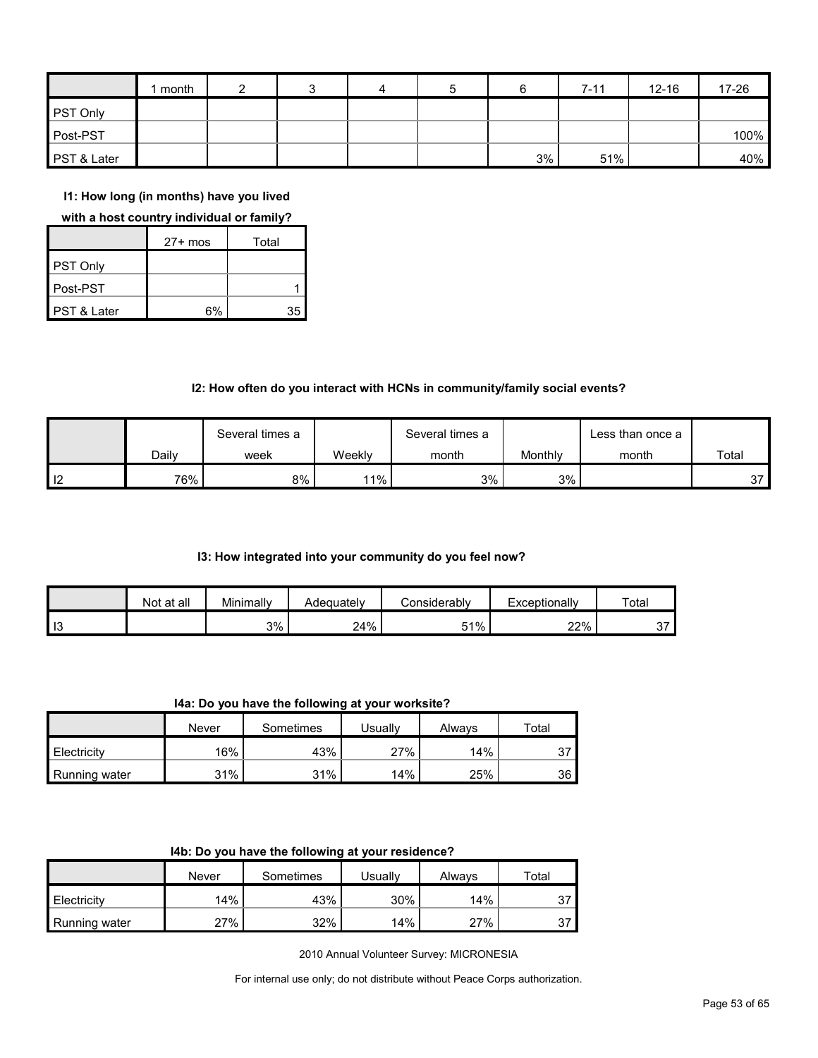| | 1 month | 2 | 3 | 4 | 5 | 6 | 7-11 | 12-16 | 17-26 |
|---|---|---|---|---|---|---|---|---|---|
| PST Only | | | | | | | | | |
| Post-PST | | | | | | | | | 100% |
| PST & Later | | | | | | 3% | 51% | | 40% |

**I1: How long (in months) have you lived with a host country individual or family?**

| | 27+ mos | Total |
|---|---|---|
| PST Only | | |
| Post-PST | | 1 |
| PST & Later | 6% | 35 |

**I2: How often do you interact with HCNs in community/family social events?**

| | Daily | Several times a week | Weekly | Several times a month | Monthly | Less than once a month | Total |
|---|---|---|---|---|---|---|---|
| I2 | 76% | 8% | 11% | 3% | 3% | | 37 |

**I3: How integrated into your community do you feel now?**

| | Not at all | Minimally | Adequately | Considerably | Exceptionally | Total |
|---|---|---|---|---|---|---|
| I3 | | 3% | 24% | 51% | 22% | 37 |

**I4a: Do you have the following at your worksite?**

| | Never | Sometimes | Usually | Always | Total |
|---|---|---|---|---|---|
| Electricity | 16% | 43% | 27% | 14% | 37 |
| Running water | 31% | 31% | 14% | 25% | 36 |

**I4b: Do you have the following at your residence?**

| | Never | Sometimes | Usually | Always | Total |
|---|---|---|---|---|---|
| Electricity | 14% | 43% | 30% | 14% | 37 |
| Running water | 27% | 32% | 14% | 27% | 37 |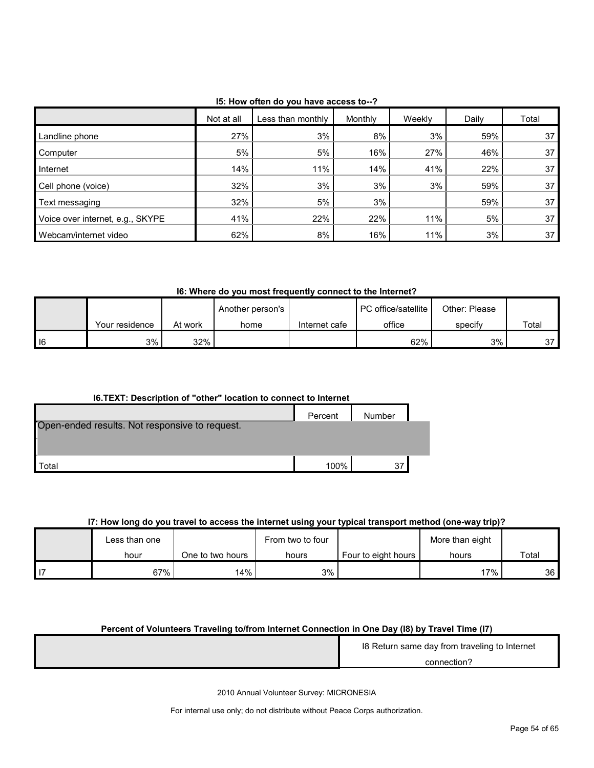**I5: How often do you have access to--?**

| | Not at all | Less than monthly | Monthly | Weekly | Daily | Total |
|---|---|---|---|---|---|---|
| Landline phone | 27% | 3% | 8% | 3% | 59% | 37 |
| Computer | 5% | 5% | 16% | 27% | 46% | 37 |
| Internet | 14% | 11% | 14% | 41% | 22% | 37 |
| Cell phone (voice) | 32% | 3% | 3% | 3% | 59% | 37 |
| Text messaging | 32% | 5% | 3% | | 59% | 37 |
| Voice over internet, e.g., SKYPE | 41% | 22% | 22% | 11% | 5% | 37 |
| Webcam/internet video | 62% | 8% | 16% | 11% | 3% | 37 |

**I6: Where do you most frequently connect to the Internet?**

| | Your residence | At work | Another person's home | Internet cafe | PC office/satellite office | Other: Please specify | Total |
|---|---|---|---|---|---|---|---|
| I6 | 3% | 32% | | | 62% | 3% | 37 |

**I6.TEXT: Description of "other" location to connect to Internet**

| | Percent | Number |
|---|---|---|
| Open-ended results. Not responsive to request. | | |
| Total | 100% | 37 |

**I7: How long do you travel to access the internet using your typical transport method (one-way trip)?**

| | Less than one hour | One to two hours | From two to four hours | Four to eight hours | More than eight hours | Total |
|---|---|---|---|---|---|---|
| I7 | 67% | 14% | 3% | | 17% | 36 |

**Percent of Volunteers Traveling to/from Internet Connection in One Day (I8) by Travel Time (I7)**

| | I8 Return same day from traveling to Internet connection? |
|---|---|

2010 Annual Volunteer Survey: MICRONESIA

For internal use only; do not distribute without Peace Corps authorization.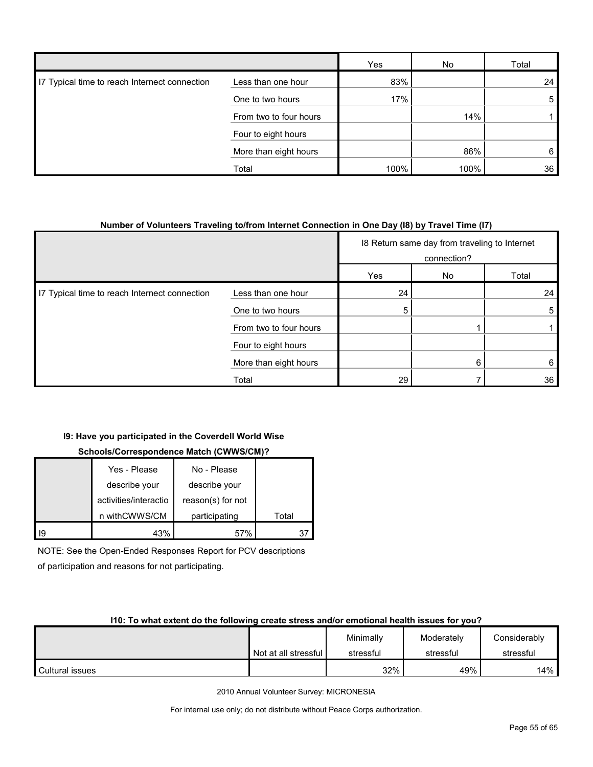| | | Yes | No | Total |
|---|---|---|---|---|
| I7 Typical time to reach Internet connection | Less than one hour | 83% | | 24 |
| | One to two hours | 17% | | 5 |
| | From two to four hours | | 14% | 1 |
| | Four to eight hours | | | |
| | More than eight hours | | 86% | 6 |
| | Total | 100% | 100% | 36 |

**Number of Volunteers Traveling to/from Internet Connection in One Day (I8) by Travel Time (I7)**

| | | I8 Return same day from traveling to Internet connection? | | |
|---|---|---|---|---|
| | | Yes | No | Total |
| I7 Typical time to reach Internet connection | Less than one hour | 24 | | 24 |
| | One to two hours | 5 | | 5 |
| | From two to four hours | | 1 | 1 |
| | Four to eight hours | | | |
| | More than eight hours | | 6 | 6 |
| | Total | 29 | 7 | 36 |

**I9: Have you participated in the Coverdell World Wise Schools/Correspondence Match (CWWS/CM)?**

| | Yes - Please describe your activities/interaction withCWWS/CM | No - Please describe your reason(s) for not participating | Total |
|---|---|---|---|
| I9 | 43% | 57% | 37 |

NOTE: See the Open-Ended Responses Report for PCV descriptions of participation and reasons for not participating.

**I10: To what extent do the following create stress and/or emotional health issues for you?**

| | Not at all stressful | Minimally stressful | Moderately stressful | Considerably stressful |
|---|---|---|---|---|
| Cultural issues | | 32% | 49% | 14% |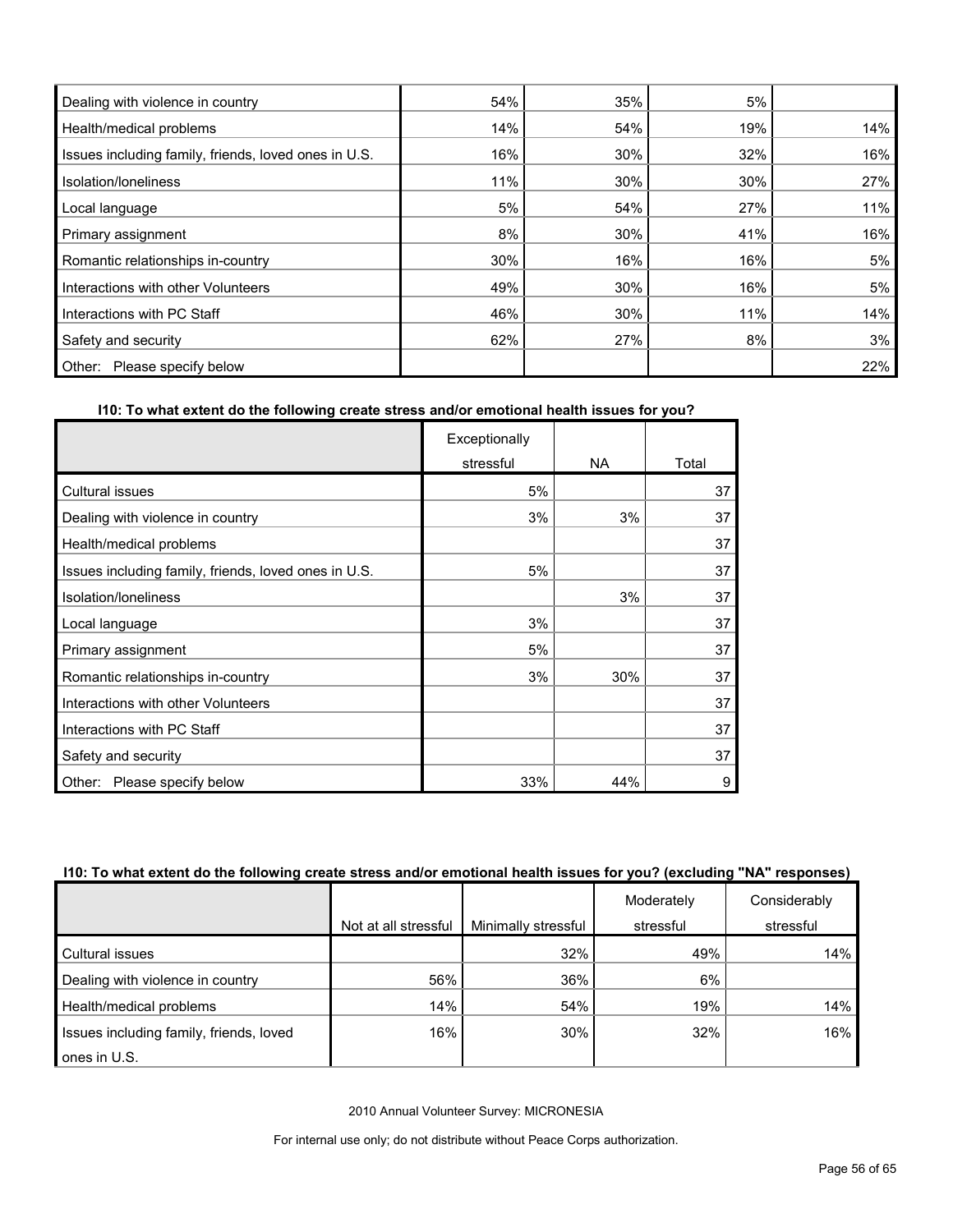| | | | | |
|---|---|---|---|---|
| Dealing with violence in country | 54% | 35% | 5% | |
| Health/medical problems | 14% | 54% | 19% | 14% |
| Issues including family, friends, loved ones in U.S. | 16% | 30% | 32% | 16% |
| Isolation/loneliness | 11% | 30% | 30% | 27% |
| Local language | 5% | 54% | 27% | 11% |
| Primary assignment | 8% | 30% | 41% | 16% |
| Romantic relationships in-country | 30% | 16% | 16% | 5% |
| Interactions with other Volunteers | 49% | 30% | 16% | 5% |
| Interactions with PC Staff | 46% | 30% | 11% | 14% |
| Safety and security | 62% | 27% | 8% | 3% |
| Other: Please specify below | | | | 22% |

**I10: To what extent do the following create stress and/or emotional health issues for you?**

| | Exceptionally stressful | NA | Total |
|---|---|---|---|
| Cultural issues | 5% | | 37 |
| Dealing with violence in country | 3% | 3% | 37 |
| Health/medical problems | | | 37 |
| Issues including family, friends, loved ones in U.S. | 5% | | 37 |
| Isolation/loneliness | | 3% | 37 |
| Local language | 3% | | 37 |
| Primary assignment | 5% | | 37 |
| Romantic relationships in-country | 3% | 30% | 37 |
| Interactions with other Volunteers | | | 37 |
| Interactions with PC Staff | | | 37 |
| Safety and security | | | 37 |
| Other: Please specify below | 33% | 44% | 9 |

**I10: To what extent do the following create stress and/or emotional health issues for you? (excluding "NA" responses)**

| | Not at all stressful | Minimally stressful | Moderately stressful | Considerably stressful |
|---|---|---|---|---|
| Cultural issues | | 32% | 49% | 14% |
| Dealing with violence in country | 56% | 36% | 6% | |
| Health/medical problems | 14% | 54% | 19% | 14% |
| Issues including family, friends, loved ones in U.S. | 16% | 30% | 32% | 16% |

2010 Annual Volunteer Survey: MICRONESIA

For internal use only; do not distribute without Peace Corps authorization.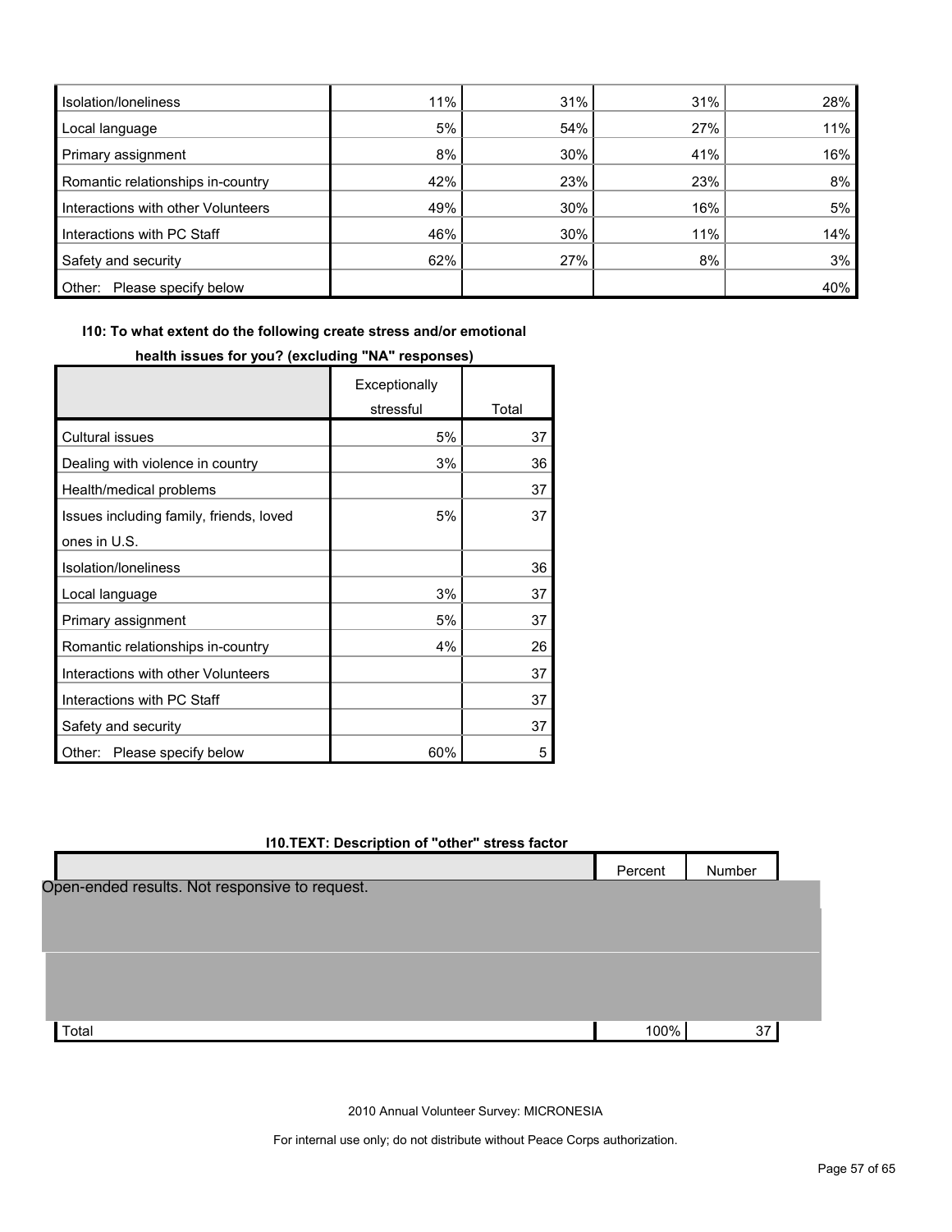| | | | | |
|---|---|---|---|---|
| Isolation/loneliness | 11% | 31% | 31% | 28% |
| Local language | 5% | 54% | 27% | 11% |
| Primary assignment | 8% | 30% | 41% | 16% |
| Romantic relationships in-country | 42% | 23% | 23% | 8% |
| Interactions with other Volunteers | 49% | 30% | 16% | 5% |
| Interactions with PC Staff | 46% | 30% | 11% | 14% |
| Safety and security | 62% | 27% | 8% | 3% |
| Other: Please specify below | | | | 40% |

**I10: To what extent do the following create stress and/or emotional health issues for you? (excluding "NA" responses)**

| | Exceptionally stressful | Total |
|---|---|---|
| Cultural issues | 5% | 37 |
| Dealing with violence in country | 3% | 36 |
| Health/medical problems | | 37 |
| Issues including family, friends, loved ones in U.S. | 5% | 37 |
| Isolation/loneliness | | 36 |
| Local language | 3% | 37 |
| Primary assignment | 5% | 37 |
| Romantic relationships in-country | 4% | 26 |
| Interactions with other Volunteers | | 37 |
| Interactions with PC Staff | | 37 |
| Safety and security | | 37 |
| Other: Please specify below | 60% | 5 |

**I10.TEXT: Description of "other" stress factor**

| | Percent | Number |
|---|---|---|
| Open-ended results. Not responsive to request. | | |
| Total | 100% | 37 |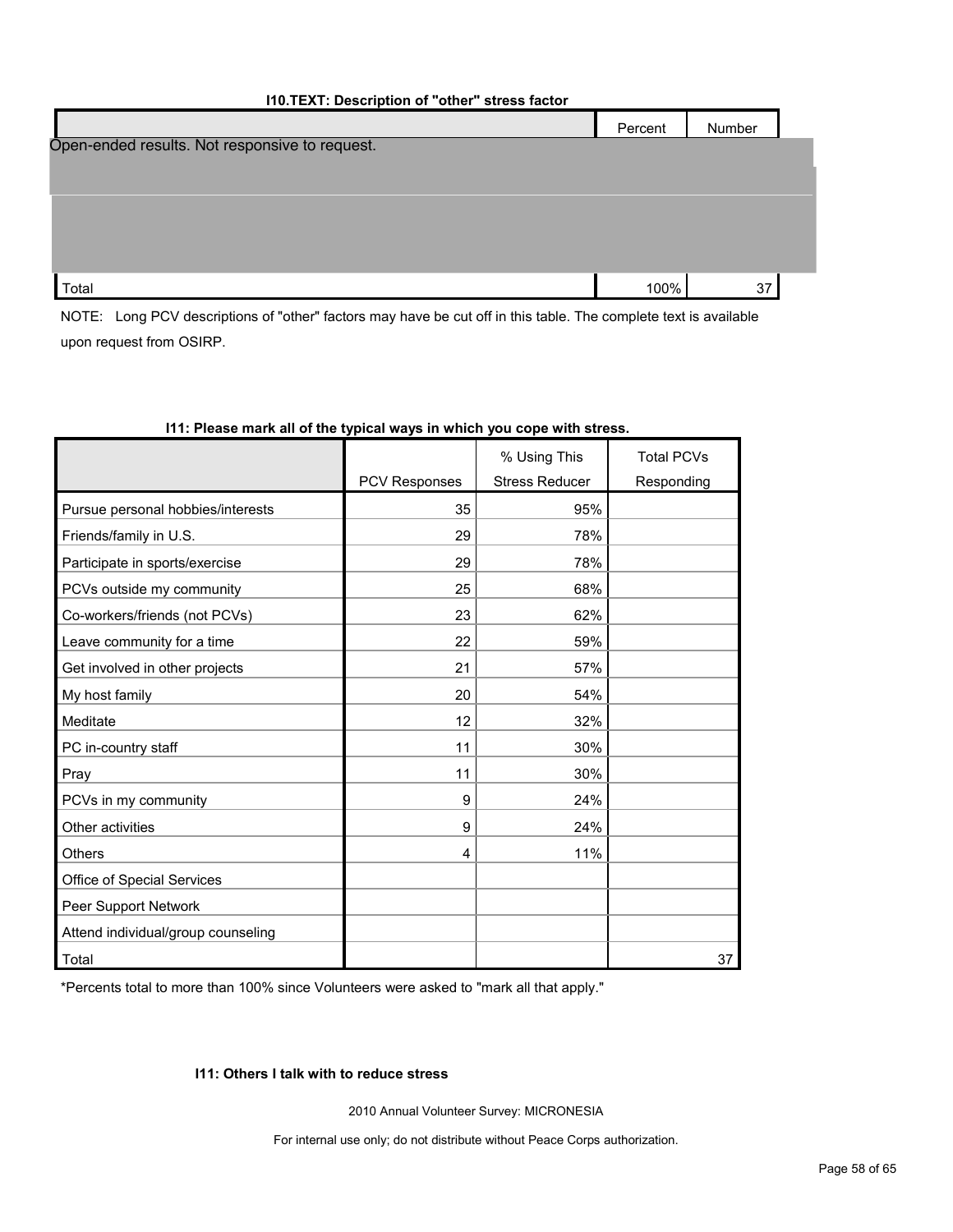**I10.TEXT: Description of "other" stress factor**

| | Percent | Number |
|---|---|---|
| Open-ended results. Not responsive to request. | | |
| Total | 100% | 37 |

NOTE: Long PCV descriptions of "other" factors may have be cut off in this table. The complete text is available upon request from OSIRP.

**I11: Please mark all of the typical ways in which you cope with stress.**

| | PCV Responses | % Using This Stress Reducer | Total PCVs Responding |
|---|---|---|---|
| Pursue personal hobbies/interests | 35 | 95% | |
| Friends/family in U.S. | 29 | 78% | |
| Participate in sports/exercise | 29 | 78% | |
| PCVs outside my community | 25 | 68% | |
| Co-workers/friends (not PCVs) | 23 | 62% | |
| Leave community for a time | 22 | 59% | |
| Get involved in other projects | 21 | 57% | |
| My host family | 20 | 54% | |
| Meditate | 12 | 32% | |
| PC in-country staff | 11 | 30% | |
| Pray | 11 | 30% | |
| PCVs in my community | 9 | 24% | |
| Other activities | 9 | 24% | |
| Others | 4 | 11% | |
| Office of Special Services | | | |
| Peer Support Network | | | |
| Attend individual/group counseling | | | |
| Total | | | 37 |

*Percents total to more than 100% since Volunteers were asked to "mark all that apply."

**I11: Others I talk with to reduce stress**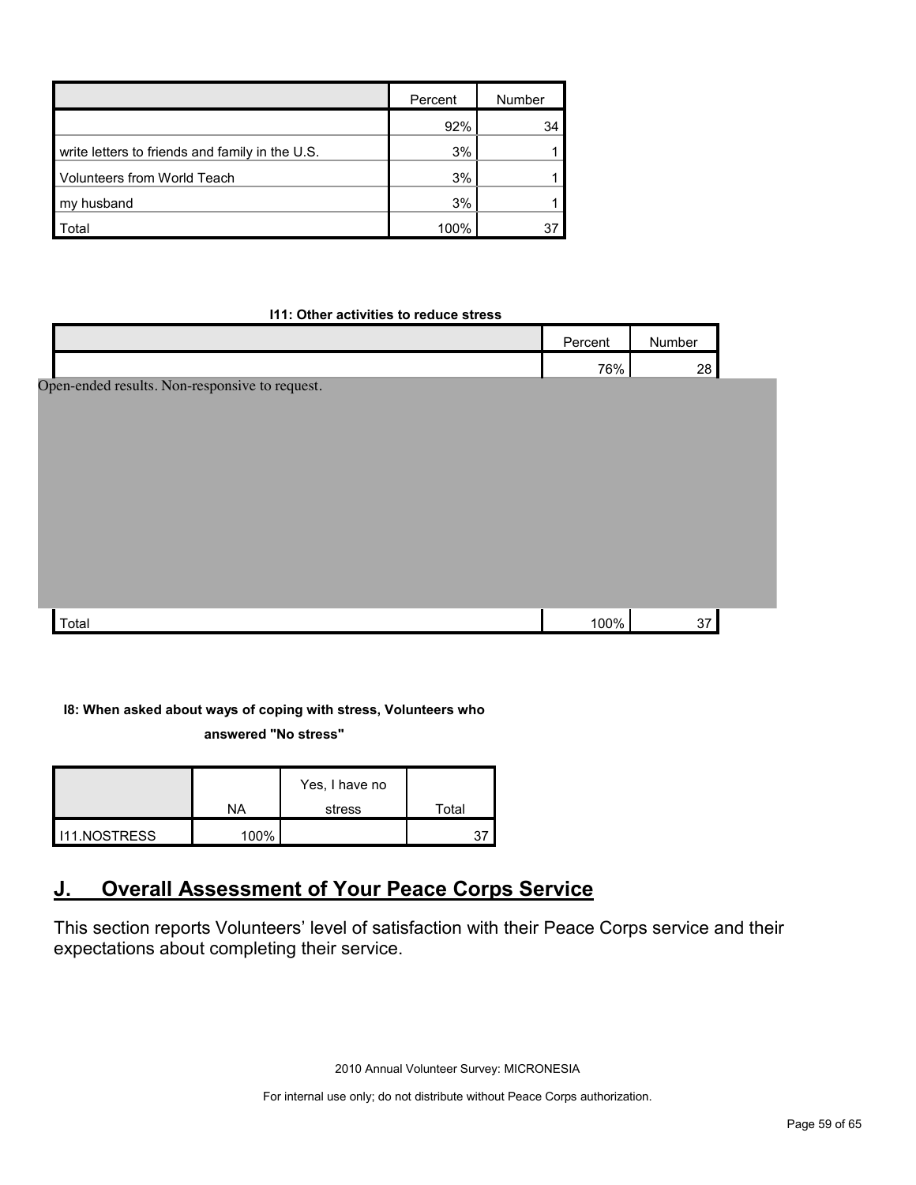| | Percent | Number |
|---|---|---|
| | 92% | 34 |
| write letters to friends and family in the U.S. | 3% | 1 |
| Volunteers from World Teach | 3% | 1 |
| my husband | 3% | 1 |
| Total | 100% | 37 |

**I11: Other activities to reduce stress**

| | Percent | Number |
|---|---|---|
| | 76% | 28 |
| Open-ended results. Non-responsive to request. | | |
| Total | 100% | 37 |

**I8: When asked about ways of coping with stress, Volunteers who answered "No stress"**

| | NA | Yes, I have no stress | Total |
|---|---|---|---|
| I11.NOSTRESS | 100% | | 37 |

## J. Overall Assessment of Your Peace Corps Service

This section reports Volunteers' level of satisfaction with their Peace Corps service and their expectations about completing their service.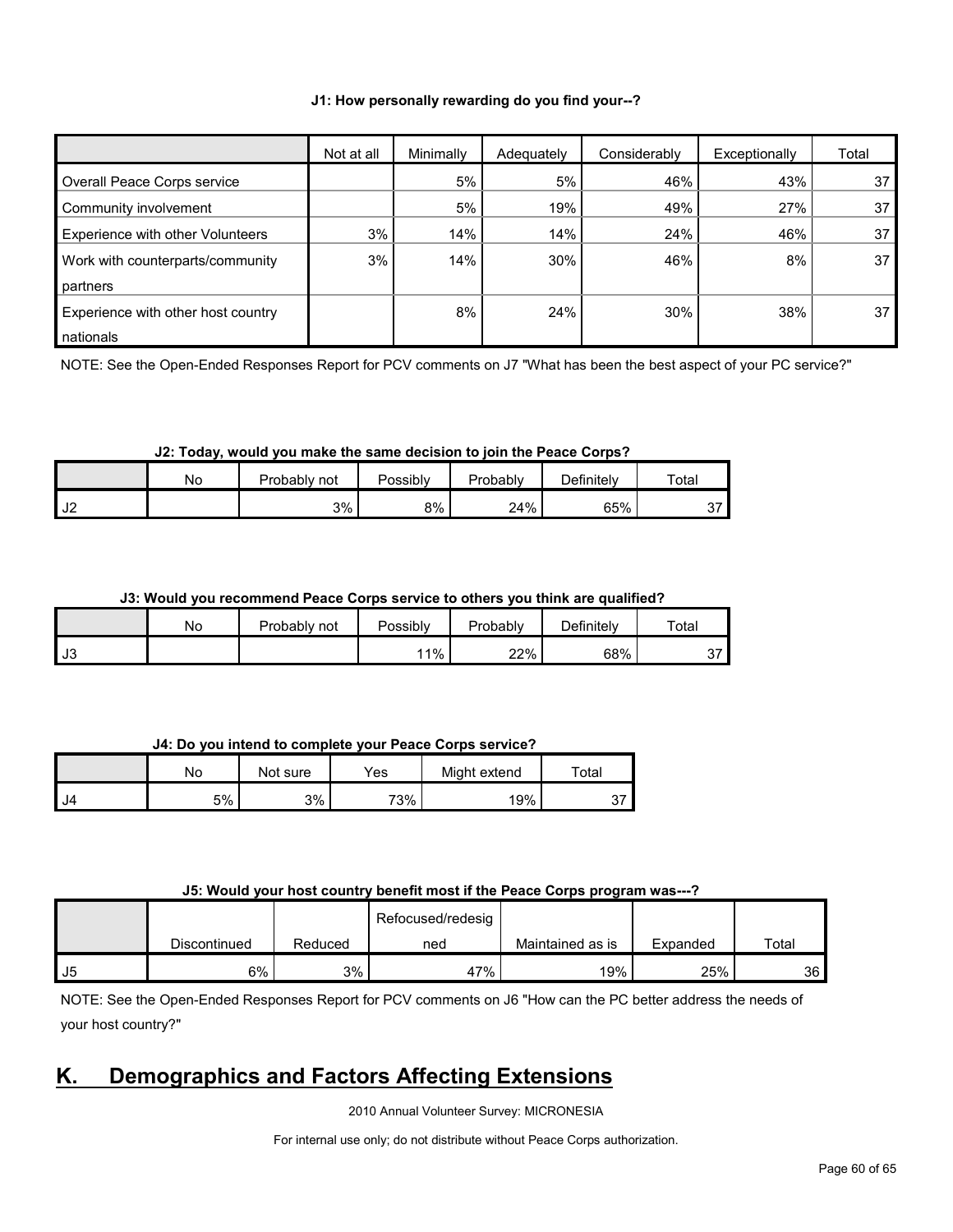#### J1: How personally rewarding do you find your--?

| | Not at all | Minimally | Adequately | Considerably | Exceptionally | Total |
|---|---|---|---|---|---|---|
| Overall Peace Corps service | | 5% | 5% | 46% | 43% | 37 |
| Community involvement | | 5% | 19% | 49% | 27% | 37 |
| Experience with other Volunteers | 3% | 14% | 14% | 24% | 46% | 37 |
| Work with counterparts/community partners | 3% | 14% | 30% | 46% | 8% | 37 |
| Experience with other host country nationals | | 8% | 24% | 30% | 38% | 37 |

NOTE: See the Open-Ended Responses Report for PCV comments on J7 "What has been the best aspect of your PC service?"

#### J2: Today, would you make the same decision to join the Peace Corps?

| | No | Probably not | Possibly | Probably | Definitely | Total |
|---|---|---|---|---|---|---|
| J2 | | 3% | 8% | 24% | 65% | 37 |

#### J3: Would you recommend Peace Corps service to others you think are qualified?

| | No | Probably not | Possibly | Probably | Definitely | Total |
|---|---|---|---|---|---|---|
| J3 | | | 11% | 22% | 68% | 37 |

#### J4: Do you intend to complete your Peace Corps service?

| | No | Not sure | Yes | Might extend | Total |
|---|---|---|---|---|---|
| J4 | 5% | 3% | 73% | 19% | 37 |

#### J5: Would your host country benefit most if the Peace Corps program was---?

| | Discontinued | Reduced | Refocused/redesigned | Maintained as is | Expanded | Total |
|---|---|---|---|---|---|---|
| J5 | 6% | 3% | 47% | 19% | 25% | 36 |

NOTE: See the Open-Ended Responses Report for PCV comments on J6 "How can the PC better address the needs of your host country?"

## K. Demographics and Factors Affecting Extensions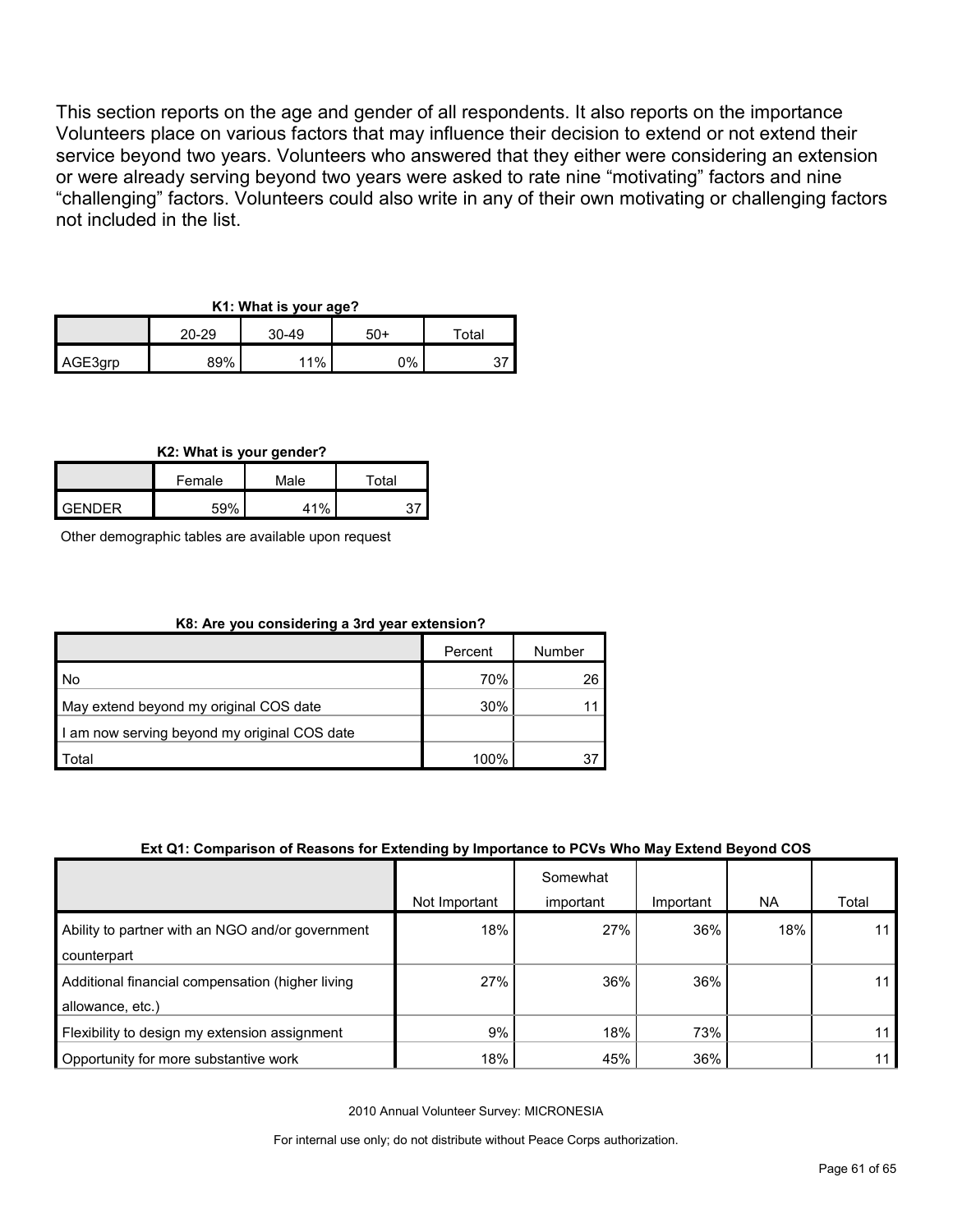This section reports on the age and gender of all respondents. It also reports on the importance Volunteers place on various factors that may influence their decision to extend or not extend their service beyond two years. Volunteers who answered that they either were considering an extension or were already serving beyond two years were asked to rate nine "motivating" factors and nine "challenging" factors. Volunteers could also write in any of their own motivating or challenging factors not included in the list.

**K1: What is your age?**

| | 20-29 | 30-49 | 50+ | Total |
|---|---|---|---|---|
| AGE3grp | 89% | 11% | 0% | 37 |

**K2: What is your gender?**

| | Female | Male | Total |
|---|---|---|---|
| GENDER | 59% | 41% | 37 |

Other demographic tables are available upon request

**K8: Are you considering a 3rd year extension?**

| | Percent | Number |
|---|---|---|
| No | 70% | 26 |
| May extend beyond my original COS date | 30% | 11 |
| I am now serving beyond my original COS date | | |
| Total | 100% | 37 |

**Ext Q1: Comparison of Reasons for Extending by Importance to PCVs Who May Extend Beyond COS**

| | Not Important | Somewhat important | Important | NA | Total |
|---|---|---|---|---|---|
| Ability to partner with an NGO and/or government counterpart | 18% | 27% | 36% | 18% | 11 |
| Additional financial compensation (higher living allowance, etc.) | 27% | 36% | 36% | | 11 |
| Flexibility to design my extension assignment | 9% | 18% | 73% | | 11 |
| Opportunity for more substantive work | 18% | 45% | 36% | | 11 |

2010 Annual Volunteer Survey: MICRONESIA

For internal use only; do not distribute without Peace Corps authorization.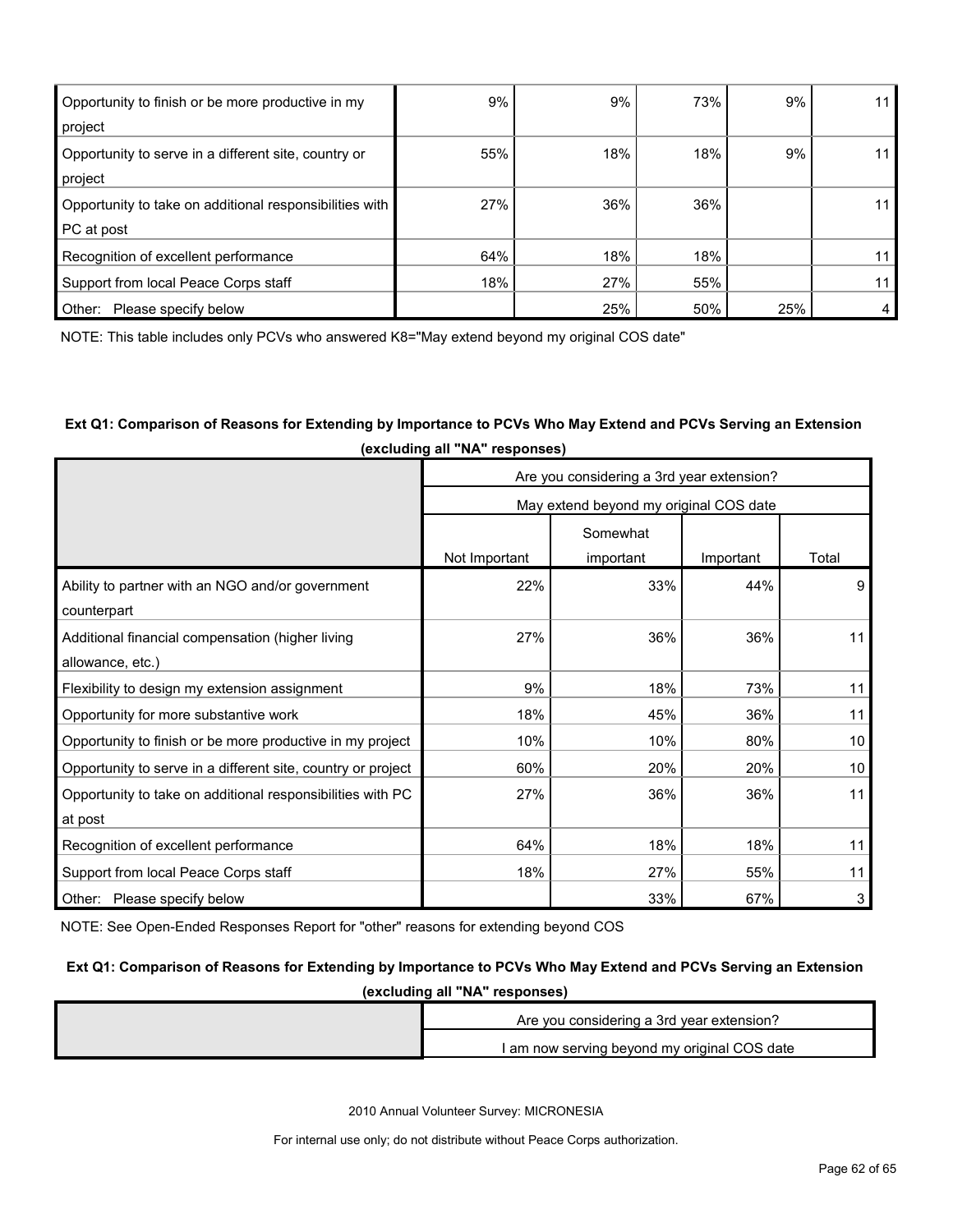| | | | | | |
|---|---|---|---|---|---|
| Opportunity to finish or be more productive in my project | 9% | 9% | 73% | 9% | 11 |
| Opportunity to serve in a different site, country or project | 55% | 18% | 18% | 9% | 11 |
| Opportunity to take on additional responsibilities with PC at post | 27% | 36% | 36% | | 11 |
| Recognition of excellent performance | 64% | 18% | 18% | | 11 |
| Support from local Peace Corps staff | 18% | 27% | 55% | | 11 |
| Other: Please specify below | | 25% | 50% | 25% | 4 |

NOTE: This table includes only PCVs who answered K8="May extend beyond my original COS date"

**Ext Q1: Comparison of Reasons for Extending by Importance to PCVs Who May Extend and PCVs Serving an Extension (excluding all "NA" responses)**

| | Are you considering a 3rd year extension? | | | |
|---|---|---|---|---|
| | May extend beyond my original COS date | | | |
| | Not Important | Somewhat important | Important | Total |
| Ability to partner with an NGO and/or government counterpart | 22% | 33% | 44% | 9 |
| Additional financial compensation (higher living allowance, etc.) | 27% | 36% | 36% | 11 |
| Flexibility to design my extension assignment | 9% | 18% | 73% | 11 |
| Opportunity for more substantive work | 18% | 45% | 36% | 11 |
| Opportunity to finish or be more productive in my project | 10% | 10% | 80% | 10 |
| Opportunity to serve in a different site, country or project | 60% | 20% | 20% | 10 |
| Opportunity to take on additional responsibilities with PC at post | 27% | 36% | 36% | 11 |
| Recognition of excellent performance | 64% | 18% | 18% | 11 |
| Support from local Peace Corps staff | 18% | 27% | 55% | 11 |
| Other: Please specify below | | 33% | 67% | 3 |

NOTE: See Open-Ended Responses Report for "other" reasons for extending beyond COS

**Ext Q1: Comparison of Reasons for Extending by Importance to PCVs Who May Extend and PCVs Serving an Extension (excluding all "NA" responses)**

| | Are you considering a 3rd year extension? |
|---|---|
| | I am now serving beyond my original COS date |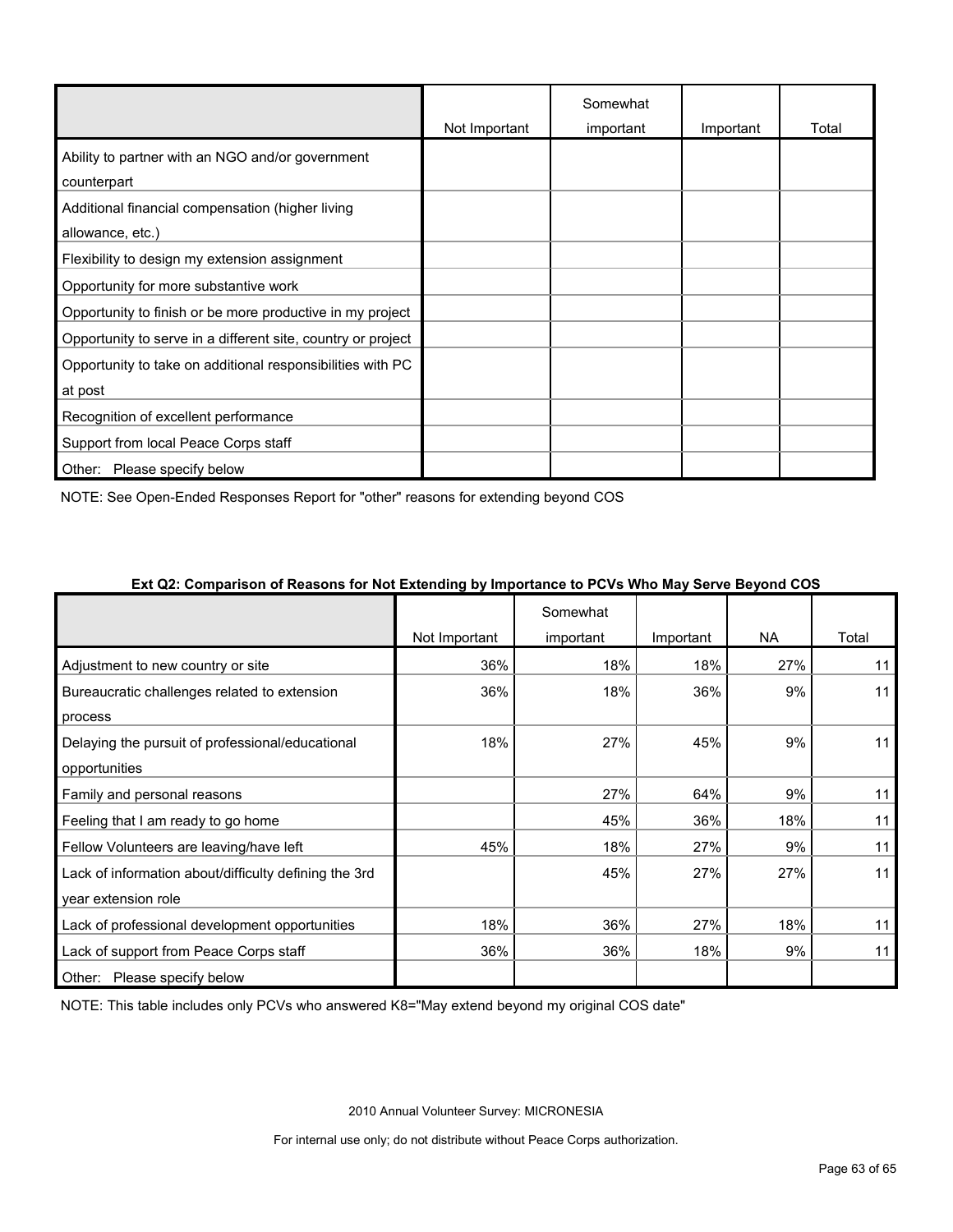| | Not Important | Somewhat important | Important | Total |
|---|---|---|---|---|
| Ability to partner with an NGO and/or government counterpart | | | | |
| Additional financial compensation (higher living allowance, etc.) | | | | |
| Flexibility to design my extension assignment | | | | |
| Opportunity for more substantive work | | | | |
| Opportunity to finish or be more productive in my project | | | | |
| Opportunity to serve in a different site, country or project | | | | |
| Opportunity to take on additional responsibilities with PC at post | | | | |
| Recognition of excellent performance | | | | |
| Support from local Peace Corps staff | | | | |
| Other: Please specify below | | | | |

NOTE: See Open-Ended Responses Report for "other" reasons for extending beyond COS

**Ext Q2: Comparison of Reasons for Not Extending by Importance to PCVs Who May Serve Beyond COS**

| | Not Important | Somewhat important | Important | NA | Total |
|---|---|---|---|---|---|
| Adjustment to new country or site | 36% | 18% | 18% | 27% | 11 |
| Bureaucratic challenges related to extension process | 36% | 18% | 36% | 9% | 11 |
| Delaying the pursuit of professional/educational opportunities | 18% | 27% | 45% | 9% | 11 |
| Family and personal reasons | | 27% | 64% | 9% | 11 |
| Feeling that I am ready to go home | | 45% | 36% | 18% | 11 |
| Fellow Volunteers are leaving/have left | 45% | 18% | 27% | 9% | 11 |
| Lack of information about/difficulty defining the 3rd year extension role | | 45% | 27% | 27% | 11 |
| Lack of professional development opportunities | 18% | 36% | 27% | 18% | 11 |
| Lack of support from Peace Corps staff | 36% | 36% | 18% | 9% | 11 |
| Other: Please specify below | | | | | |

NOTE: This table includes only PCVs who answered K8="May extend beyond my original COS date"

2010 Annual Volunteer Survey: MICRONESIA

For internal use only; do not distribute without Peace Corps authorization.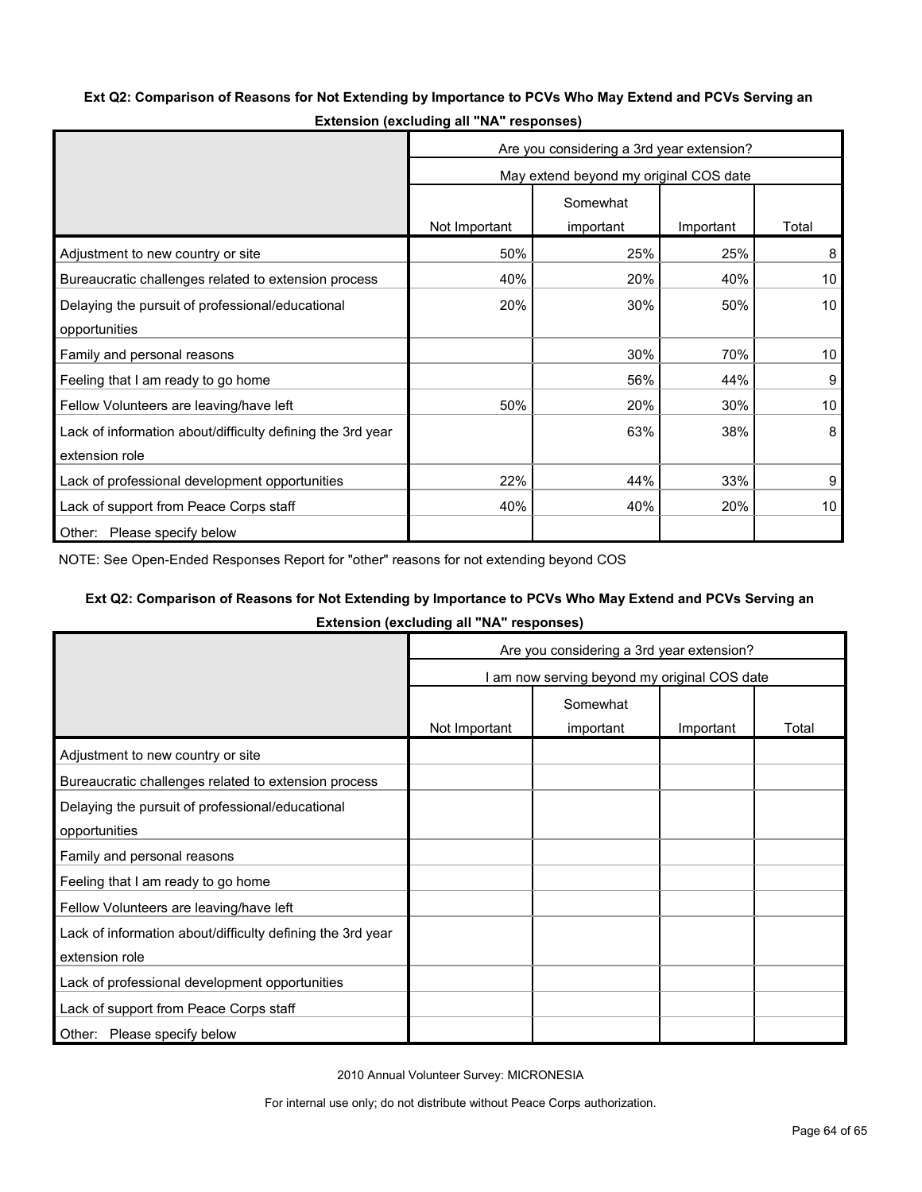**Ext Q2: Comparison of Reasons for Not Extending by Importance to PCVs Who May Extend and PCVs Serving an Extension (excluding all "NA" responses)**

| | Are you considering a 3rd year extension? | | | |
|---|---|---|---|---|
| | May extend beyond my original COS date | | | |
| | Not Important | Somewhat important | Important | Total |
| Adjustment to new country or site | 50% | 25% | 25% | 8 |
| Bureaucratic challenges related to extension process | 40% | 20% | 40% | 10 |
| Delaying the pursuit of professional/educational opportunities | 20% | 30% | 50% | 10 |
| Family and personal reasons | | 30% | 70% | 10 |
| Feeling that I am ready to go home | | 56% | 44% | 9 |
| Fellow Volunteers are leaving/have left | 50% | 20% | 30% | 10 |
| Lack of information about/difficulty defining the 3rd year extension role | | 63% | 38% | 8 |
| Lack of professional development opportunities | 22% | 44% | 33% | 9 |
| Lack of support from Peace Corps staff | 40% | 40% | 20% | 10 |
| Other: Please specify below | | | | |

NOTE: See Open-Ended Responses Report for "other" reasons for not extending beyond COS

**Ext Q2: Comparison of Reasons for Not Extending by Importance to PCVs Who May Extend and PCVs Serving an Extension (excluding all "NA" responses)**

| | Are you considering a 3rd year extension? | | | |
|---|---|---|---|---|
| | I am now serving beyond my original COS date | | | |
| | Not Important | Somewhat important | Important | Total |
| Adjustment to new country or site | | | | |
| Bureaucratic challenges related to extension process | | | | |
| Delaying the pursuit of professional/educational opportunities | | | | |
| Family and personal reasons | | | | |
| Feeling that I am ready to go home | | | | |
| Fellow Volunteers are leaving/have left | | | | |
| Lack of information about/difficulty defining the 3rd year extension role | | | | |
| Lack of professional development opportunities | | | | |
| Lack of support from Peace Corps staff | | | | |
| Other: Please specify below | | | | |

2010 Annual Volunteer Survey: MICRONESIA

For internal use only; do not distribute without Peace Corps authorization.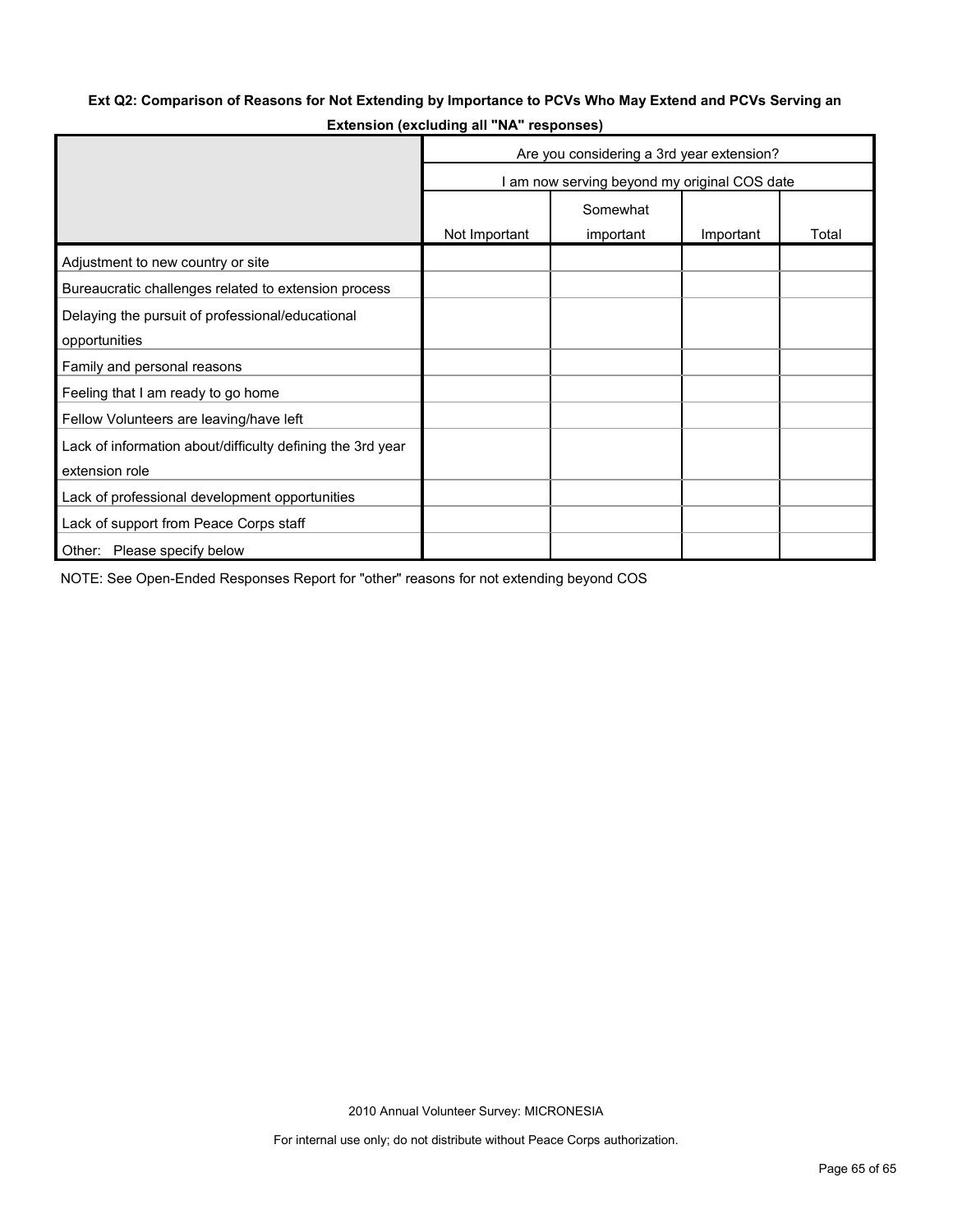**Ext Q2: Comparison of Reasons for Not Extending by Importance to PCVs Who May Extend and PCVs Serving an Extension (excluding all "NA" responses)**

| | Are you considering a 3rd year extension? | | | |
|---|---|---|---|---|
| | I am now serving beyond my original COS date | | | |
| | Not Important | Somewhat important | Important | Total |
| Adjustment to new country or site | | | | |
| Bureaucratic challenges related to extension process | | | | |
| Delaying the pursuit of professional/educational opportunities | | | | |
| Family and personal reasons | | | | |
| Feeling that I am ready to go home | | | | |
| Fellow Volunteers are leaving/have left | | | | |
| Lack of information about/difficulty defining the 3rd year extension role | | | | |
| Lack of professional development opportunities | | | | |
| Lack of support from Peace Corps staff | | | | |
| Other: Please specify below | | | | |

NOTE: See Open-Ended Responses Report for "other" reasons for not extending beyond COS

2010 Annual Volunteer Survey: MICRONESIA

For internal use only; do not distribute without Peace Corps authorization.